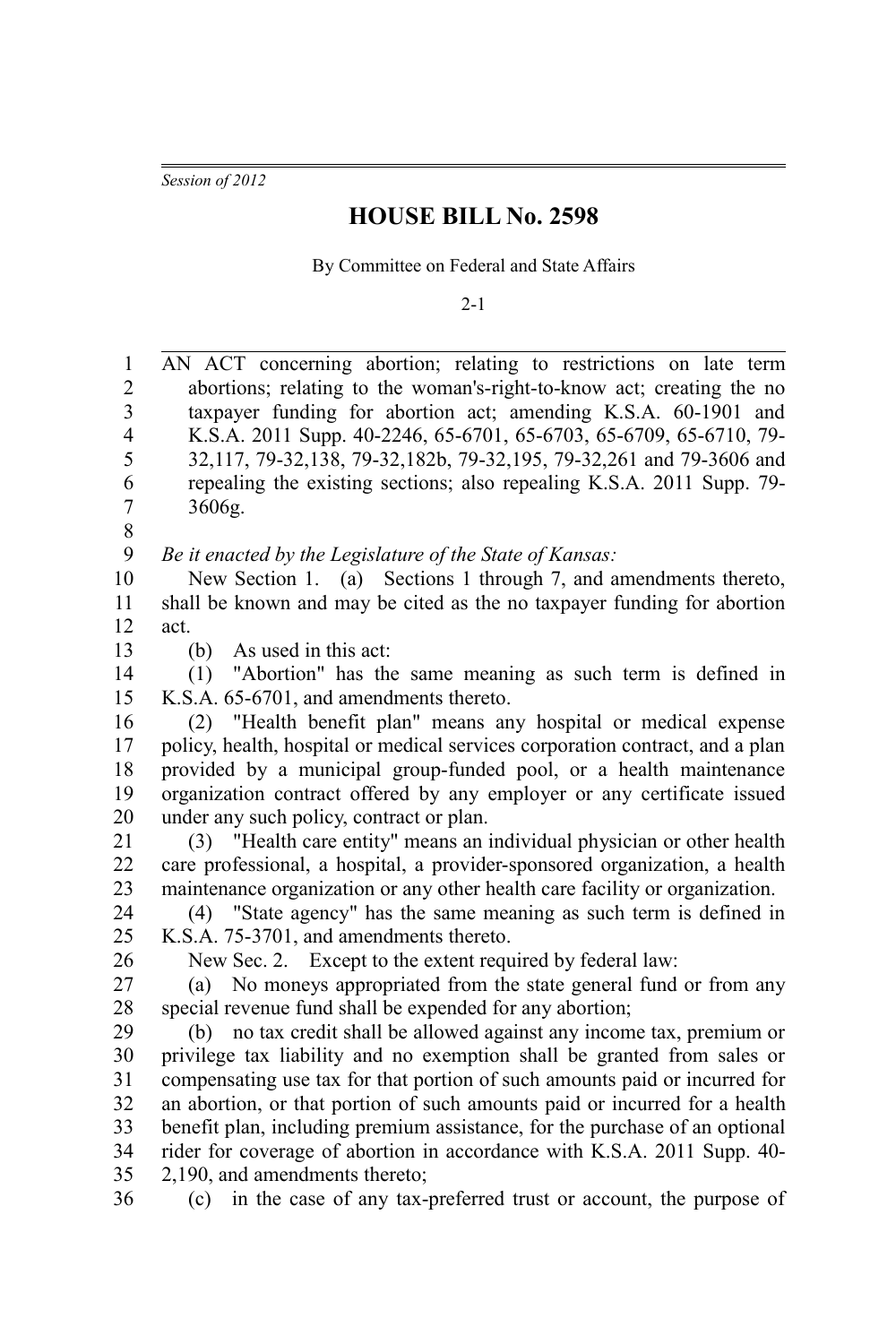*Session of 2012*

# HOUSE BILL No. 2598

By Committee on Federal and State Affairs

2-1

AN ACT concerning abortion; relating to restrictions on late term abortions; relating to the woman's-right-to-know act; creating the no taxpayer funding for abortion act; amending K.S.A. 60-1901 and K.S.A. 2011 Supp. 40-2246, 65-6701, 65-6703, 65-6709, 65-6710, 79-32,117, 79-32,138, 79-32,182b, 79-32,195, 79-32,261 and 79-3606 and repealing the existing sections; also repealing K.S.A. 2011 Supp. 79-3606g.

*Be it enacted by the Legislature of the State of Kansas:*

New Section 1. (a) Sections 1 through 7, and amendments thereto, shall be known and may be cited as the no taxpayer funding for abortion act.

(b) As used in this act:

(1) "Abortion" has the same meaning as such term is defined in K.S.A. 65-6701, and amendments thereto.

(2) "Health benefit plan" means any hospital or medical expense policy, health, hospital or medical services corporation contract, and a plan provided by a municipal group-funded pool, or a health maintenance organization contract offered by any employer or any certificate issued under any such policy, contract or plan.

(3) "Health care entity" means an individual physician or other health care professional, a hospital, a provider-sponsored organization, a health maintenance organization or any other health care facility or organization.

(4) "State agency" has the same meaning as such term is defined in K.S.A. 75-3701, and amendments thereto.

New Sec. 2. Except to the extent required by federal law:

(a) No moneys appropriated from the state general fund or from any special revenue fund shall be expended for any abortion;

(b) no tax credit shall be allowed against any income tax, premium or privilege tax liability and no exemption shall be granted from sales or compensating use tax for that portion of such amounts paid or incurred for an abortion, or that portion of such amounts paid or incurred for a health benefit plan, including premium assistance, for the purchase of an optional rider for coverage of abortion in accordance with K.S.A. 2011 Supp. 40-2,190, and amendments thereto;

(c) in the case of any tax-preferred trust or account, the purpose of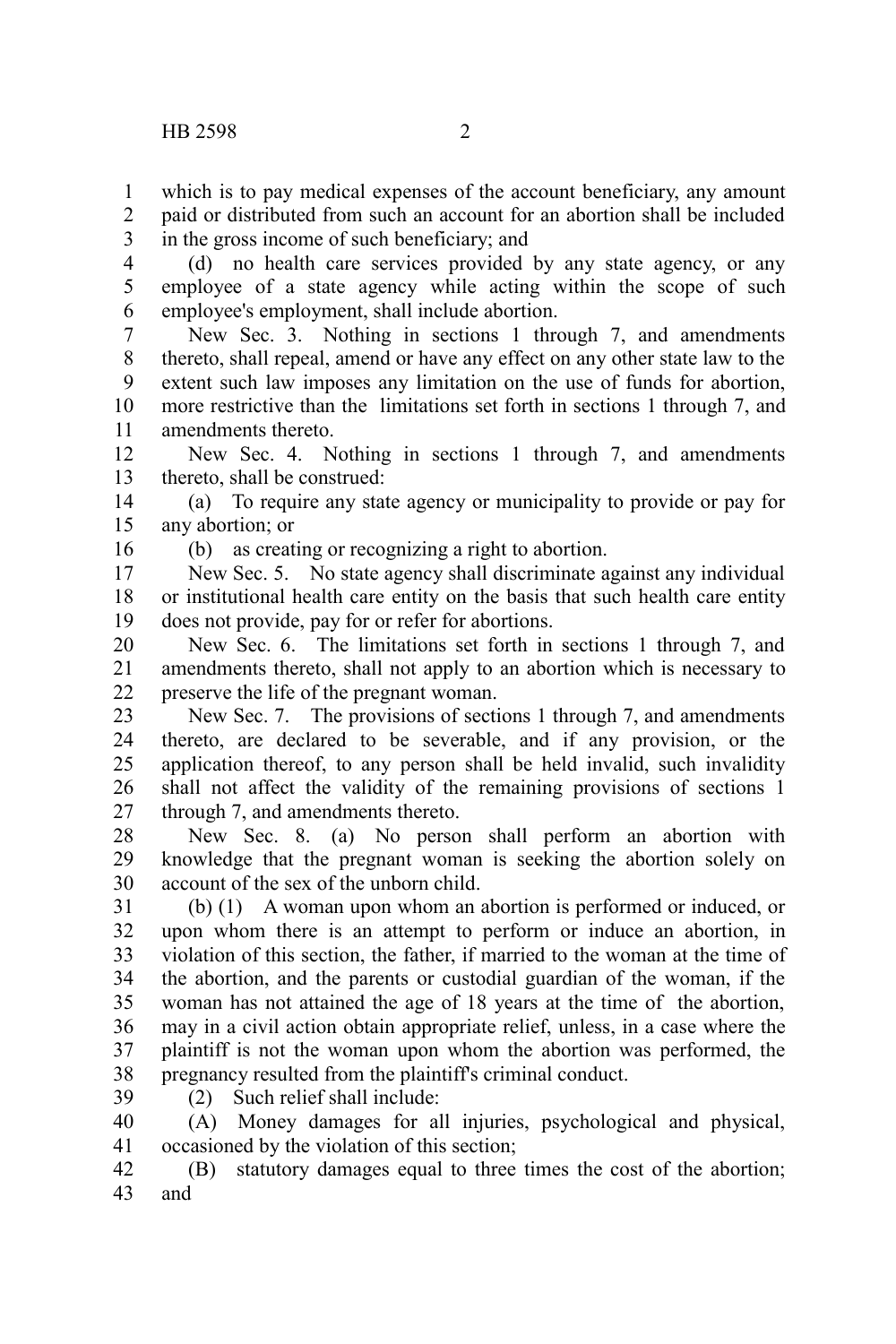which is to pay medical expenses of the account beneficiary, any amount paid or distributed from such an account for an abortion shall be included in the gross income of such beneficiary; and

(d) no health care services provided by any state agency, or any employee of a state agency while acting within the scope of such employee's employment, shall include abortion.

New Sec. 3. Nothing in sections 1 through 7, and amendments thereto, shall repeal, amend or have any effect on any other state law to the extent such law imposes any limitation on the use of funds for abortion, more restrictive than the limitations set forth in sections 1 through 7, and amendments thereto.

New Sec. 4. Nothing in sections 1 through 7, and amendments thereto, shall be construed:

(a) To require any state agency or municipality to provide or pay for any abortion; or

(b) as creating or recognizing a right to abortion.

New Sec. 5. No state agency shall discriminate against any individual or institutional health care entity on the basis that such health care entity does not provide, pay for or refer for abortions.

New Sec. 6. The limitations set forth in sections 1 through 7, and amendments thereto, shall not apply to an abortion which is necessary to preserve the life of the pregnant woman.

New Sec. 7. The provisions of sections 1 through 7, and amendments thereto, are declared to be severable, and if any provision, or the application thereof, to any person shall be held invalid, such invalidity shall not affect the validity of the remaining provisions of sections 1 through 7, and amendments thereto.

New Sec. 8. (a) No person shall perform an abortion with knowledge that the pregnant woman is seeking the abortion solely on account of the sex of the unborn child.

(b) (1) A woman upon whom an abortion is performed or induced, or upon whom there is an attempt to perform or induce an abortion, in violation of this section, the father, if married to the woman at the time of the abortion, and the parents or custodial guardian of the woman, if the woman has not attained the age of 18 years at the time of the abortion, may in a civil action obtain appropriate relief, unless, in a case where the plaintiff is not the woman upon whom the abortion was performed, the pregnancy resulted from the plaintiff's criminal conduct.

(2) Such relief shall include:

(A) Money damages for all injuries, psychological and physical, occasioned by the violation of this section;

(B) statutory damages equal to three times the cost of the abortion; and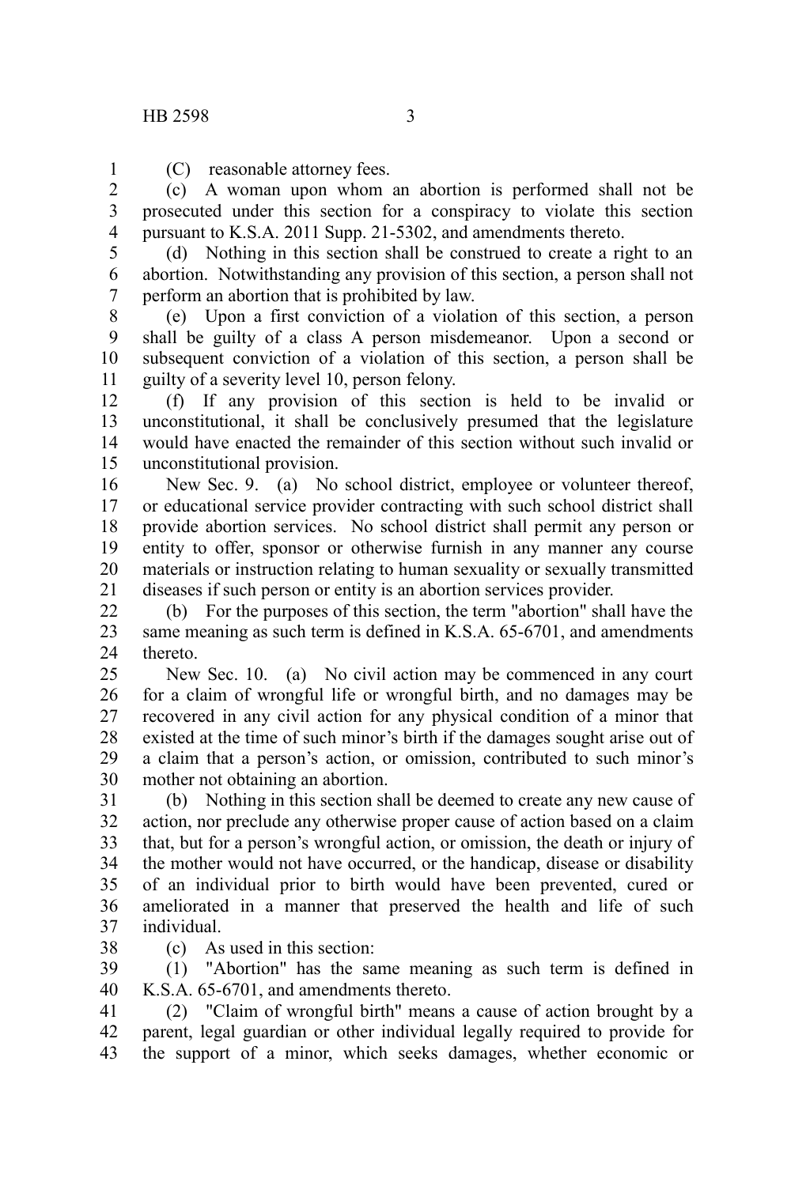(C) reasonable attorney fees.

(c) A woman upon whom an abortion is performed shall not be prosecuted under this section for a conspiracy to violate this section pursuant to K.S.A. 2011 Supp. 21-5302, and amendments thereto.

(d) Nothing in this section shall be construed to create a right to an abortion. Notwithstanding any provision of this section, a person shall not perform an abortion that is prohibited by law.

(e) Upon a first conviction of a violation of this section, a person shall be guilty of a class A person misdemeanor. Upon a second or subsequent conviction of a violation of this section, a person shall be guilty of a severity level 10, person felony.

(f) If any provision of this section is held to be invalid or unconstitutional, it shall be conclusively presumed that the legislature would have enacted the remainder of this section without such invalid or unconstitutional provision.

New Sec. 9. (a) No school district, employee or volunteer thereof, or educational service provider contracting with such school district shall provide abortion services. No school district shall permit any person or entity to offer, sponsor or otherwise furnish in any manner any course materials or instruction relating to human sexuality or sexually transmitted diseases if such person or entity is an abortion services provider.

(b) For the purposes of this section, the term "abortion" shall have the same meaning as such term is defined in K.S.A. 65-6701, and amendments thereto.

New Sec. 10. (a) No civil action may be commenced in any court for a claim of wrongful life or wrongful birth, and no damages may be recovered in any civil action for any physical condition of a minor that existed at the time of such minor's birth if the damages sought arise out of a claim that a person's action, or omission, contributed to such minor's mother not obtaining an abortion.

(b) Nothing in this section shall be deemed to create any new cause of action, nor preclude any otherwise proper cause of action based on a claim that, but for a person's wrongful action, or omission, the death or injury of the mother would not have occurred, or the handicap, disease or disability of an individual prior to birth would have been prevented, cured or ameliorated in a manner that preserved the health and life of such individual.

(c) As used in this section:

(1) "Abortion" has the same meaning as such term is defined in K.S.A. 65-6701, and amendments thereto.

(2) "Claim of wrongful birth" means a cause of action brought by a parent, legal guardian or other individual legally required to provide for the support of a minor, which seeks damages, whether economic or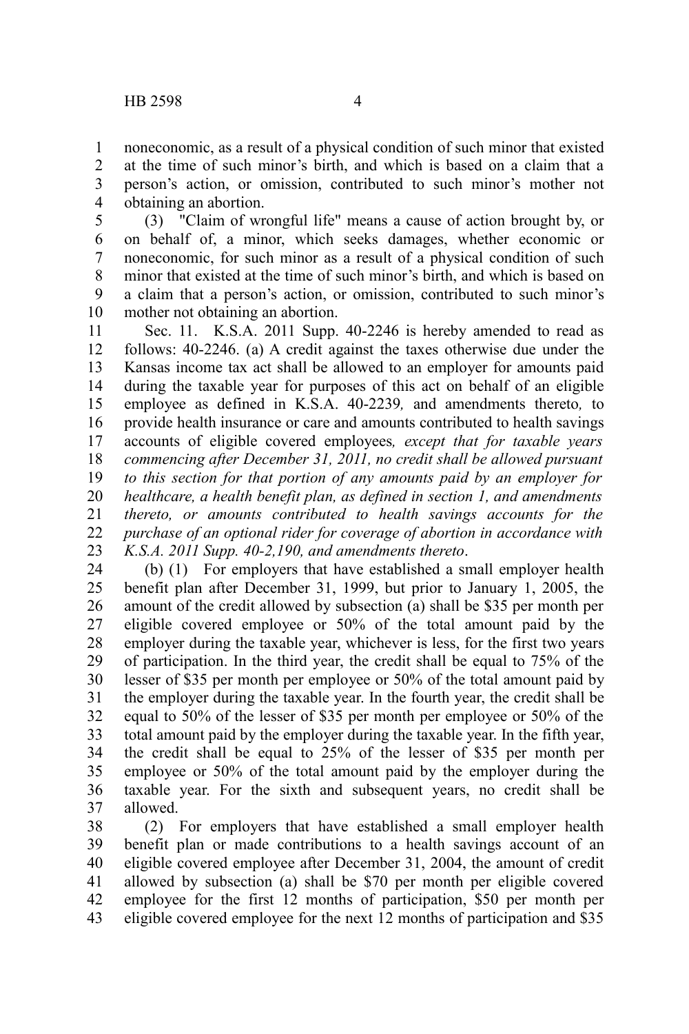noneconomic, as a result of a physical condition of such minor that existed at the time of such minor's birth, and which is based on a claim that a person's action, or omission, contributed to such minor's mother not obtaining an abortion.

(3) "Claim of wrongful life" means a cause of action brought by, or on behalf of, a minor, which seeks damages, whether economic or noneconomic, for such minor as a result of a physical condition of such minor that existed at the time of such minor's birth, and which is based on a claim that a person's action, or omission, contributed to such minor's mother not obtaining an abortion.

Sec. 11. K.S.A. 2011 Supp. 40-2246 is hereby amended to read as follows: 40-2246. (a) A credit against the taxes otherwise due under the Kansas income tax act shall be allowed to an employer for amounts paid during the taxable year for purposes of this act on behalf of an eligible employee as defined in K.S.A. 40-2239*,* and amendments thereto*,* to provide health insurance or care and amounts contributed to health savings accounts of eligible covered employees*, except that for taxable years commencing after December 31, 2011, no credit shall be allowed pursuant to this section for that portion of any amounts paid by an employer for healthcare, a health benefit plan, as defined in section 1, and amendments thereto, or amounts contributed to health savings accounts for the purchase of an optional rider for coverage of abortion in accordance with K.S.A. 2011 Supp. 40-2,190, and amendments thereto*.

(b) (1) For employers that have established a small employer health benefit plan after December 31, 1999, but prior to January 1, 2005, the amount of the credit allowed by subsection (a) shall be $35 per month per eligible covered employee or 50% of the total amount paid by the employer during the taxable year, whichever is less, for the first two years of participation. In the third year, the credit shall be equal to 75% of the lesser of $35 per month per employee or 50% of the total amount paid by the employer during the taxable year. In the fourth year, the credit shall be equal to 50% of the lesser of $35 per month per employee or 50% of the total amount paid by the employer during the taxable year. In the fifth year, the credit shall be equal to 25% of the lesser of $35 per month per employee or 50% of the total amount paid by the employer during the taxable year. For the sixth and subsequent years, no credit shall be allowed.

(2) For employers that have established a small employer health benefit plan or made contributions to a health savings account of an eligible covered employee after December 31, 2004, the amount of credit allowed by subsection (a) shall be $70 per month per eligible covered employee for the first 12 months of participation, $50 per month per eligible covered employee for the next 12 months of participation and $35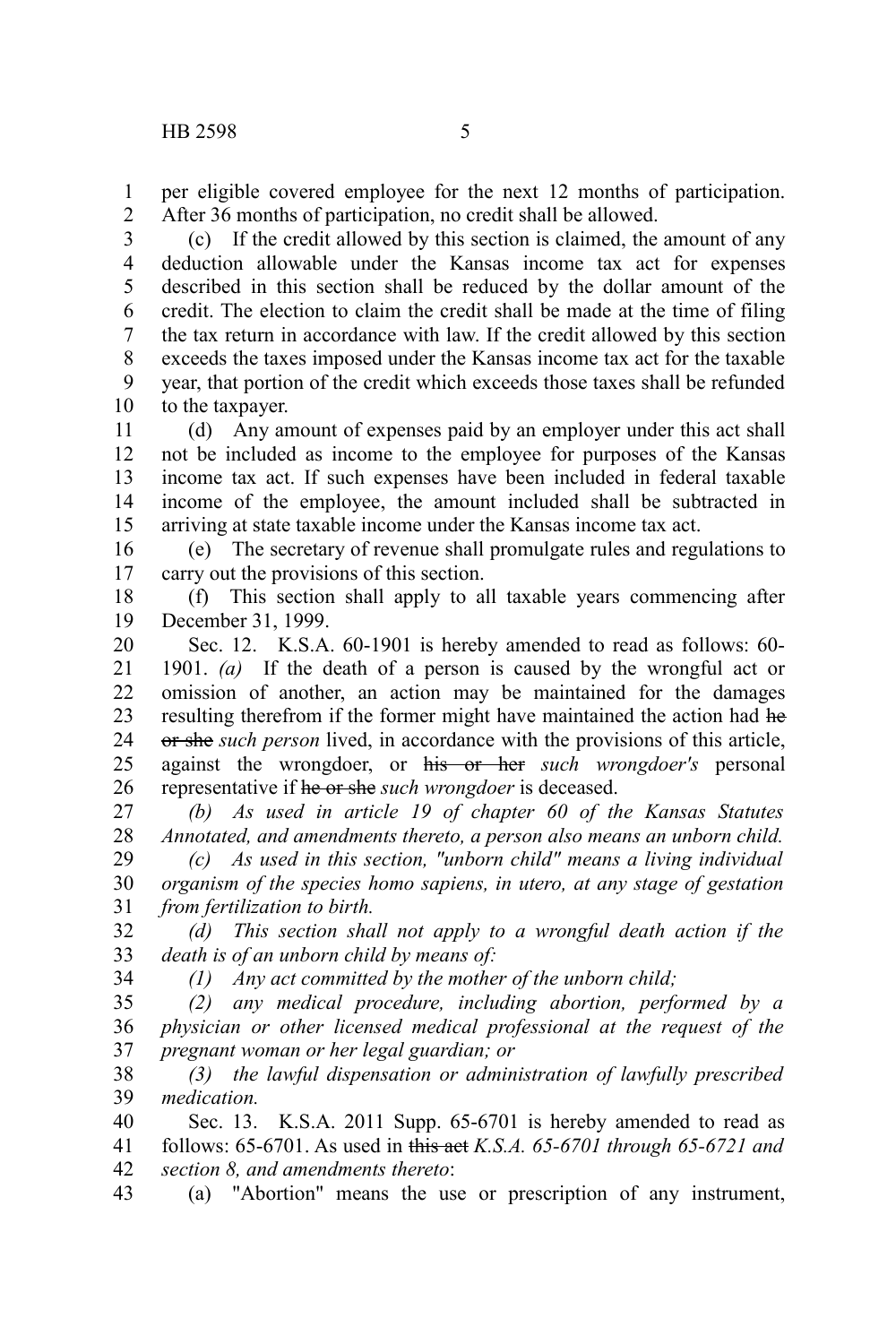per eligible covered employee for the next 12 months of participation. After 36 months of participation, no credit shall be allowed.

(c) If the credit allowed by this section is claimed, the amount of any deduction allowable under the Kansas income tax act for expenses described in this section shall be reduced by the dollar amount of the credit. The election to claim the credit shall be made at the time of filing the tax return in accordance with law. If the credit allowed by this section exceeds the taxes imposed under the Kansas income tax act for the taxable year, that portion of the credit which exceeds those taxes shall be refunded to the taxpayer.

(d) Any amount of expenses paid by an employer under this act shall not be included as income to the employee for purposes of the Kansas income tax act. If such expenses have been included in federal taxable income of the employee, the amount included shall be subtracted in arriving at state taxable income under the Kansas income tax act.

(e) The secretary of revenue shall promulgate rules and regulations to carry out the provisions of this section.

(f) This section shall apply to all taxable years commencing after December 31, 1999.

Sec. 12. K.S.A. 60-1901 is hereby amended to read as follows: 60-1901. *(a)* If the death of a person is caused by the wrongful act or omission of another, an action may be maintained for the damages resulting therefrom if the former might have maintained the action had ~~he or she~~ *such person* lived, in accordance with the provisions of this article, against the wrongdoer, or ~~his or her~~ *such wrongdoer's* personal representative if ~~he or she~~ *such wrongdoer* is deceased.

*(b) As used in article 19 of chapter 60 of the Kansas Statutes Annotated, and amendments thereto, a person also means an unborn child.*

*(c) As used in this section, "unborn child" means a living individual organism of the species homo sapiens, in utero, at any stage of gestation from fertilization to birth.*

*(d) This section shall not apply to a wrongful death action if the death is of an unborn child by means of:*

*(1) Any act committed by the mother of the unborn child;*

*(2) any medical procedure, including abortion, performed by a physician or other licensed medical professional at the request of the pregnant woman or her legal guardian; or*

*(3) the lawful dispensation or administration of lawfully prescribed medication.*

Sec. 13. K.S.A. 2011 Supp. 65-6701 is hereby amended to read as follows: 65-6701. As used in ~~this act~~ *K.S.A. 65-6701 through 65-6721 and section 8, and amendments thereto*:

(a) "Abortion" means the use or prescription of any instrument,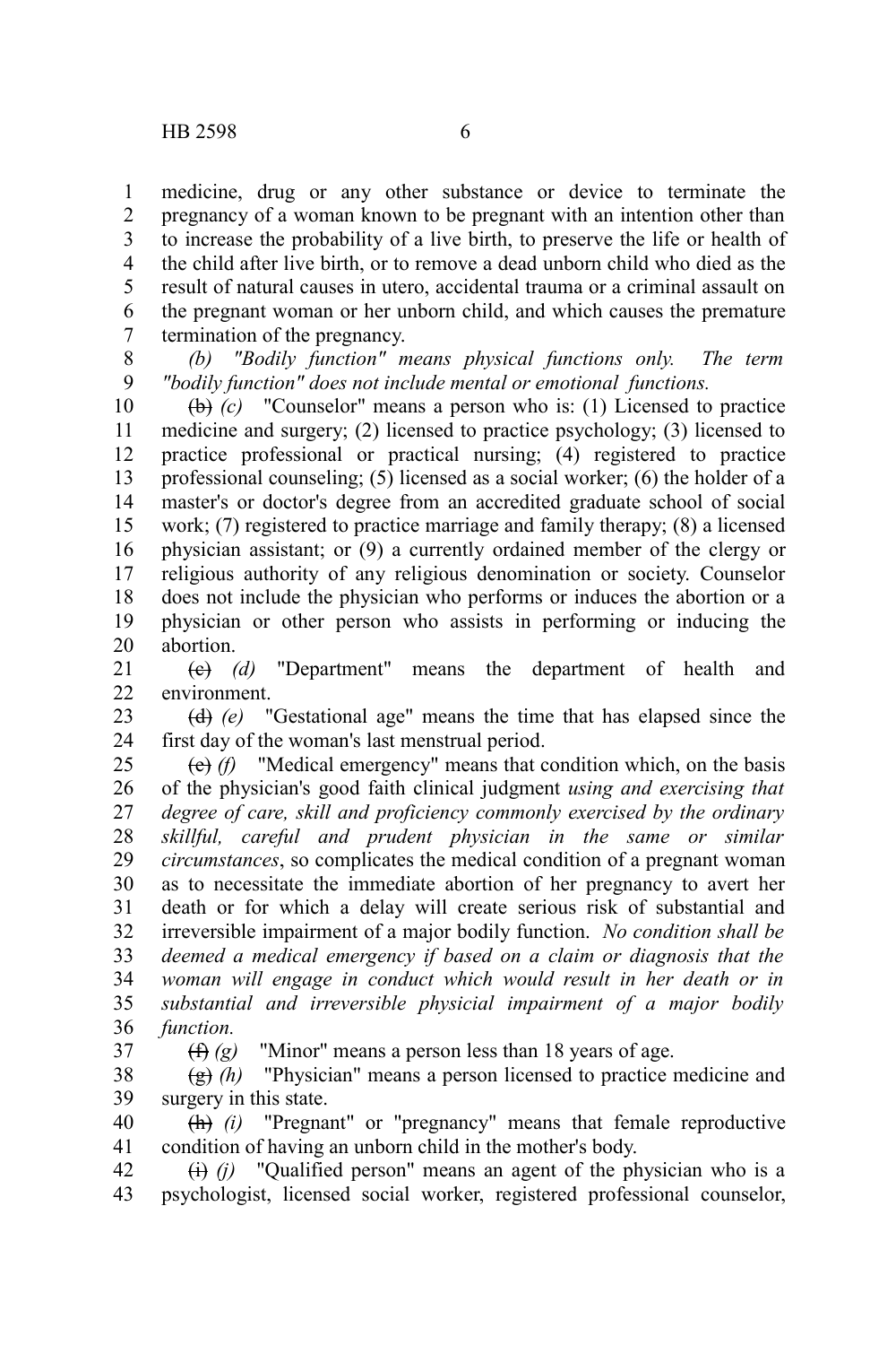medicine, drug or any other substance or device to terminate the pregnancy of a woman known to be pregnant with an intention other than to increase the probability of a live birth, to preserve the life or health of the child after live birth, or to remove a dead unborn child who died as the result of natural causes in utero, accidental trauma or a criminal assault on the pregnant woman or her unborn child, and which causes the premature termination of the pregnancy.

*(b) "Bodily function" means physical functions only. The term "bodily function" does not include mental or emotional functions.*

~~(b)~~ *(c)* "Counselor" means a person who is: (1) Licensed to practice medicine and surgery; (2) licensed to practice psychology; (3) licensed to practice professional or practical nursing; (4) registered to practice professional counseling; (5) licensed as a social worker; (6) the holder of a master's or doctor's degree from an accredited graduate school of social work; (7) registered to practice marriage and family therapy; (8) a licensed physician assistant; or (9) a currently ordained member of the clergy or religious authority of any religious denomination or society. Counselor does not include the physician who performs or induces the abortion or a physician or other person who assists in performing or inducing the abortion.

~~(c)~~ *(d)* "Department" means the department of health and environment.

~~(d)~~ *(e)* "Gestational age" means the time that has elapsed since the first day of the woman's last menstrual period.

~~(e)~~ *(f)* "Medical emergency" means that condition which, on the basis of the physician's good faith clinical judgment *using and exercising that degree of care, skill and proficiency commonly exercised by the ordinary skillful, careful and prudent physician in the same or similar circumstances*, so complicates the medical condition of a pregnant woman as to necessitate the immediate abortion of her pregnancy to avert her death or for which a delay will create serious risk of substantial and irreversible impairment of a major bodily function. *No condition shall be deemed a medical emergency if based on a claim or diagnosis that the woman will engage in conduct which would result in her death or in substantial and irreversible physicial impairment of a major bodily function.*

~~(f)~~ *(g)* "Minor" means a person less than 18 years of age.

~~(g)~~ *(h)* "Physician" means a person licensed to practice medicine and surgery in this state.

~~(h)~~ *(i)* "Pregnant" or "pregnancy" means that female reproductive condition of having an unborn child in the mother's body.

~~(i)~~ *(j)* "Qualified person" means an agent of the physician who is a psychologist, licensed social worker, registered professional counselor,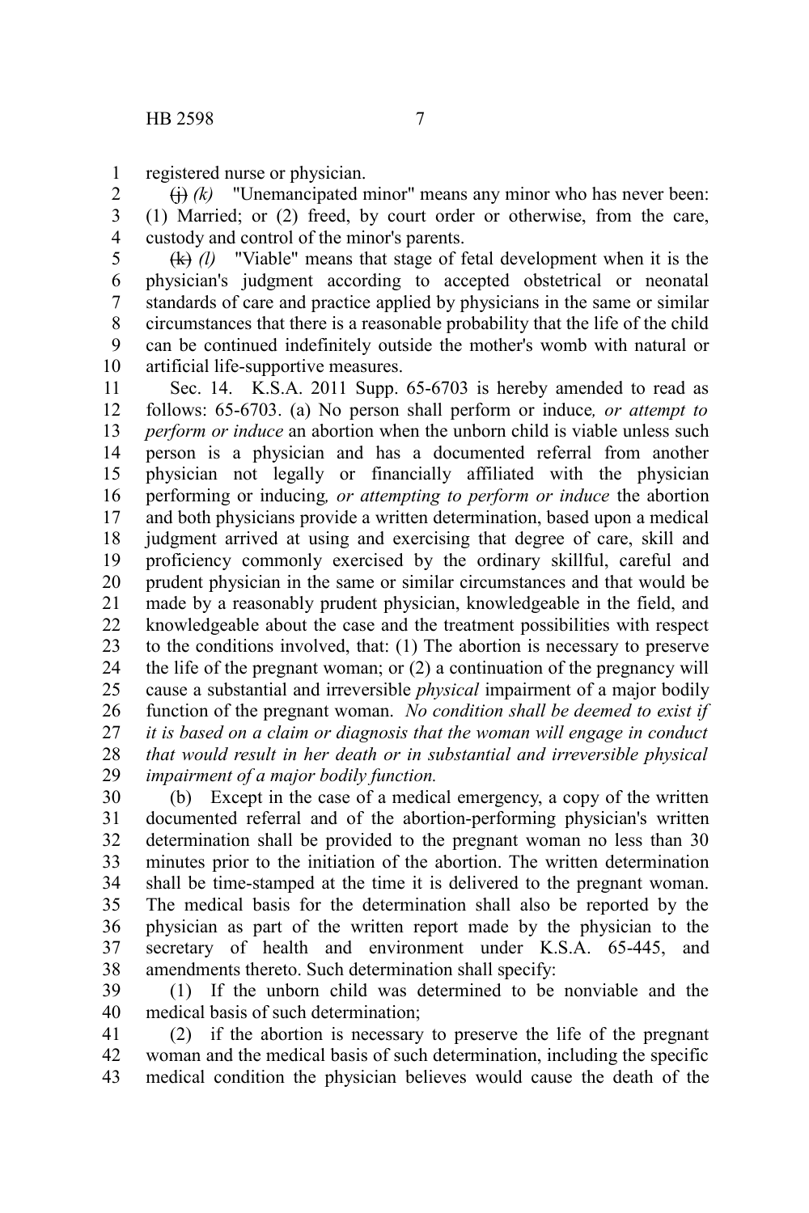registered nurse or physician.

~~(j)~~ *(k)* "Unemancipated minor" means any minor who has never been: (1) Married; or (2) freed, by court order or otherwise, from the care, custody and control of the minor's parents.

~~(k)~~ *(l)* "Viable" means that stage of fetal development when it is the physician's judgment according to accepted obstetrical or neonatal standards of care and practice applied by physicians in the same or similar circumstances that there is a reasonable probability that the life of the child can be continued indefinitely outside the mother's womb with natural or artificial life-supportive measures.

Sec. 14. K.S.A. 2011 Supp. 65-6703 is hereby amended to read as follows: 65-6703. (a) No person shall perform or induce*, or attempt to perform or induce* an abortion when the unborn child is viable unless such person is a physician and has a documented referral from another physician not legally or financially affiliated with the physician performing or inducing*, or attempting to perform or induce* the abortion and both physicians provide a written determination, based upon a medical judgment arrived at using and exercising that degree of care, skill and proficiency commonly exercised by the ordinary skillful, careful and prudent physician in the same or similar circumstances and that would be made by a reasonably prudent physician, knowledgeable in the field, and knowledgeable about the case and the treatment possibilities with respect to the conditions involved, that: (1) The abortion is necessary to preserve the life of the pregnant woman; or (2) a continuation of the pregnancy will cause a substantial and irreversible *physical* impairment of a major bodily function of the pregnant woman. *No condition shall be deemed to exist if it is based on a claim or diagnosis that the woman will engage in conduct that would result in her death or in substantial and irreversible physical impairment of a major bodily function.*

(b) Except in the case of a medical emergency, a copy of the written documented referral and of the abortion-performing physician's written determination shall be provided to the pregnant woman no less than 30 minutes prior to the initiation of the abortion. The written determination shall be time-stamped at the time it is delivered to the pregnant woman. The medical basis for the determination shall also be reported by the physician as part of the written report made by the physician to the secretary of health and environment under K.S.A. 65-445, and amendments thereto. Such determination shall specify:

(1) If the unborn child was determined to be nonviable and the medical basis of such determination;

(2) if the abortion is necessary to preserve the life of the pregnant woman and the medical basis of such determination, including the specific medical condition the physician believes would cause the death of the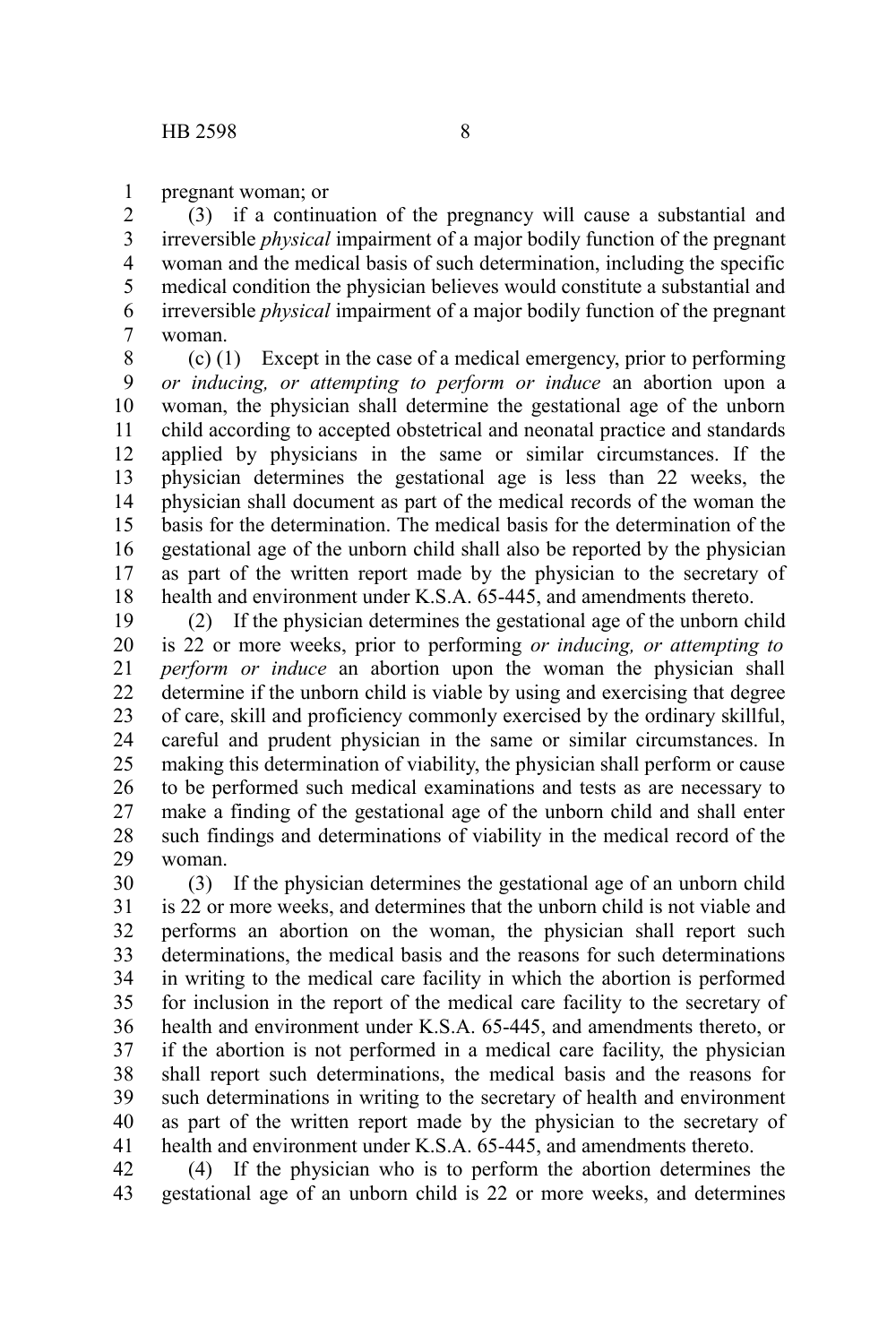pregnant woman; or

(3) if a continuation of the pregnancy will cause a substantial and irreversible *physical* impairment of a major bodily function of the pregnant woman and the medical basis of such determination, including the specific medical condition the physician believes would constitute a substantial and irreversible *physical* impairment of a major bodily function of the pregnant woman.

(c) (1) Except in the case of a medical emergency, prior to performing *or inducing, or attempting to perform or induce* an abortion upon a woman, the physician shall determine the gestational age of the unborn child according to accepted obstetrical and neonatal practice and standards applied by physicians in the same or similar circumstances. If the physician determines the gestational age is less than 22 weeks, the physician shall document as part of the medical records of the woman the basis for the determination. The medical basis for the determination of the gestational age of the unborn child shall also be reported by the physician as part of the written report made by the physician to the secretary of health and environment under K.S.A. 65-445, and amendments thereto.

(2) If the physician determines the gestational age of the unborn child is 22 or more weeks, prior to performing *or inducing, or attempting to perform or induce* an abortion upon the woman the physician shall determine if the unborn child is viable by using and exercising that degree of care, skill and proficiency commonly exercised by the ordinary skillful, careful and prudent physician in the same or similar circumstances. In making this determination of viability, the physician shall perform or cause to be performed such medical examinations and tests as are necessary to make a finding of the gestational age of the unborn child and shall enter such findings and determinations of viability in the medical record of the woman.

(3) If the physician determines the gestational age of an unborn child is 22 or more weeks, and determines that the unborn child is not viable and performs an abortion on the woman, the physician shall report such determinations, the medical basis and the reasons for such determinations in writing to the medical care facility in which the abortion is performed for inclusion in the report of the medical care facility to the secretary of health and environment under K.S.A. 65-445, and amendments thereto, or if the abortion is not performed in a medical care facility, the physician shall report such determinations, the medical basis and the reasons for such determinations in writing to the secretary of health and environment as part of the written report made by the physician to the secretary of health and environment under K.S.A. 65-445, and amendments thereto.

(4) If the physician who is to perform the abortion determines the gestational age of an unborn child is 22 or more weeks, and determines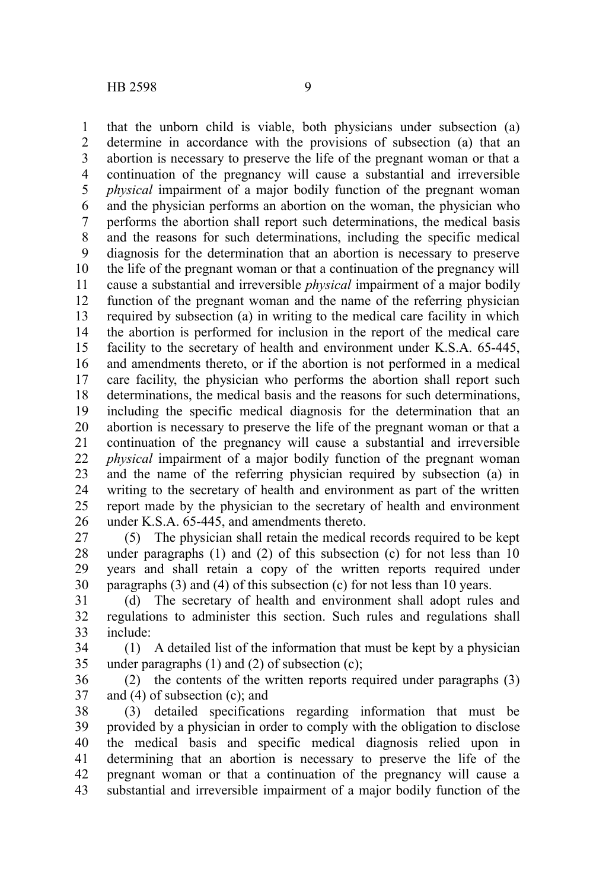that the unborn child is viable, both physicians under subsection (a) determine in accordance with the provisions of subsection (a) that an abortion is necessary to preserve the life of the pregnant woman or that a continuation of the pregnancy will cause a substantial and irreversible *physical* impairment of a major bodily function of the pregnant woman and the physician performs an abortion on the woman, the physician who performs the abortion shall report such determinations, the medical basis and the reasons for such determinations, including the specific medical diagnosis for the determination that an abortion is necessary to preserve the life of the pregnant woman or that a continuation of the pregnancy will cause a substantial and irreversible *physical* impairment of a major bodily function of the pregnant woman and the name of the referring physician required by subsection (a) in writing to the medical care facility in which the abortion is performed for inclusion in the report of the medical care facility to the secretary of health and environment under K.S.A. 65-445, and amendments thereto, or if the abortion is not performed in a medical care facility, the physician who performs the abortion shall report such determinations, the medical basis and the reasons for such determinations, including the specific medical diagnosis for the determination that an abortion is necessary to preserve the life of the pregnant woman or that a continuation of the pregnancy will cause a substantial and irreversible *physical* impairment of a major bodily function of the pregnant woman and the name of the referring physician required by subsection (a) in writing to the secretary of health and environment as part of the written report made by the physician to the secretary of health and environment under K.S.A. 65-445, and amendments thereto.

(5) The physician shall retain the medical records required to be kept under paragraphs (1) and (2) of this subsection (c) for not less than 10 years and shall retain a copy of the written reports required under paragraphs (3) and (4) of this subsection (c) for not less than 10 years.

(d) The secretary of health and environment shall adopt rules and regulations to administer this section. Such rules and regulations shall include:

(1) A detailed list of the information that must be kept by a physician under paragraphs (1) and (2) of subsection (c);

(2) the contents of the written reports required under paragraphs (3) and (4) of subsection (c); and

(3) detailed specifications regarding information that must be provided by a physician in order to comply with the obligation to disclose the medical basis and specific medical diagnosis relied upon in determining that an abortion is necessary to preserve the life of the pregnant woman or that a continuation of the pregnancy will cause a substantial and irreversible impairment of a major bodily function of the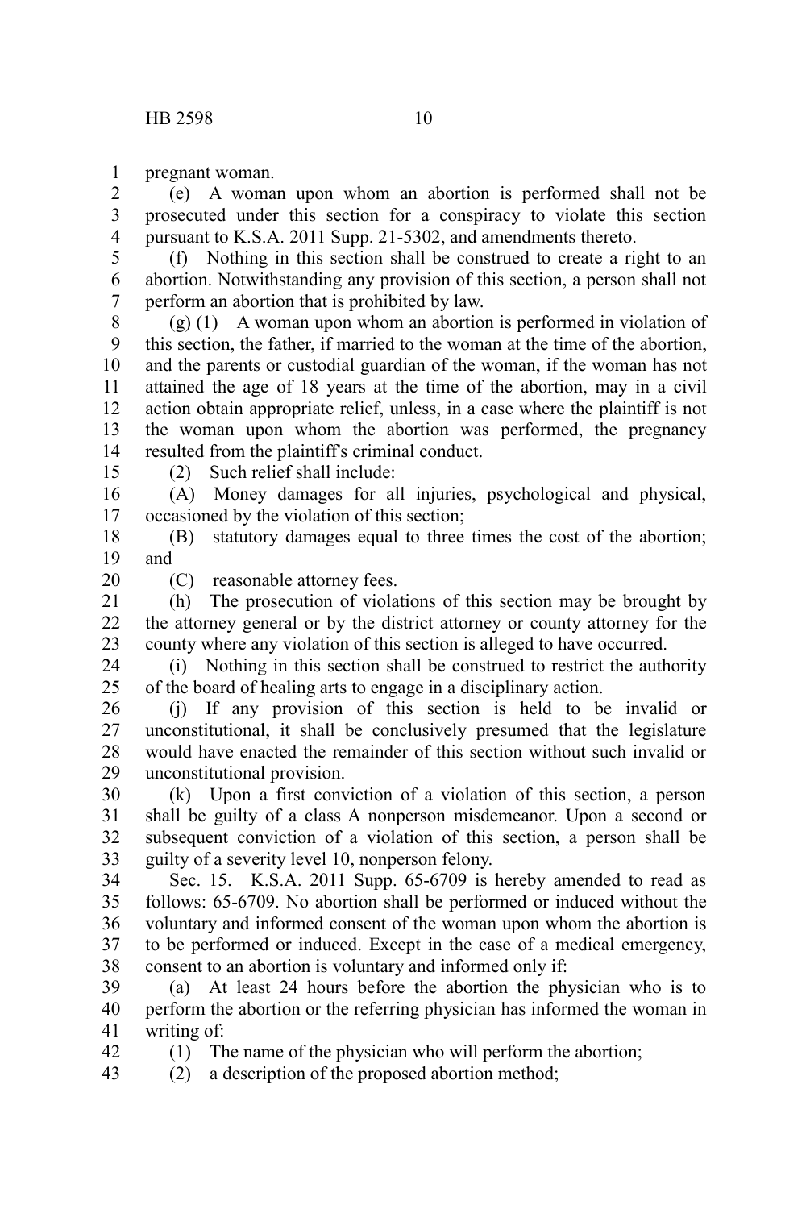pregnant woman.

(e) A woman upon whom an abortion is performed shall not be prosecuted under this section for a conspiracy to violate this section pursuant to K.S.A. 2011 Supp. 21-5302, and amendments thereto.

(f) Nothing in this section shall be construed to create a right to an abortion. Notwithstanding any provision of this section, a person shall not perform an abortion that is prohibited by law.

(g) (1) A woman upon whom an abortion is performed in violation of this section, the father, if married to the woman at the time of the abortion, and the parents or custodial guardian of the woman, if the woman has not attained the age of 18 years at the time of the abortion, may in a civil action obtain appropriate relief, unless, in a case where the plaintiff is not the woman upon whom the abortion was performed, the pregnancy resulted from the plaintiff's criminal conduct.

(2) Such relief shall include:

(A) Money damages for all injuries, psychological and physical, occasioned by the violation of this section;

(B) statutory damages equal to three times the cost of the abortion; and

(C) reasonable attorney fees.

(h) The prosecution of violations of this section may be brought by the attorney general or by the district attorney or county attorney for the county where any violation of this section is alleged to have occurred.

(i) Nothing in this section shall be construed to restrict the authority of the board of healing arts to engage in a disciplinary action.

(j) If any provision of this section is held to be invalid or unconstitutional, it shall be conclusively presumed that the legislature would have enacted the remainder of this section without such invalid or unconstitutional provision.

(k) Upon a first conviction of a violation of this section, a person shall be guilty of a class A nonperson misdemeanor. Upon a second or subsequent conviction of a violation of this section, a person shall be guilty of a severity level 10, nonperson felony.

Sec. 15. K.S.A. 2011 Supp. 65-6709 is hereby amended to read as follows: 65-6709. No abortion shall be performed or induced without the voluntary and informed consent of the woman upon whom the abortion is to be performed or induced. Except in the case of a medical emergency, consent to an abortion is voluntary and informed only if:

(a) At least 24 hours before the abortion the physician who is to perform the abortion or the referring physician has informed the woman in writing of:

(1) The name of the physician who will perform the abortion;

(2) a description of the proposed abortion method;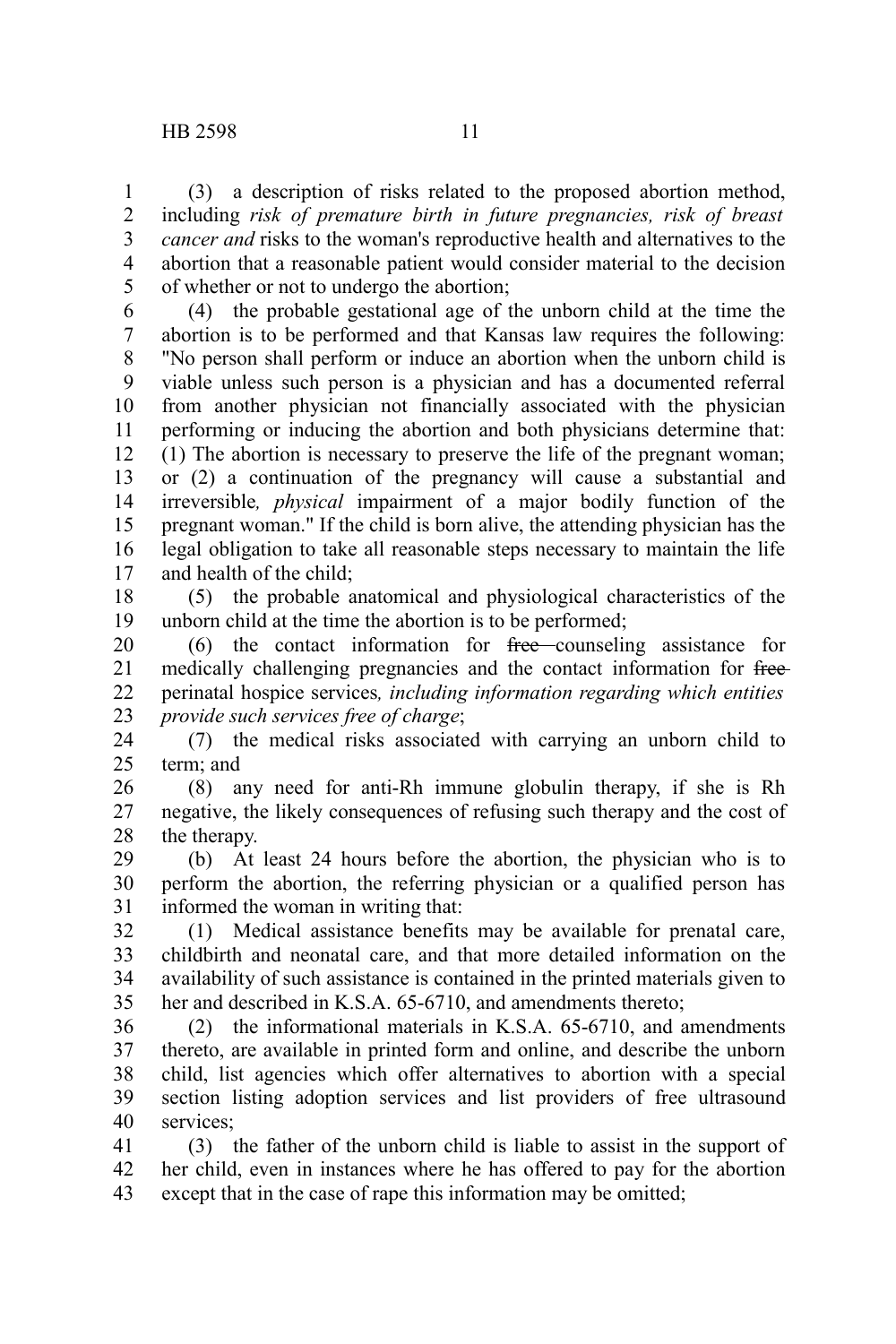(3) a description of risks related to the proposed abortion method, including *risk of premature birth in future pregnancies, risk of breast cancer and* risks to the woman's reproductive health and alternatives to the abortion that a reasonable patient would consider material to the decision of whether or not to undergo the abortion;

(4) the probable gestational age of the unborn child at the time the abortion is to be performed and that Kansas law requires the following: "No person shall perform or induce an abortion when the unborn child is viable unless such person is a physician and has a documented referral from another physician not financially associated with the physician performing or inducing the abortion and both physicians determine that: (1) The abortion is necessary to preserve the life of the pregnant woman; or (2) a continuation of the pregnancy will cause a substantial and irreversible*, physical* impairment of a major bodily function of the pregnant woman." If the child is born alive, the attending physician has the legal obligation to take all reasonable steps necessary to maintain the life and health of the child;

(5) the probable anatomical and physiological characteristics of the unborn child at the time the abortion is to be performed;

(6) the contact information for ~~free~~ counseling assistance for medically challenging pregnancies and the contact information for ~~free~~ perinatal hospice services*, including information regarding which entities provide such services free of charge*;

(7) the medical risks associated with carrying an unborn child to term; and

(8) any need for anti-Rh immune globulin therapy, if she is Rh negative, the likely consequences of refusing such therapy and the cost of the therapy.

(b) At least 24 hours before the abortion, the physician who is to perform the abortion, the referring physician or a qualified person has informed the woman in writing that:

(1) Medical assistance benefits may be available for prenatal care, childbirth and neonatal care, and that more detailed information on the availability of such assistance is contained in the printed materials given to her and described in K.S.A. 65-6710, and amendments thereto;

(2) the informational materials in K.S.A. 65-6710, and amendments thereto, are available in printed form and online, and describe the unborn child, list agencies which offer alternatives to abortion with a special section listing adoption services and list providers of free ultrasound services;

(3) the father of the unborn child is liable to assist in the support of her child, even in instances where he has offered to pay for the abortion except that in the case of rape this information may be omitted;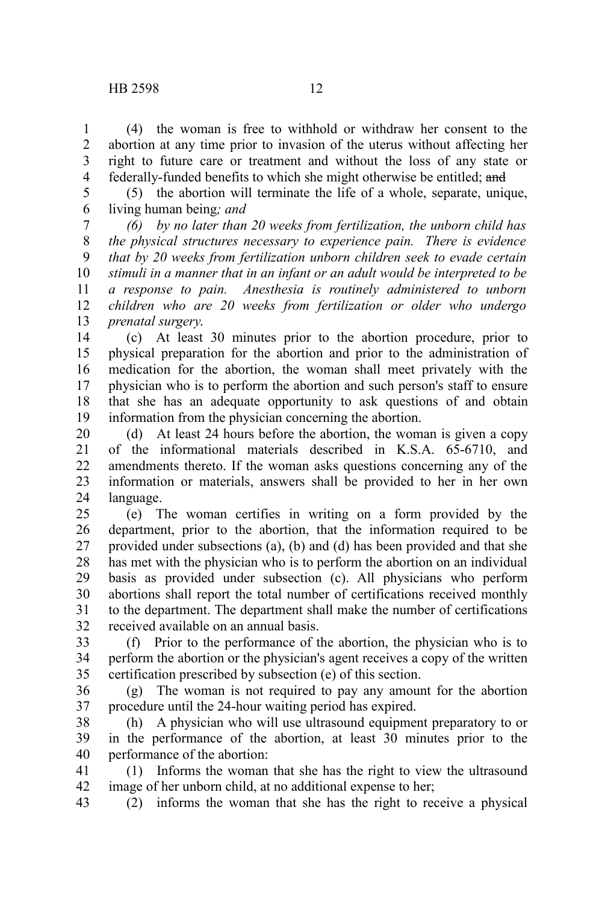(4) the woman is free to withhold or withdraw her consent to the abortion at any time prior to invasion of the uterus without affecting her right to future care or treatment and without the loss of any state or federally-funded benefits to which she might otherwise be entitled; ~~and~~

(5) the abortion will terminate the life of a whole, separate, unique, living human being*; and*

*(6) by no later than 20 weeks from fertilization, the unborn child has the physical structures necessary to experience pain. There is evidence that by 20 weeks from fertilization unborn children seek to evade certain stimuli in a manner that in an infant or an adult would be interpreted to be a response to pain. Anesthesia is routinely administered to unborn children who are 20 weeks from fertilization or older who undergo prenatal surgery.*

(c) At least 30 minutes prior to the abortion procedure, prior to physical preparation for the abortion and prior to the administration of medication for the abortion, the woman shall meet privately with the physician who is to perform the abortion and such person's staff to ensure that she has an adequate opportunity to ask questions of and obtain information from the physician concerning the abortion.

(d) At least 24 hours before the abortion, the woman is given a copy of the informational materials described in K.S.A. 65-6710, and amendments thereto. If the woman asks questions concerning any of the information or materials, answers shall be provided to her in her own language.

(e) The woman certifies in writing on a form provided by the department, prior to the abortion, that the information required to be provided under subsections (a), (b) and (d) has been provided and that she has met with the physician who is to perform the abortion on an individual basis as provided under subsection (c). All physicians who perform abortions shall report the total number of certifications received monthly to the department. The department shall make the number of certifications received available on an annual basis.

(f) Prior to the performance of the abortion, the physician who is to perform the abortion or the physician's agent receives a copy of the written certification prescribed by subsection (e) of this section.

(g) The woman is not required to pay any amount for the abortion procedure until the 24-hour waiting period has expired.

(h) A physician who will use ultrasound equipment preparatory to or in the performance of the abortion, at least 30 minutes prior to the performance of the abortion:

(1) Informs the woman that she has the right to view the ultrasound image of her unborn child, at no additional expense to her;

(2) informs the woman that she has the right to receive a physical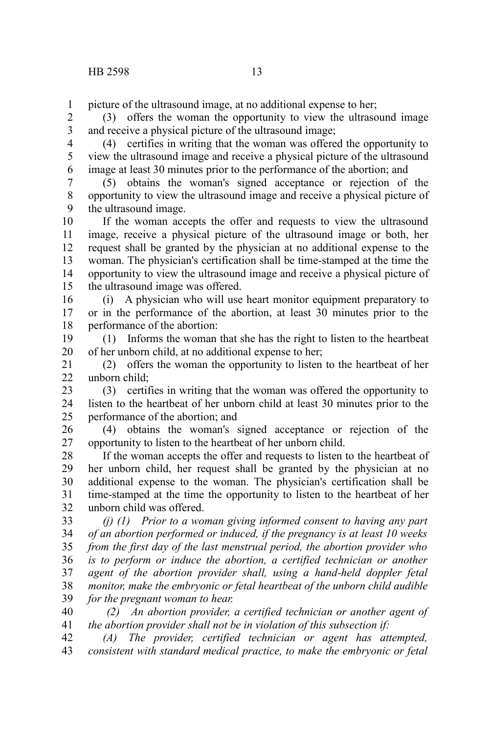picture of the ultrasound image, at no additional expense to her;

(3) offers the woman the opportunity to view the ultrasound image and receive a physical picture of the ultrasound image;

(4) certifies in writing that the woman was offered the opportunity to view the ultrasound image and receive a physical picture of the ultrasound image at least 30 minutes prior to the performance of the abortion; and

(5) obtains the woman's signed acceptance or rejection of the opportunity to view the ultrasound image and receive a physical picture of the ultrasound image.

If the woman accepts the offer and requests to view the ultrasound image, receive a physical picture of the ultrasound image or both, her request shall be granted by the physician at no additional expense to the woman. The physician's certification shall be time-stamped at the time the opportunity to view the ultrasound image and receive a physical picture of the ultrasound image was offered.

(i) A physician who will use heart monitor equipment preparatory to or in the performance of the abortion, at least 30 minutes prior to the performance of the abortion:

(1) Informs the woman that she has the right to listen to the heartbeat of her unborn child, at no additional expense to her;

(2) offers the woman the opportunity to listen to the heartbeat of her unborn child;

(3) certifies in writing that the woman was offered the opportunity to listen to the heartbeat of her unborn child at least 30 minutes prior to the performance of the abortion; and

(4) obtains the woman's signed acceptance or rejection of the opportunity to listen to the heartbeat of her unborn child.

If the woman accepts the offer and requests to listen to the heartbeat of her unborn child, her request shall be granted by the physician at no additional expense to the woman. The physician's certification shall be time-stamped at the time the opportunity to listen to the heartbeat of her unborn child was offered.

*(j) (1) Prior to a woman giving informed consent to having any part of an abortion performed or induced, if the pregnancy is at least 10 weeks from the first day of the last menstrual period, the abortion provider who is to perform or induce the abortion, a certified technician or another agent of the abortion provider shall, using a hand-held doppler fetal monitor, make the embryonic or fetal heartbeat of the unborn child audible for the pregnant woman to hear.*

*(2) An abortion provider, a certified technician or another agent of the abortion provider shall not be in violation of this subsection if:*

*(A) The provider, certified technician or agent has attempted, consistent with standard medical practice, to make the embryonic or fetal*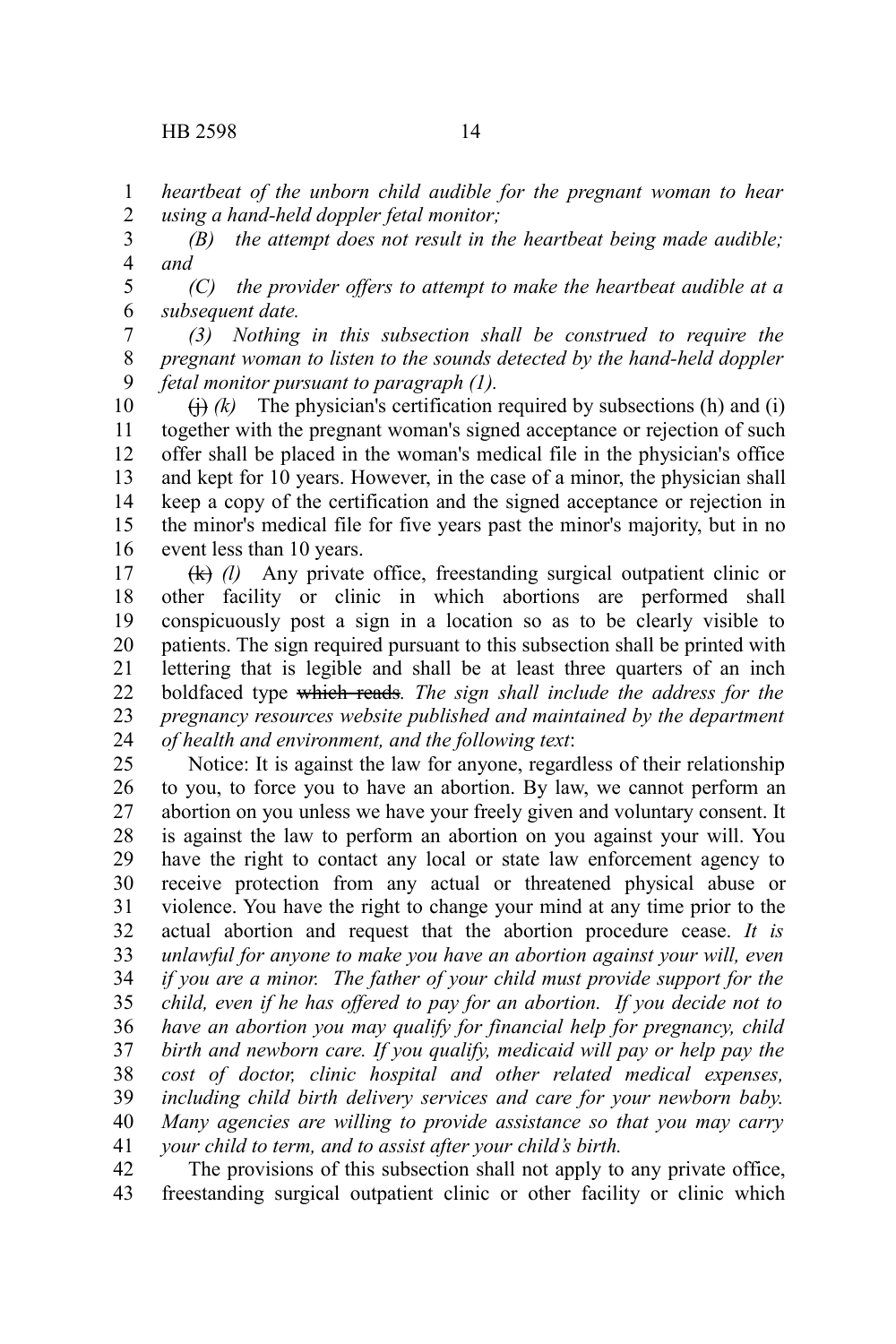*heartbeat of the unborn child audible for the pregnant woman to hear using a hand-held doppler fetal monitor;*

*(B) the attempt does not result in the heartbeat being made audible; and*

*(C) the provider offers to attempt to make the heartbeat audible at a subsequent date.*

*(3) Nothing in this subsection shall be construed to require the pregnant woman to listen to the sounds detected by the hand-held doppler fetal monitor pursuant to paragraph (1).*

~~(j)~~ *(k)* The physician's certification required by subsections (h) and (i) together with the pregnant woman's signed acceptance or rejection of such offer shall be placed in the woman's medical file in the physician's office and kept for 10 years. However, in the case of a minor, the physician shall keep a copy of the certification and the signed acceptance or rejection in the minor's medical file for five years past the minor's majority, but in no event less than 10 years.

~~(k)~~ *(l)* Any private office, freestanding surgical outpatient clinic or other facility or clinic in which abortions are performed shall conspicuously post a sign in a location so as to be clearly visible to patients. The sign required pursuant to this subsection shall be printed with lettering that is legible and shall be at least three quarters of an inch boldfaced type ~~which reads~~*. The sign shall include the address for the pregnancy resources website published and maintained by the department of health and environment, and the following text*:

Notice: It is against the law for anyone, regardless of their relationship to you, to force you to have an abortion. By law, we cannot perform an abortion on you unless we have your freely given and voluntary consent. It is against the law to perform an abortion on you against your will. You have the right to contact any local or state law enforcement agency to receive protection from any actual or threatened physical abuse or violence. You have the right to change your mind at any time prior to the actual abortion and request that the abortion procedure cease. *It is unlawful for anyone to make you have an abortion against your will, even if you are a minor. The father of your child must provide support for the child, even if he has offered to pay for an abortion. If you decide not to have an abortion you may qualify for financial help for pregnancy, child birth and newborn care. If you qualify, medicaid will pay or help pay the cost of doctor, clinic hospital and other related medical expenses, including child birth delivery services and care for your newborn baby. Many agencies are willing to provide assistance so that you may carry your child to term, and to assist after your child's birth.*

The provisions of this subsection shall not apply to any private office, freestanding surgical outpatient clinic or other facility or clinic which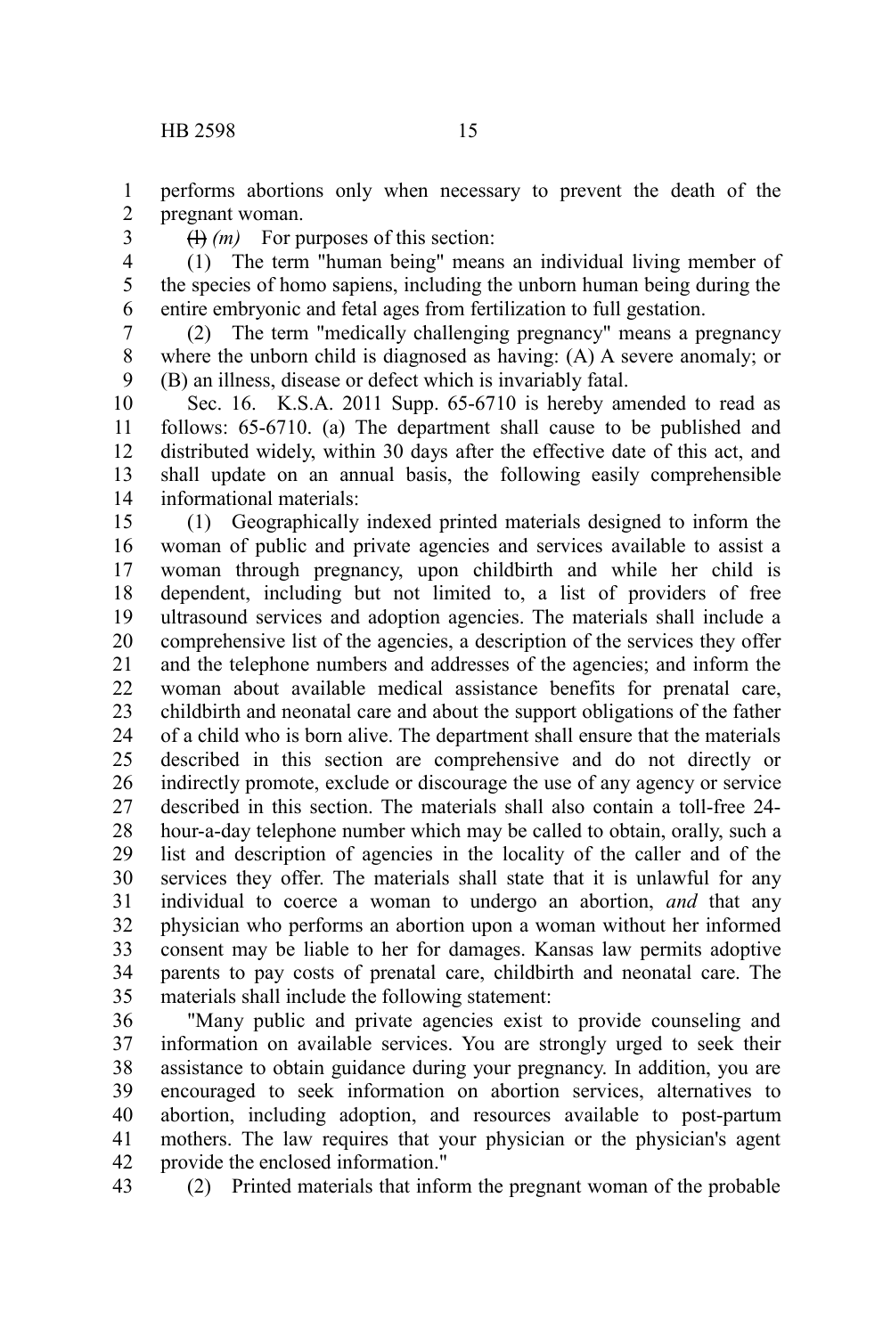performs abortions only when necessary to prevent the death of the pregnant woman.

~~(l)~~ *(m)* For purposes of this section:

(1) The term "human being" means an individual living member of the species of homo sapiens, including the unborn human being during the entire embryonic and fetal ages from fertilization to full gestation.

(2) The term "medically challenging pregnancy" means a pregnancy where the unborn child is diagnosed as having: (A) A severe anomaly; or (B) an illness, disease or defect which is invariably fatal.

Sec. 16. K.S.A. 2011 Supp. 65-6710 is hereby amended to read as follows: 65-6710. (a) The department shall cause to be published and distributed widely, within 30 days after the effective date of this act, and shall update on an annual basis, the following easily comprehensible informational materials:

(1) Geographically indexed printed materials designed to inform the woman of public and private agencies and services available to assist a woman through pregnancy, upon childbirth and while her child is dependent, including but not limited to, a list of providers of free ultrasound services and adoption agencies. The materials shall include a comprehensive list of the agencies, a description of the services they offer and the telephone numbers and addresses of the agencies; and inform the woman about available medical assistance benefits for prenatal care, childbirth and neonatal care and about the support obligations of the father of a child who is born alive. The department shall ensure that the materials described in this section are comprehensive and do not directly or indirectly promote, exclude or discourage the use of any agency or service described in this section. The materials shall also contain a toll-free 24-hour-a-day telephone number which may be called to obtain, orally, such a list and description of agencies in the locality of the caller and of the services they offer. The materials shall state that it is unlawful for any individual to coerce a woman to undergo an abortion, *and* that any physician who performs an abortion upon a woman without her informed consent may be liable to her for damages. Kansas law permits adoptive parents to pay costs of prenatal care, childbirth and neonatal care. The materials shall include the following statement:

"Many public and private agencies exist to provide counseling and information on available services. You are strongly urged to seek their assistance to obtain guidance during your pregnancy. In addition, you are encouraged to seek information on abortion services, alternatives to abortion, including adoption, and resources available to post-partum mothers. The law requires that your physician or the physician's agent provide the enclosed information."

(2) Printed materials that inform the pregnant woman of the probable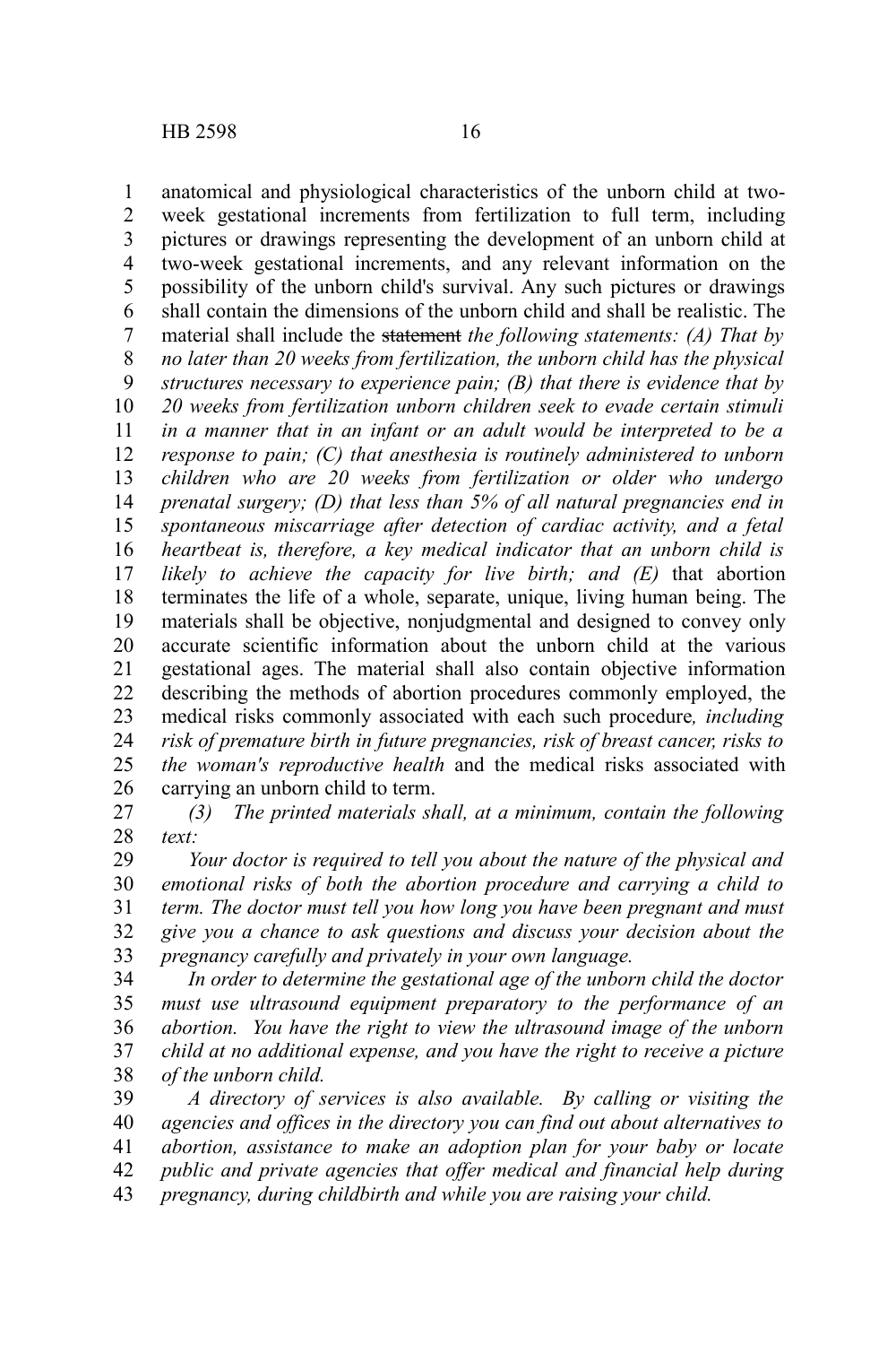anatomical and physiological characteristics of the unborn child at two-week gestational increments from fertilization to full term, including pictures or drawings representing the development of an unborn child at two-week gestational increments, and any relevant information on the possibility of the unborn child's survival. Any such pictures or drawings shall contain the dimensions of the unborn child and shall be realistic. The material shall include the ~~statement~~ *the following statements: (A) That by no later than 20 weeks from fertilization, the unborn child has the physical structures necessary to experience pain; (B) that there is evidence that by 20 weeks from fertilization unborn children seek to evade certain stimuli in a manner that in an infant or an adult would be interpreted to be a response to pain; (C) that anesthesia is routinely administered to unborn children who are 20 weeks from fertilization or older who undergo prenatal surgery; (D) that less than 5% of all natural pregnancies end in spontaneous miscarriage after detection of cardiac activity, and a fetal heartbeat is, therefore, a key medical indicator that an unborn child is likely to achieve the capacity for live birth; and (E)* that abortion terminates the life of a whole, separate, unique, living human being. The materials shall be objective, nonjudgmental and designed to convey only accurate scientific information about the unborn child at the various gestational ages. The material shall also contain objective information describing the methods of abortion procedures commonly employed, the medical risks commonly associated with each such procedure*, including risk of premature birth in future pregnancies, risk of breast cancer, risks to the woman's reproductive health* and the medical risks associated with carrying an unborn child to term.

*(3) The printed materials shall, at a minimum, contain the following text:*

*Your doctor is required to tell you about the nature of the physical and emotional risks of both the abortion procedure and carrying a child to term. The doctor must tell you how long you have been pregnant and must give you a chance to ask questions and discuss your decision about the pregnancy carefully and privately in your own language.*

*In order to determine the gestational age of the unborn child the doctor must use ultrasound equipment preparatory to the performance of an abortion. You have the right to view the ultrasound image of the unborn child at no additional expense, and you have the right to receive a picture of the unborn child.*

*A directory of services is also available. By calling or visiting the agencies and offices in the directory you can find out about alternatives to abortion, assistance to make an adoption plan for your baby or locate public and private agencies that offer medical and financial help during pregnancy, during childbirth and while you are raising your child.*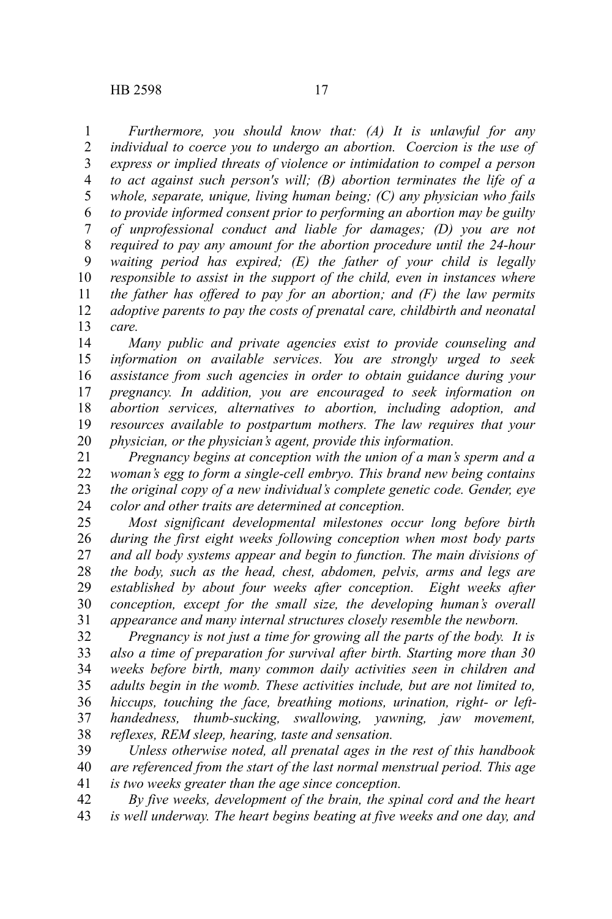*Furthermore, you should know that: (A) It is unlawful for any individual to coerce you to undergo an abortion. Coercion is the use of express or implied threats of violence or intimidation to compel a person to act against such person's will; (B) abortion terminates the life of a whole, separate, unique, living human being; (C) any physician who fails to provide informed consent prior to performing an abortion may be guilty of unprofessional conduct and liable for damages; (D) you are not required to pay any amount for the abortion procedure until the 24-hour waiting period has expired; (E) the father of your child is legally responsible to assist in the support of the child, even in instances where the father has offered to pay for an abortion; and (F) the law permits adoptive parents to pay the costs of prenatal care, childbirth and neonatal care.*

*Many public and private agencies exist to provide counseling and information on available services. You are strongly urged to seek assistance from such agencies in order to obtain guidance during your pregnancy. In addition, you are encouraged to seek information on abortion services, alternatives to abortion, including adoption, and resources available to postpartum mothers. The law requires that your physician, or the physician's agent, provide this information.*

*Pregnancy begins at conception with the union of a man's sperm and a woman's egg to form a single-cell embryo. This brand new being contains the original copy of a new individual's complete genetic code. Gender, eye color and other traits are determined at conception.*

*Most significant developmental milestones occur long before birth during the first eight weeks following conception when most body parts and all body systems appear and begin to function. The main divisions of the body, such as the head, chest, abdomen, pelvis, arms and legs are established by about four weeks after conception. Eight weeks after conception, except for the small size, the developing human's overall appearance and many internal structures closely resemble the newborn.*

*Pregnancy is not just a time for growing all the parts of the body. It is also a time of preparation for survival after birth. Starting more than 30 weeks before birth, many common daily activities seen in children and adults begin in the womb. These activities include, but are not limited to, hiccups, touching the face, breathing motions, urination, right- or left-handedness, thumb-sucking, swallowing, yawning, jaw movement, reflexes, REM sleep, hearing, taste and sensation.*

*Unless otherwise noted, all prenatal ages in the rest of this handbook are referenced from the start of the last normal menstrual period. This age is two weeks greater than the age since conception.*

*By five weeks, development of the brain, the spinal cord and the heart is well underway. The heart begins beating at five weeks and one day, and*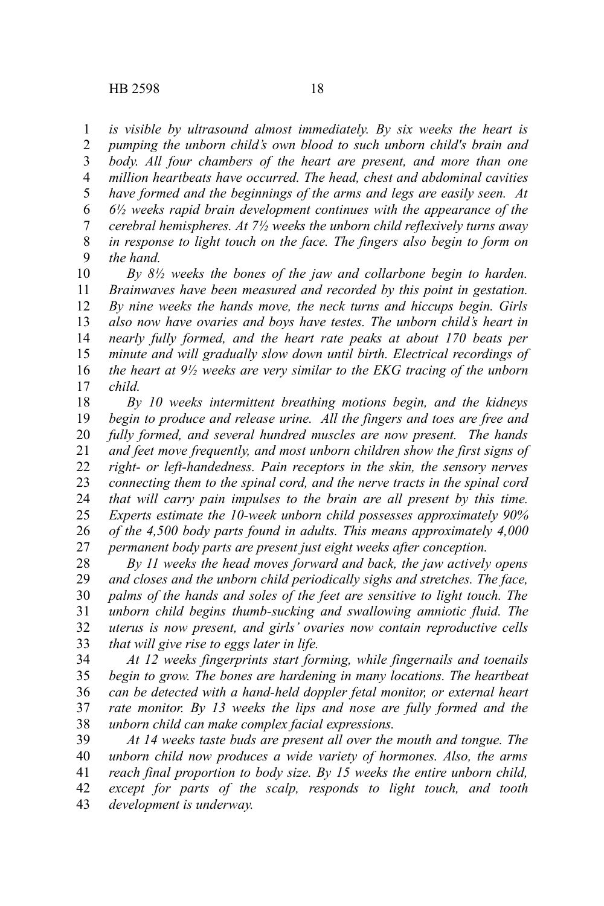*is visible by ultrasound almost immediately. By six weeks the heart is pumping the unborn child's own blood to such unborn child's brain and body. All four chambers of the heart are present, and more than one million heartbeats have occurred. The head, chest and abdominal cavities have formed and the beginnings of the arms and legs are easily seen. At 6½ weeks rapid brain development continues with the appearance of the cerebral hemispheres. At 7½ weeks the unborn child reflexively turns away in response to light touch on the face. The fingers also begin to form on the hand.*

*By 8½ weeks the bones of the jaw and collarbone begin to harden. Brainwaves have been measured and recorded by this point in gestation. By nine weeks the hands move, the neck turns and hiccups begin. Girls also now have ovaries and boys have testes. The unborn child's heart in nearly fully formed, and the heart rate peaks at about 170 beats per minute and will gradually slow down until birth. Electrical recordings of the heart at 9½ weeks are very similar to the EKG tracing of the unborn child.*

*By 10 weeks intermittent breathing motions begin, and the kidneys begin to produce and release urine. All the fingers and toes are free and fully formed, and several hundred muscles are now present. The hands and feet move frequently, and most unborn children show the first signs of right- or left-handedness. Pain receptors in the skin, the sensory nerves connecting them to the spinal cord, and the nerve tracts in the spinal cord that will carry pain impulses to the brain are all present by this time. Experts estimate the 10-week unborn child possesses approximately 90% of the 4,500 body parts found in adults. This means approximately 4,000 permanent body parts are present just eight weeks after conception.*

*By 11 weeks the head moves forward and back, the jaw actively opens and closes and the unborn child periodically sighs and stretches. The face, palms of the hands and soles of the feet are sensitive to light touch. The unborn child begins thumb-sucking and swallowing amniotic fluid. The uterus is now present, and girls' ovaries now contain reproductive cells that will give rise to eggs later in life.*

*At 12 weeks fingerprints start forming, while fingernails and toenails begin to grow. The bones are hardening in many locations. The heartbeat can be detected with a hand-held doppler fetal monitor, or external heart rate monitor. By 13 weeks the lips and nose are fully formed and the unborn child can make complex facial expressions.*

*At 14 weeks taste buds are present all over the mouth and tongue. The unborn child now produces a wide variety of hormones. Also, the arms reach final proportion to body size. By 15 weeks the entire unborn child, except for parts of the scalp, responds to light touch, and tooth development is underway.*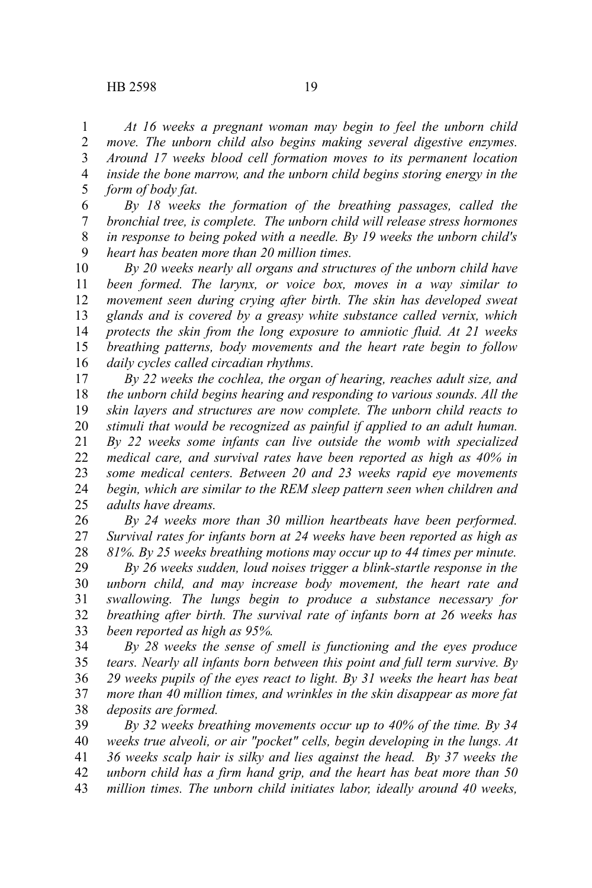*At 16 weeks a pregnant woman may begin to feel the unborn child move. The unborn child also begins making several digestive enzymes. Around 17 weeks blood cell formation moves to its permanent location inside the bone marrow, and the unborn child begins storing energy in the form of body fat.*

*By 18 weeks the formation of the breathing passages, called the bronchial tree, is complete. The unborn child will release stress hormones in response to being poked with a needle. By 19 weeks the unborn child's heart has beaten more than 20 million times.*

*By 20 weeks nearly all organs and structures of the unborn child have been formed. The larynx, or voice box, moves in a way similar to movement seen during crying after birth. The skin has developed sweat glands and is covered by a greasy white substance called vernix, which protects the skin from the long exposure to amniotic fluid. At 21 weeks breathing patterns, body movements and the heart rate begin to follow daily cycles called circadian rhythms.*

*By 22 weeks the cochlea, the organ of hearing, reaches adult size, and the unborn child begins hearing and responding to various sounds. All the skin layers and structures are now complete. The unborn child reacts to stimuli that would be recognized as painful if applied to an adult human. By 22 weeks some infants can live outside the womb with specialized medical care, and survival rates have been reported as high as 40% in some medical centers. Between 20 and 23 weeks rapid eye movements begin, which are similar to the REM sleep pattern seen when children and adults have dreams.*

*By 24 weeks more than 30 million heartbeats have been performed. Survival rates for infants born at 24 weeks have been reported as high as 81%. By 25 weeks breathing motions may occur up to 44 times per minute.*

*By 26 weeks sudden, loud noises trigger a blink-startle response in the unborn child, and may increase body movement, the heart rate and swallowing. The lungs begin to produce a substance necessary for breathing after birth. The survival rate of infants born at 26 weeks has been reported as high as 95%.*

*By 28 weeks the sense of smell is functioning and the eyes produce tears. Nearly all infants born between this point and full term survive. By 29 weeks pupils of the eyes react to light. By 31 weeks the heart has beat more than 40 million times, and wrinkles in the skin disappear as more fat deposits are formed.*

*By 32 weeks breathing movements occur up to 40% of the time. By 34 weeks true alveoli, or air "pocket" cells, begin developing in the lungs. At 36 weeks scalp hair is silky and lies against the head. By 37 weeks the unborn child has a firm hand grip, and the heart has beat more than 50 million times. The unborn child initiates labor, ideally around 40 weeks,*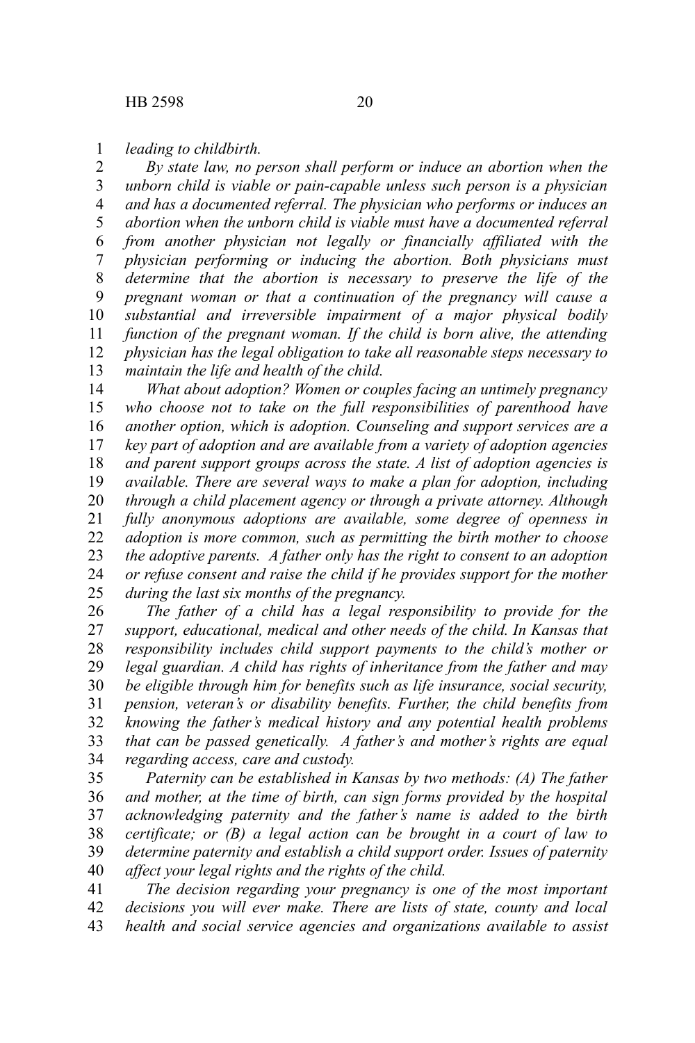*leading to childbirth.*

*By state law, no person shall perform or induce an abortion when the unborn child is viable or pain-capable unless such person is a physician and has a documented referral. The physician who performs or induces an abortion when the unborn child is viable must have a documented referral from another physician not legally or financially affiliated with the physician performing or inducing the abortion. Both physicians must determine that the abortion is necessary to preserve the life of the pregnant woman or that a continuation of the pregnancy will cause a substantial and irreversible impairment of a major physical bodily function of the pregnant woman. If the child is born alive, the attending physician has the legal obligation to take all reasonable steps necessary to maintain the life and health of the child.*

*What about adoption? Women or couples facing an untimely pregnancy who choose not to take on the full responsibilities of parenthood have another option, which is adoption. Counseling and support services are a key part of adoption and are available from a variety of adoption agencies and parent support groups across the state. A list of adoption agencies is available. There are several ways to make a plan for adoption, including through a child placement agency or through a private attorney. Although fully anonymous adoptions are available, some degree of openness in adoption is more common, such as permitting the birth mother to choose the adoptive parents. A father only has the right to consent to an adoption or refuse consent and raise the child if he provides support for the mother during the last six months of the pregnancy.*

*The father of a child has a legal responsibility to provide for the support, educational, medical and other needs of the child. In Kansas that responsibility includes child support payments to the child's mother or legal guardian. A child has rights of inheritance from the father and may be eligible through him for benefits such as life insurance, social security, pension, veteran's or disability benefits. Further, the child benefits from knowing the father's medical history and any potential health problems that can be passed genetically. A father's and mother's rights are equal regarding access, care and custody.*

*Paternity can be established in Kansas by two methods: (A) The father and mother, at the time of birth, can sign forms provided by the hospital acknowledging paternity and the father's name is added to the birth certificate; or (B) a legal action can be brought in a court of law to determine paternity and establish a child support order. Issues of paternity affect your legal rights and the rights of the child.*

*The decision regarding your pregnancy is one of the most important decisions you will ever make. There are lists of state, county and local health and social service agencies and organizations available to assist*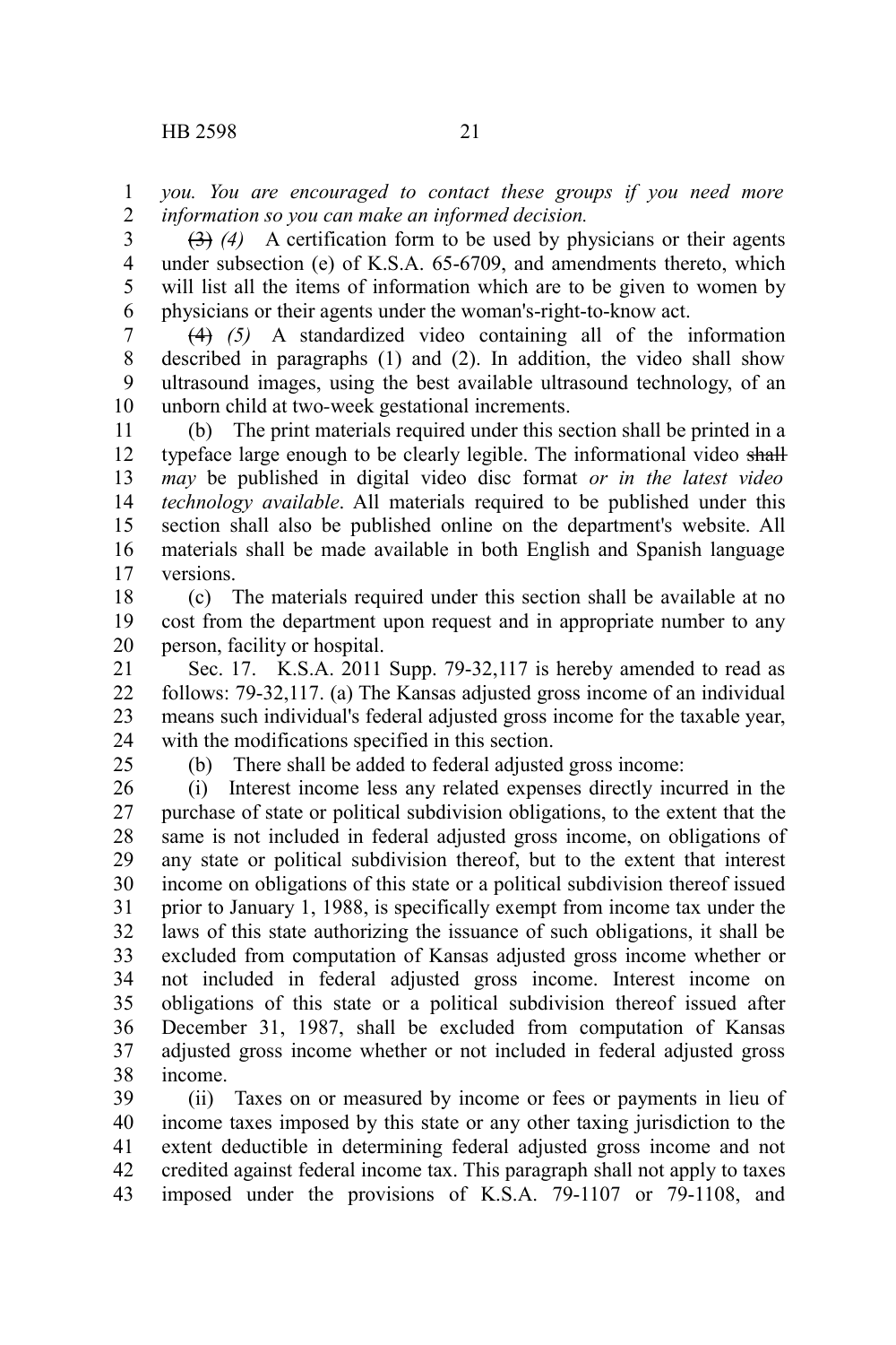*you. You are encouraged to contact these groups if you need more information so you can make an informed decision.*

~~(3)~~ *(4)* A certification form to be used by physicians or their agents under subsection (e) of K.S.A. 65-6709, and amendments thereto, which will list all the items of information which are to be given to women by physicians or their agents under the woman's-right-to-know act.

~~(4)~~ *(5)* A standardized video containing all of the information described in paragraphs (1) and (2). In addition, the video shall show ultrasound images, using the best available ultrasound technology, of an unborn child at two-week gestational increments.

(b) The print materials required under this section shall be printed in a typeface large enough to be clearly legible. The informational video ~~shall~~ *may* be published in digital video disc format *or in the latest video technology available*. All materials required to be published under this section shall also be published online on the department's website. All materials shall be made available in both English and Spanish language versions.

(c) The materials required under this section shall be available at no cost from the department upon request and in appropriate number to any person, facility or hospital.

Sec. 17. K.S.A. 2011 Supp. 79-32,117 is hereby amended to read as follows: 79-32,117. (a) The Kansas adjusted gross income of an individual means such individual's federal adjusted gross income for the taxable year, with the modifications specified in this section.

(b) There shall be added to federal adjusted gross income:

(i) Interest income less any related expenses directly incurred in the purchase of state or political subdivision obligations, to the extent that the same is not included in federal adjusted gross income, on obligations of any state or political subdivision thereof, but to the extent that interest income on obligations of this state or a political subdivision thereof issued prior to January 1, 1988, is specifically exempt from income tax under the laws of this state authorizing the issuance of such obligations, it shall be excluded from computation of Kansas adjusted gross income whether or not included in federal adjusted gross income. Interest income on obligations of this state or a political subdivision thereof issued after December 31, 1987, shall be excluded from computation of Kansas adjusted gross income whether or not included in federal adjusted gross income.

(ii) Taxes on or measured by income or fees or payments in lieu of income taxes imposed by this state or any other taxing jurisdiction to the extent deductible in determining federal adjusted gross income and not credited against federal income tax. This paragraph shall not apply to taxes imposed under the provisions of K.S.A. 79-1107 or 79-1108, and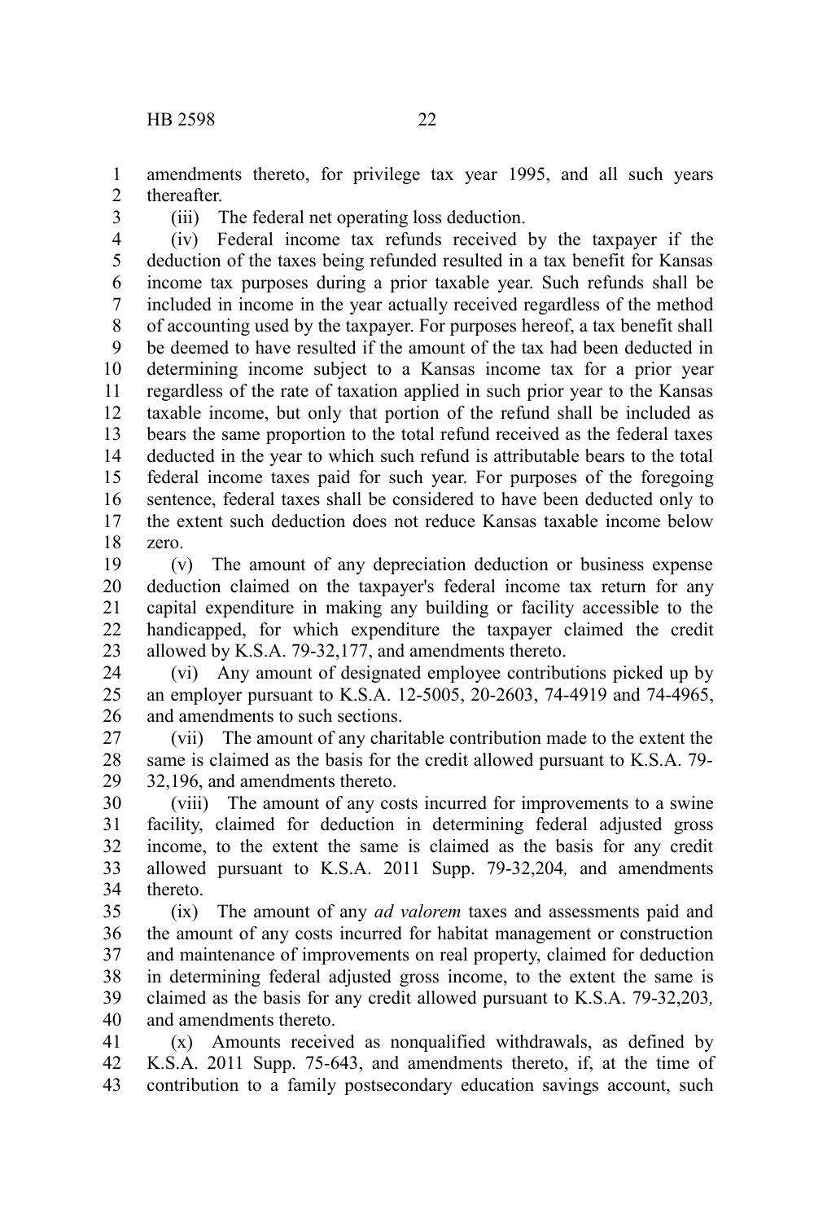amendments thereto, for privilege tax year 1995, and all such years thereafter.

(iii) The federal net operating loss deduction.

(iv) Federal income tax refunds received by the taxpayer if the deduction of the taxes being refunded resulted in a tax benefit for Kansas income tax purposes during a prior taxable year. Such refunds shall be included in income in the year actually received regardless of the method of accounting used by the taxpayer. For purposes hereof, a tax benefit shall be deemed to have resulted if the amount of the tax had been deducted in determining income subject to a Kansas income tax for a prior year regardless of the rate of taxation applied in such prior year to the Kansas taxable income, but only that portion of the refund shall be included as bears the same proportion to the total refund received as the federal taxes deducted in the year to which such refund is attributable bears to the total federal income taxes paid for such year. For purposes of the foregoing sentence, federal taxes shall be considered to have been deducted only to the extent such deduction does not reduce Kansas taxable income below zero.

(v) The amount of any depreciation deduction or business expense deduction claimed on the taxpayer's federal income tax return for any capital expenditure in making any building or facility accessible to the handicapped, for which expenditure the taxpayer claimed the credit allowed by K.S.A. 79-32,177, and amendments thereto.

(vi) Any amount of designated employee contributions picked up by an employer pursuant to K.S.A. 12-5005, 20-2603, 74-4919 and 74-4965, and amendments to such sections.

(vii) The amount of any charitable contribution made to the extent the same is claimed as the basis for the credit allowed pursuant to K.S.A. 79-32,196, and amendments thereto.

(viii) The amount of any costs incurred for improvements to a swine facility, claimed for deduction in determining federal adjusted gross income, to the extent the same is claimed as the basis for any credit allowed pursuant to K.S.A. 2011 Supp. 79-32,204*,* and amendments thereto.

(ix) The amount of any *ad valorem* taxes and assessments paid and the amount of any costs incurred for habitat management or construction and maintenance of improvements on real property, claimed for deduction in determining federal adjusted gross income, to the extent the same is claimed as the basis for any credit allowed pursuant to K.S.A. 79-32,203*,* and amendments thereto.

(x) Amounts received as nonqualified withdrawals, as defined by K.S.A. 2011 Supp. 75-643, and amendments thereto, if, at the time of contribution to a family postsecondary education savings account, such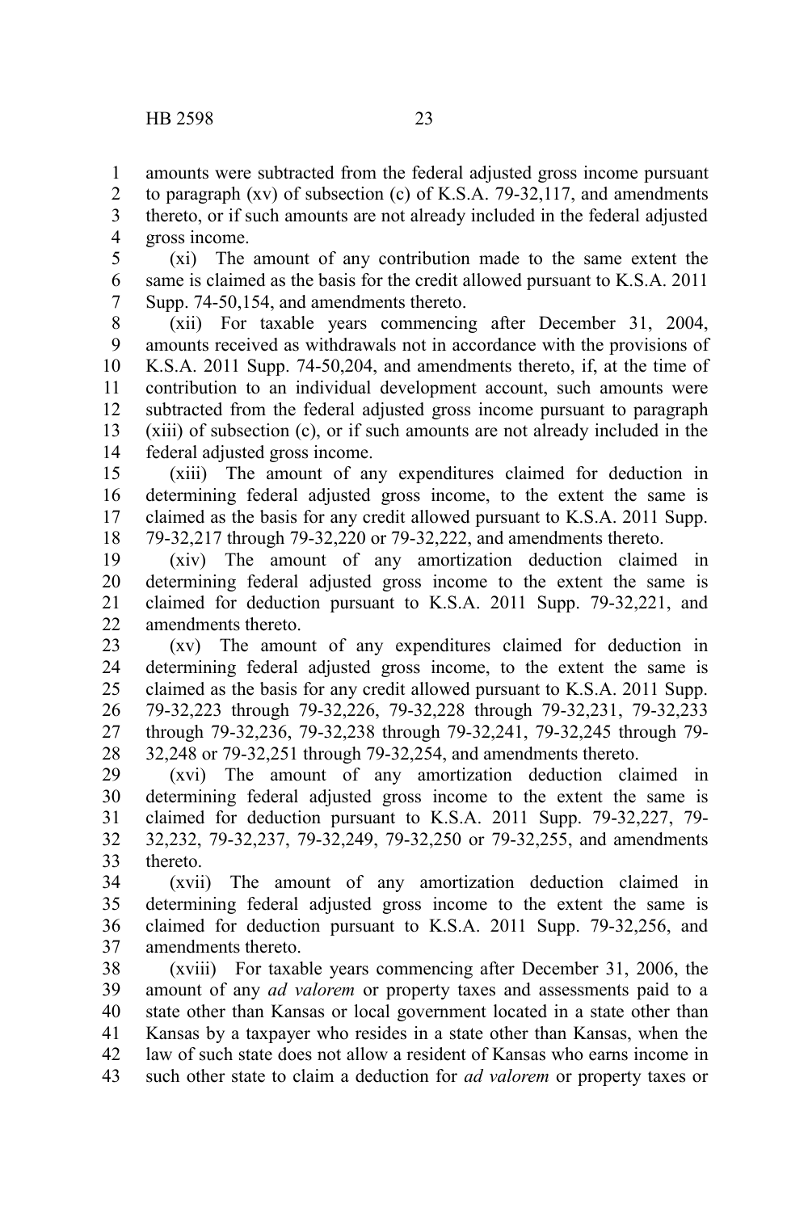amounts were subtracted from the federal adjusted gross income pursuant to paragraph (xv) of subsection (c) of K.S.A. 79-32,117, and amendments thereto, or if such amounts are not already included in the federal adjusted gross income.

(xi) The amount of any contribution made to the same extent the same is claimed as the basis for the credit allowed pursuant to K.S.A. 2011 Supp. 74-50,154, and amendments thereto.

(xii) For taxable years commencing after December 31, 2004, amounts received as withdrawals not in accordance with the provisions of K.S.A. 2011 Supp. 74-50,204, and amendments thereto, if, at the time of contribution to an individual development account, such amounts were subtracted from the federal adjusted gross income pursuant to paragraph (xiii) of subsection (c), or if such amounts are not already included in the federal adjusted gross income.

(xiii) The amount of any expenditures claimed for deduction in determining federal adjusted gross income, to the extent the same is claimed as the basis for any credit allowed pursuant to K.S.A. 2011 Supp. 79-32,217 through 79-32,220 or 79-32,222, and amendments thereto.

(xiv) The amount of any amortization deduction claimed in determining federal adjusted gross income to the extent the same is claimed for deduction pursuant to K.S.A. 2011 Supp. 79-32,221, and amendments thereto.

(xv) The amount of any expenditures claimed for deduction in determining federal adjusted gross income, to the extent the same is claimed as the basis for any credit allowed pursuant to K.S.A. 2011 Supp. 79-32,223 through 79-32,226, 79-32,228 through 79-32,231, 79-32,233 through 79-32,236, 79-32,238 through 79-32,241, 79-32,245 through 79-32,248 or 79-32,251 through 79-32,254, and amendments thereto.

(xvi) The amount of any amortization deduction claimed in determining federal adjusted gross income to the extent the same is claimed for deduction pursuant to K.S.A. 2011 Supp. 79-32,227, 79-32,232, 79-32,237, 79-32,249, 79-32,250 or 79-32,255, and amendments thereto.

(xvii) The amount of any amortization deduction claimed in determining federal adjusted gross income to the extent the same is claimed for deduction pursuant to K.S.A. 2011 Supp. 79-32,256, and amendments thereto.

(xviii) For taxable years commencing after December 31, 2006, the amount of any *ad valorem* or property taxes and assessments paid to a state other than Kansas or local government located in a state other than Kansas by a taxpayer who resides in a state other than Kansas, when the law of such state does not allow a resident of Kansas who earns income in such other state to claim a deduction for *ad valorem* or property taxes or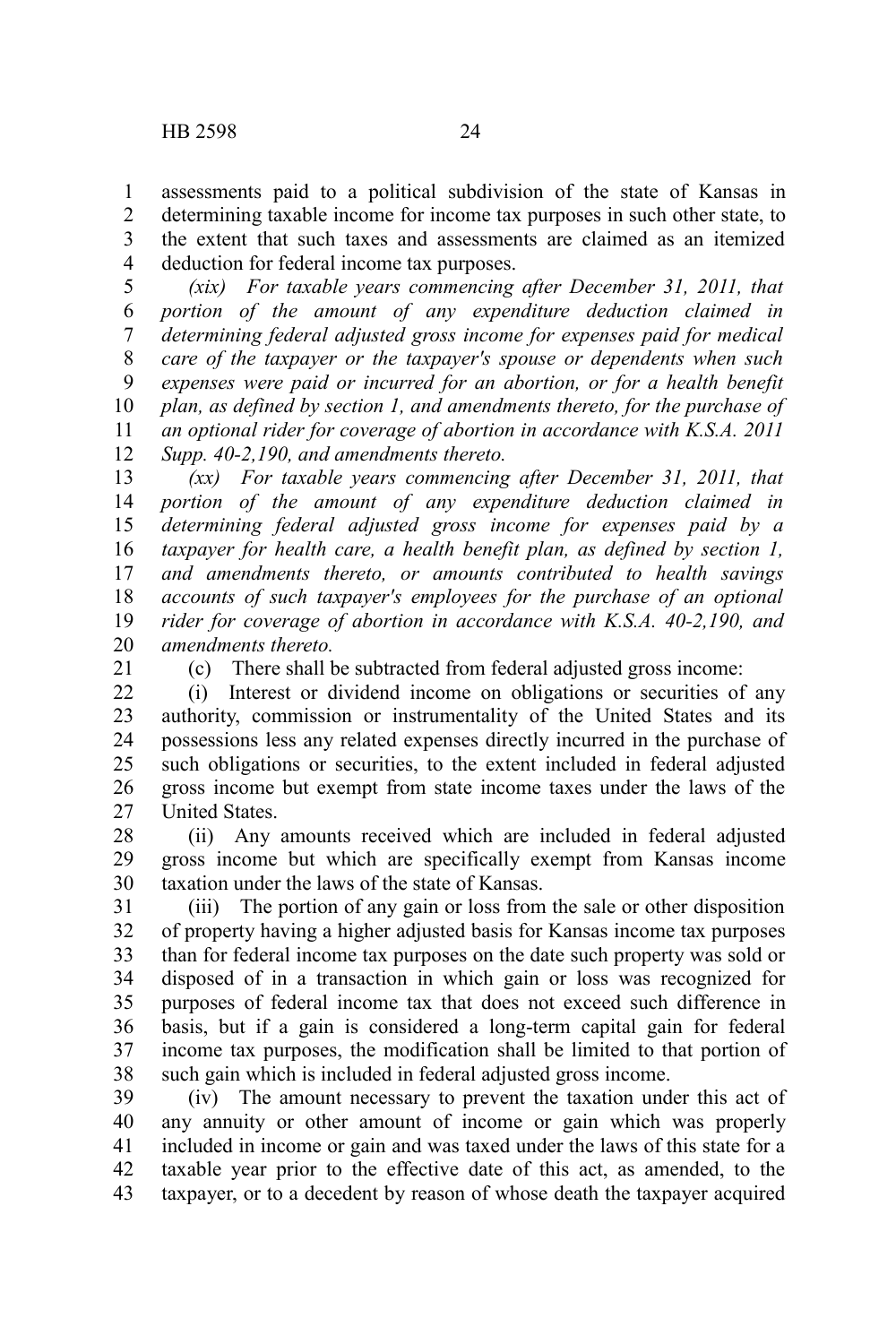assessments paid to a political subdivision of the state of Kansas in determining taxable income for income tax purposes in such other state, to the extent that such taxes and assessments are claimed as an itemized deduction for federal income tax purposes.

*(xix) For taxable years commencing after December 31, 2011, that portion of the amount of any expenditure deduction claimed in determining federal adjusted gross income for expenses paid for medical care of the taxpayer or the taxpayer's spouse or dependents when such expenses were paid or incurred for an abortion, or for a health benefit plan, as defined by section 1, and amendments thereto, for the purchase of an optional rider for coverage of abortion in accordance with K.S.A. 2011 Supp. 40-2,190, and amendments thereto.*

*(xx) For taxable years commencing after December 31, 2011, that portion of the amount of any expenditure deduction claimed in determining federal adjusted gross income for expenses paid by a taxpayer for health care, a health benefit plan, as defined by section 1, and amendments thereto, or amounts contributed to health savings accounts of such taxpayer's employees for the purchase of an optional rider for coverage of abortion in accordance with K.S.A. 40-2,190, and amendments thereto.*

(c) There shall be subtracted from federal adjusted gross income:

(i) Interest or dividend income on obligations or securities of any authority, commission or instrumentality of the United States and its possessions less any related expenses directly incurred in the purchase of such obligations or securities, to the extent included in federal adjusted gross income but exempt from state income taxes under the laws of the United States.

(ii) Any amounts received which are included in federal adjusted gross income but which are specifically exempt from Kansas income taxation under the laws of the state of Kansas.

(iii) The portion of any gain or loss from the sale or other disposition of property having a higher adjusted basis for Kansas income tax purposes than for federal income tax purposes on the date such property was sold or disposed of in a transaction in which gain or loss was recognized for purposes of federal income tax that does not exceed such difference in basis, but if a gain is considered a long-term capital gain for federal income tax purposes, the modification shall be limited to that portion of such gain which is included in federal adjusted gross income.

(iv) The amount necessary to prevent the taxation under this act of any annuity or other amount of income or gain which was properly included in income or gain and was taxed under the laws of this state for a taxable year prior to the effective date of this act, as amended, to the taxpayer, or to a decedent by reason of whose death the taxpayer acquired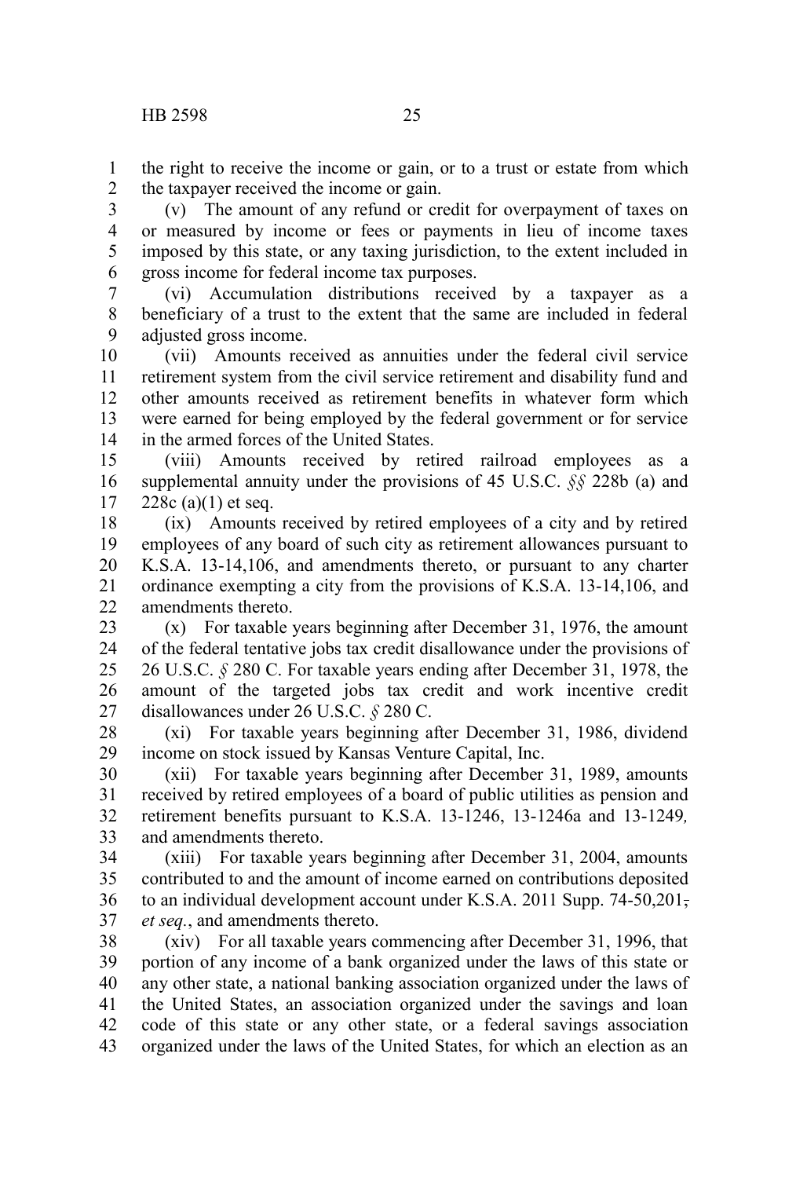the right to receive the income or gain, or to a trust or estate from which the taxpayer received the income or gain.

(v) The amount of any refund or credit for overpayment of taxes on or measured by income or fees or payments in lieu of income taxes imposed by this state, or any taxing jurisdiction, to the extent included in gross income for federal income tax purposes.

(vi) Accumulation distributions received by a taxpayer as a beneficiary of a trust to the extent that the same are included in federal adjusted gross income.

(vii) Amounts received as annuities under the federal civil service retirement system from the civil service retirement and disability fund and other amounts received as retirement benefits in whatever form which were earned for being employed by the federal government or for service in the armed forces of the United States.

(viii) Amounts received by retired railroad employees as a supplemental annuity under the provisions of 45 U.S.C. *§§* 228b (a) and 228c (a)(1) et seq.

(ix) Amounts received by retired employees of a city and by retired employees of any board of such city as retirement allowances pursuant to K.S.A. 13-14,106, and amendments thereto, or pursuant to any charter ordinance exempting a city from the provisions of K.S.A. 13-14,106, and amendments thereto.

(x) For taxable years beginning after December 31, 1976, the amount of the federal tentative jobs tax credit disallowance under the provisions of 26 U.S.C. *§* 280 C. For taxable years ending after December 31, 1978, the amount of the targeted jobs tax credit and work incentive credit disallowances under 26 U.S.C. *§* 280 C.

(xi) For taxable years beginning after December 31, 1986, dividend income on stock issued by Kansas Venture Capital, Inc.

(xii) For taxable years beginning after December 31, 1989, amounts received by retired employees of a board of public utilities as pension and retirement benefits pursuant to K.S.A. 13-1246, 13-1246a and 13-1249*,* and amendments thereto.

(xiii) For taxable years beginning after December 31, 2004, amounts contributed to and the amount of income earned on contributions deposited to an individual development account under K.S.A. 2011 Supp. 74-50,201~~,~~ *et seq.*, and amendments thereto.

(xiv) For all taxable years commencing after December 31, 1996, that portion of any income of a bank organized under the laws of this state or any other state, a national banking association organized under the laws of the United States, an association organized under the savings and loan code of this state or any other state, or a federal savings association organized under the laws of the United States, for which an election as an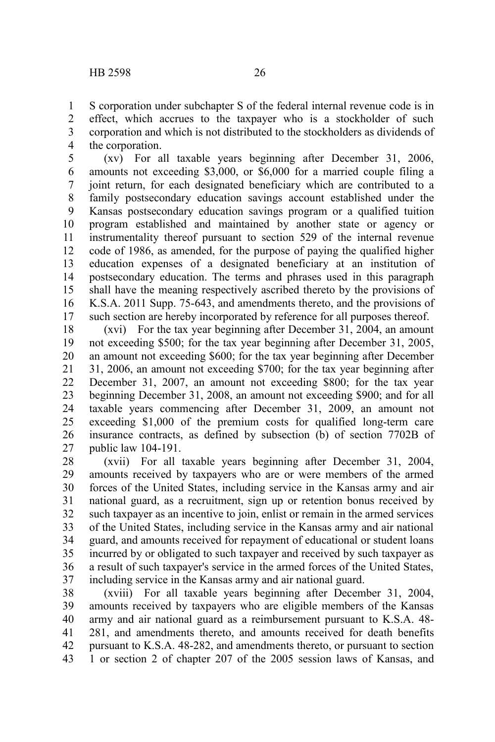S corporation under subchapter S of the federal internal revenue code is in effect, which accrues to the taxpayer who is a stockholder of such corporation and which is not distributed to the stockholders as dividends of the corporation.

(xv) For all taxable years beginning after December 31, 2006, amounts not exceeding $3,000, or $6,000 for a married couple filing a joint return, for each designated beneficiary which are contributed to a family postsecondary education savings account established under the Kansas postsecondary education savings program or a qualified tuition program established and maintained by another state or agency or instrumentality thereof pursuant to section 529 of the internal revenue code of 1986, as amended, for the purpose of paying the qualified higher education expenses of a designated beneficiary at an institution of postsecondary education. The terms and phrases used in this paragraph shall have the meaning respectively ascribed thereto by the provisions of K.S.A. 2011 Supp. 75-643, and amendments thereto, and the provisions of such section are hereby incorporated by reference for all purposes thereof.

(xvi) For the tax year beginning after December 31, 2004, an amount not exceeding $500; for the tax year beginning after December 31, 2005, an amount not exceeding $600; for the tax year beginning after December 31, 2006, an amount not exceeding $700; for the tax year beginning after December 31, 2007, an amount not exceeding $800; for the tax year beginning December 31, 2008, an amount not exceeding $900; and for all taxable years commencing after December 31, 2009, an amount not exceeding $1,000 of the premium costs for qualified long-term care insurance contracts, as defined by subsection (b) of section 7702B of public law 104-191.

(xvii) For all taxable years beginning after December 31, 2004, amounts received by taxpayers who are or were members of the armed forces of the United States, including service in the Kansas army and air national guard, as a recruitment, sign up or retention bonus received by such taxpayer as an incentive to join, enlist or remain in the armed services of the United States, including service in the Kansas army and air national guard, and amounts received for repayment of educational or student loans incurred by or obligated to such taxpayer and received by such taxpayer as a result of such taxpayer's service in the armed forces of the United States, including service in the Kansas army and air national guard.

(xviii) For all taxable years beginning after December 31, 2004, amounts received by taxpayers who are eligible members of the Kansas army and air national guard as a reimbursement pursuant to K.S.A. 48-281, and amendments thereto, and amounts received for death benefits pursuant to K.S.A. 48-282, and amendments thereto, or pursuant to section 1 or section 2 of chapter 207 of the 2005 session laws of Kansas, and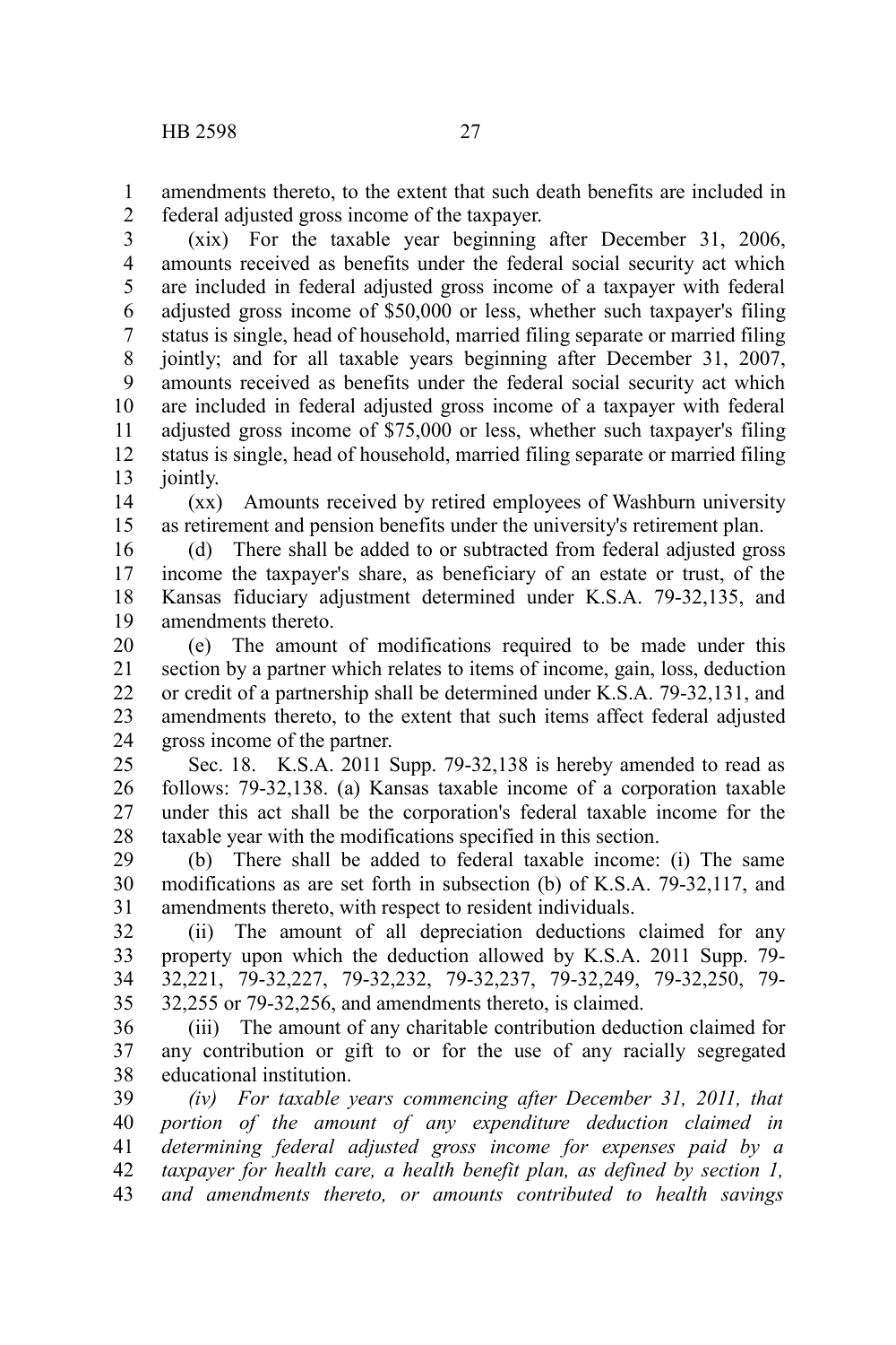amendments thereto, to the extent that such death benefits are included in federal adjusted gross income of the taxpayer.

(xix) For the taxable year beginning after December 31, 2006, amounts received as benefits under the federal social security act which are included in federal adjusted gross income of a taxpayer with federal adjusted gross income of $50,000 or less, whether such taxpayer's filing status is single, head of household, married filing separate or married filing jointly; and for all taxable years beginning after December 31, 2007, amounts received as benefits under the federal social security act which are included in federal adjusted gross income of a taxpayer with federal adjusted gross income of $75,000 or less, whether such taxpayer's filing status is single, head of household, married filing separate or married filing jointly.

(xx) Amounts received by retired employees of Washburn university as retirement and pension benefits under the university's retirement plan.

(d) There shall be added to or subtracted from federal adjusted gross income the taxpayer's share, as beneficiary of an estate or trust, of the Kansas fiduciary adjustment determined under K.S.A. 79-32,135, and amendments thereto.

(e) The amount of modifications required to be made under this section by a partner which relates to items of income, gain, loss, deduction or credit of a partnership shall be determined under K.S.A. 79-32,131, and amendments thereto, to the extent that such items affect federal adjusted gross income of the partner.

Sec. 18. K.S.A. 2011 Supp. 79-32,138 is hereby amended to read as follows: 79-32,138. (a) Kansas taxable income of a corporation taxable under this act shall be the corporation's federal taxable income for the taxable year with the modifications specified in this section.

(b) There shall be added to federal taxable income: (i) The same modifications as are set forth in subsection (b) of K.S.A. 79-32,117, and amendments thereto, with respect to resident individuals.

(ii) The amount of all depreciation deductions claimed for any property upon which the deduction allowed by K.S.A. 2011 Supp. 79-32,221, 79-32,227, 79-32,232, 79-32,237, 79-32,249, 79-32,250, 79-32,255 or 79-32,256, and amendments thereto, is claimed.

(iii) The amount of any charitable contribution deduction claimed for any contribution or gift to or for the use of any racially segregated educational institution.

*(iv) For taxable years commencing after December 31, 2011, that portion of the amount of any expenditure deduction claimed in determining federal adjusted gross income for expenses paid by a taxpayer for health care, a health benefit plan, as defined by section 1, and amendments thereto, or amounts contributed to health savings*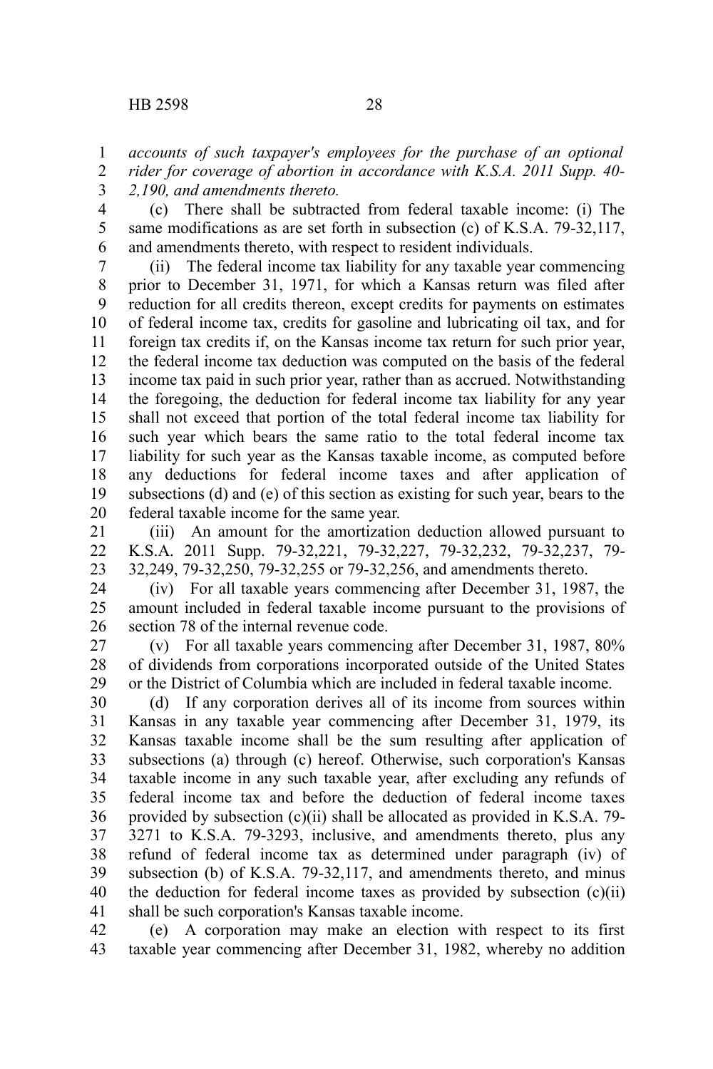*accounts of such taxpayer's employees for the purchase of an optional rider for coverage of abortion in accordance with K.S.A. 2011 Supp. 40-2,190, and amendments thereto.*

(c) There shall be subtracted from federal taxable income: (i) The same modifications as are set forth in subsection (c) of K.S.A. 79-32,117, and amendments thereto, with respect to resident individuals.

(ii) The federal income tax liability for any taxable year commencing prior to December 31, 1971, for which a Kansas return was filed after reduction for all credits thereon, except credits for payments on estimates of federal income tax, credits for gasoline and lubricating oil tax, and for foreign tax credits if, on the Kansas income tax return for such prior year, the federal income tax deduction was computed on the basis of the federal income tax paid in such prior year, rather than as accrued. Notwithstanding the foregoing, the deduction for federal income tax liability for any year shall not exceed that portion of the total federal income tax liability for such year which bears the same ratio to the total federal income tax liability for such year as the Kansas taxable income, as computed before any deductions for federal income taxes and after application of subsections (d) and (e) of this section as existing for such year, bears to the federal taxable income for the same year.

(iii) An amount for the amortization deduction allowed pursuant to K.S.A. 2011 Supp. 79-32,221, 79-32,227, 79-32,232, 79-32,237, 79-32,249, 79-32,250, 79-32,255 or 79-32,256, and amendments thereto.

(iv) For all taxable years commencing after December 31, 1987, the amount included in federal taxable income pursuant to the provisions of section 78 of the internal revenue code.

(v) For all taxable years commencing after December 31, 1987, 80% of dividends from corporations incorporated outside of the United States or the District of Columbia which are included in federal taxable income.

(d) If any corporation derives all of its income from sources within Kansas in any taxable year commencing after December 31, 1979, its Kansas taxable income shall be the sum resulting after application of subsections (a) through (c) hereof. Otherwise, such corporation's Kansas taxable income in any such taxable year, after excluding any refunds of federal income tax and before the deduction of federal income taxes provided by subsection (c)(ii) shall be allocated as provided in K.S.A. 79-3271 to K.S.A. 79-3293, inclusive, and amendments thereto, plus any refund of federal income tax as determined under paragraph (iv) of subsection (b) of K.S.A. 79-32,117, and amendments thereto, and minus the deduction for federal income taxes as provided by subsection (c)(ii) shall be such corporation's Kansas taxable income.

(e) A corporation may make an election with respect to its first taxable year commencing after December 31, 1982, whereby no addition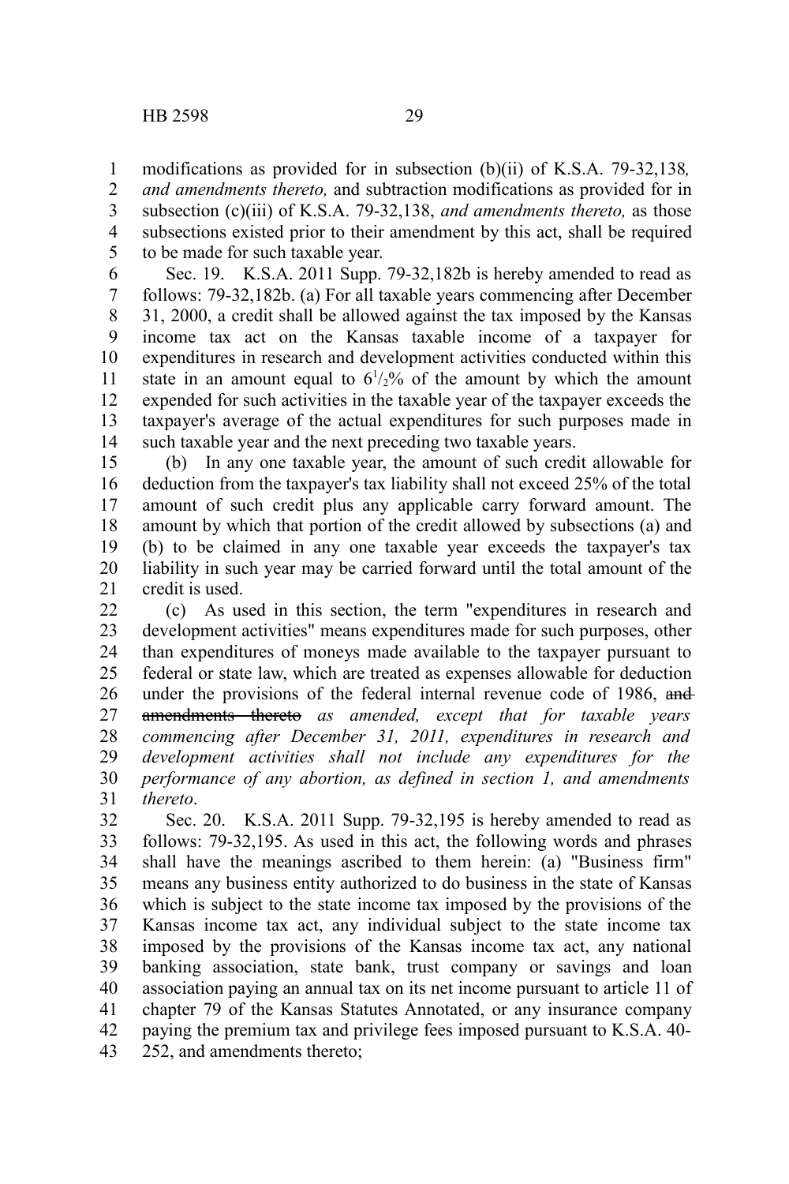modifications as provided for in subsection (b)(ii) of K.S.A. 79-32,138*, and amendments thereto,* and subtraction modifications as provided for in subsection (c)(iii) of K.S.A. 79-32,138, *and amendments thereto,* as those subsections existed prior to their amendment by this act, shall be required to be made for such taxable year.

Sec. 19. K.S.A. 2011 Supp. 79-32,182b is hereby amended to read as follows: 79-32,182b. (a) For all taxable years commencing after December 31, 2000, a credit shall be allowed against the tax imposed by the Kansas income tax act on the Kansas taxable income of a taxpayer for expenditures in research and development activities conducted within this state in an amount equal to $6^{1}/_{2}\%$ of the amount by which the amount expended for such activities in the taxable year of the taxpayer exceeds the taxpayer's average of the actual expenditures for such purposes made in such taxable year and the next preceding two taxable years.

(b) In any one taxable year, the amount of such credit allowable for deduction from the taxpayer's tax liability shall not exceed 25% of the total amount of such credit plus any applicable carry forward amount. The amount by which that portion of the credit allowed by subsections (a) and (b) to be claimed in any one taxable year exceeds the taxpayer's tax liability in such year may be carried forward until the total amount of the credit is used.

(c) As used in this section, the term "expenditures in research and development activities" means expenditures made for such purposes, other than expenditures of moneys made available to the taxpayer pursuant to federal or state law, which are treated as expenses allowable for deduction under the provisions of the federal internal revenue code of 1986, ~~and amendments thereto~~ *as amended, except that for taxable years commencing after December 31, 2011, expenditures in research and development activities shall not include any expenditures for the performance of any abortion, as defined in section 1, and amendments thereto*.

Sec. 20. K.S.A. 2011 Supp. 79-32,195 is hereby amended to read as follows: 79-32,195. As used in this act, the following words and phrases shall have the meanings ascribed to them herein: (a) "Business firm" means any business entity authorized to do business in the state of Kansas which is subject to the state income tax imposed by the provisions of the Kansas income tax act, any individual subject to the state income tax imposed by the provisions of the Kansas income tax act, any national banking association, state bank, trust company or savings and loan association paying an annual tax on its net income pursuant to article 11 of chapter 79 of the Kansas Statutes Annotated, or any insurance company paying the premium tax and privilege fees imposed pursuant to K.S.A. 40-252, and amendments thereto;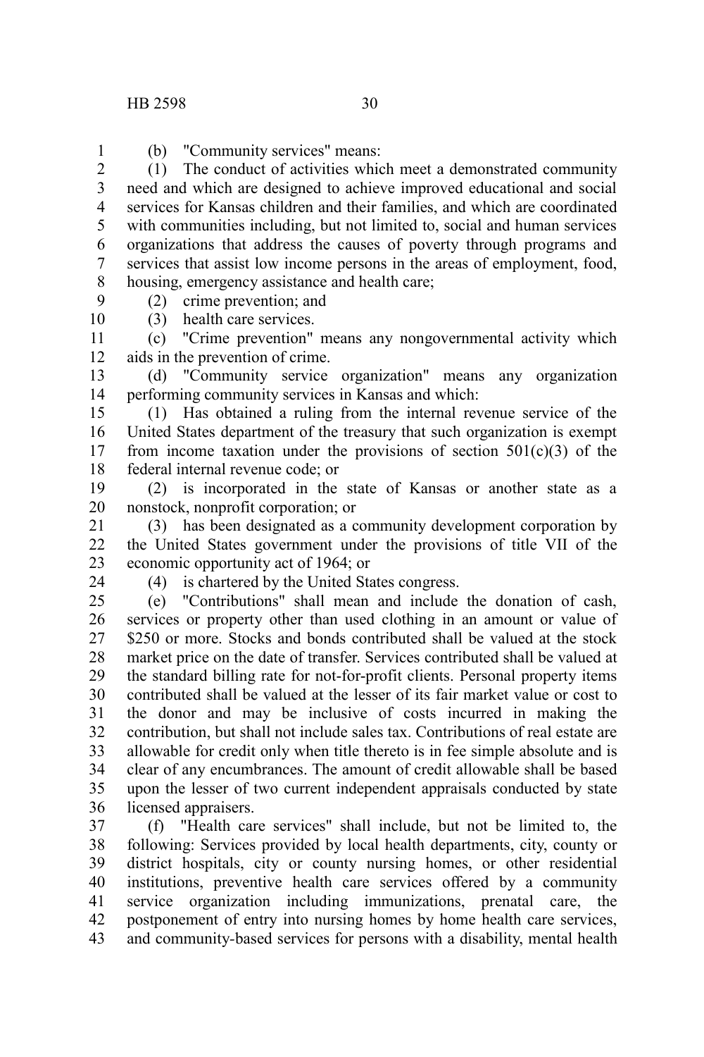(b) "Community services" means:

(1) The conduct of activities which meet a demonstrated community need and which are designed to achieve improved educational and social services for Kansas children and their families, and which are coordinated with communities including, but not limited to, social and human services organizations that address the causes of poverty through programs and services that assist low income persons in the areas of employment, food, housing, emergency assistance and health care;

(2) crime prevention; and

(3) health care services.

(c) "Crime prevention" means any nongovernmental activity which aids in the prevention of crime.

(d) "Community service organization" means any organization performing community services in Kansas and which:

(1) Has obtained a ruling from the internal revenue service of the United States department of the treasury that such organization is exempt from income taxation under the provisions of section 501(c)(3) of the federal internal revenue code; or

(2) is incorporated in the state of Kansas or another state as a nonstock, nonprofit corporation; or

(3) has been designated as a community development corporation by the United States government under the provisions of title VII of the economic opportunity act of 1964; or

(4) is chartered by the United States congress.

(e) "Contributions" shall mean and include the donation of cash, services or property other than used clothing in an amount or value of $250 or more. Stocks and bonds contributed shall be valued at the stock market price on the date of transfer. Services contributed shall be valued at the standard billing rate for not-for-profit clients. Personal property items contributed shall be valued at the lesser of its fair market value or cost to the donor and may be inclusive of costs incurred in making the contribution, but shall not include sales tax. Contributions of real estate are allowable for credit only when title thereto is in fee simple absolute and is clear of any encumbrances. The amount of credit allowable shall be based upon the lesser of two current independent appraisals conducted by state licensed appraisers.

(f) "Health care services" shall include, but not be limited to, the following: Services provided by local health departments, city, county or district hospitals, city or county nursing homes, or other residential institutions, preventive health care services offered by a community service organization including immunizations, prenatal care, the postponement of entry into nursing homes by home health care services, and community-based services for persons with a disability, mental health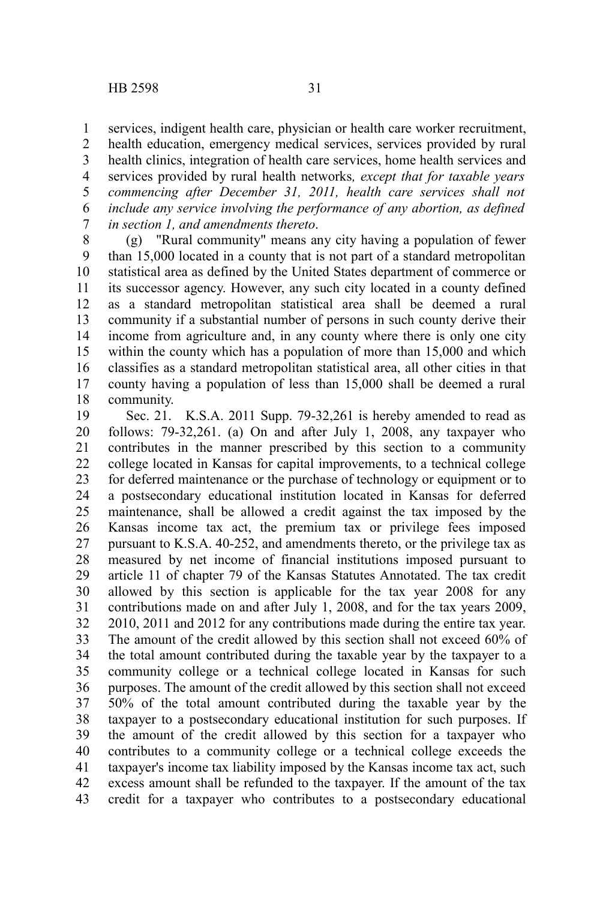services, indigent health care, physician or health care worker recruitment, health education, emergency medical services, services provided by rural health clinics, integration of health care services, home health services and services provided by rural health networks*, except that for taxable years commencing after December 31, 2011, health care services shall not include any service involving the performance of any abortion, as defined in section 1, and amendments thereto*.

(g) "Rural community" means any city having a population of fewer than 15,000 located in a county that is not part of a standard metropolitan statistical area as defined by the United States department of commerce or its successor agency. However, any such city located in a county defined as a standard metropolitan statistical area shall be deemed a rural community if a substantial number of persons in such county derive their income from agriculture and, in any county where there is only one city within the county which has a population of more than 15,000 and which classifies as a standard metropolitan statistical area, all other cities in that county having a population of less than 15,000 shall be deemed a rural community.

Sec. 21. K.S.A. 2011 Supp. 79-32,261 is hereby amended to read as follows: 79-32,261. (a) On and after July 1, 2008, any taxpayer who contributes in the manner prescribed by this section to a community college located in Kansas for capital improvements, to a technical college for deferred maintenance or the purchase of technology or equipment or to a postsecondary educational institution located in Kansas for deferred maintenance, shall be allowed a credit against the tax imposed by the Kansas income tax act, the premium tax or privilege fees imposed pursuant to K.S.A. 40-252, and amendments thereto, or the privilege tax as measured by net income of financial institutions imposed pursuant to article 11 of chapter 79 of the Kansas Statutes Annotated. The tax credit allowed by this section is applicable for the tax year 2008 for any contributions made on and after July 1, 2008, and for the tax years 2009, 2010, 2011 and 2012 for any contributions made during the entire tax year. The amount of the credit allowed by this section shall not exceed 60% of the total amount contributed during the taxable year by the taxpayer to a community college or a technical college located in Kansas for such purposes. The amount of the credit allowed by this section shall not exceed 50% of the total amount contributed during the taxable year by the taxpayer to a postsecondary educational institution for such purposes. If the amount of the credit allowed by this section for a taxpayer who contributes to a community college or a technical college exceeds the taxpayer's income tax liability imposed by the Kansas income tax act, such excess amount shall be refunded to the taxpayer. If the amount of the tax credit for a taxpayer who contributes to a postsecondary educational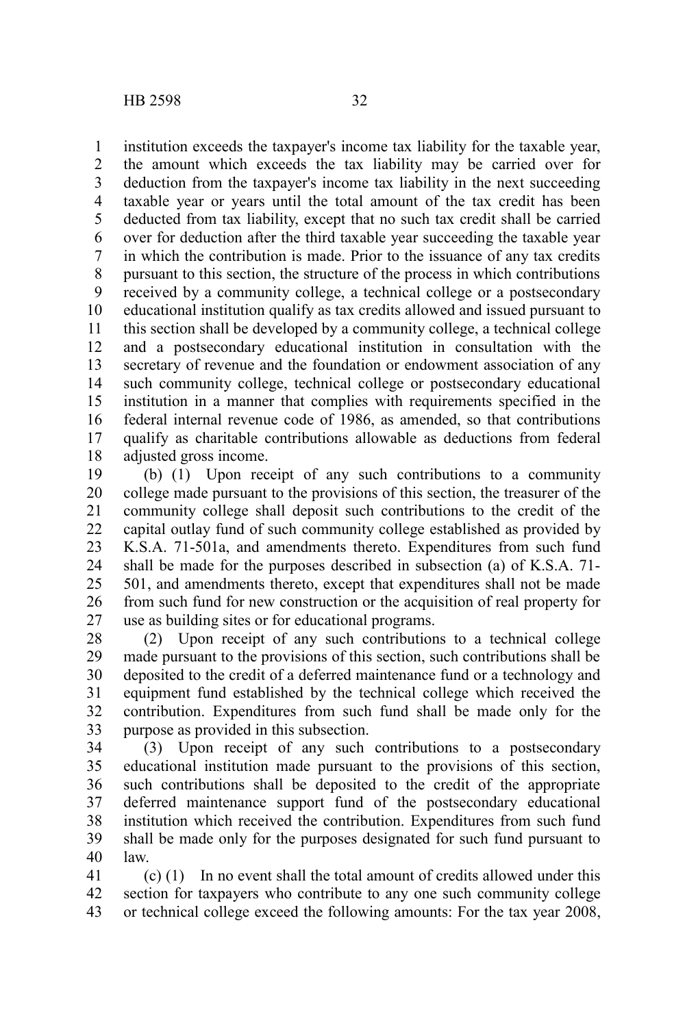institution exceeds the taxpayer's income tax liability for the taxable year, the amount which exceeds the tax liability may be carried over for deduction from the taxpayer's income tax liability in the next succeeding taxable year or years until the total amount of the tax credit has been deducted from tax liability, except that no such tax credit shall be carried over for deduction after the third taxable year succeeding the taxable year in which the contribution is made. Prior to the issuance of any tax credits pursuant to this section, the structure of the process in which contributions received by a community college, a technical college or a postsecondary educational institution qualify as tax credits allowed and issued pursuant to this section shall be developed by a community college, a technical college and a postsecondary educational institution in consultation with the secretary of revenue and the foundation or endowment association of any such community college, technical college or postsecondary educational institution in a manner that complies with requirements specified in the federal internal revenue code of 1986, as amended, so that contributions qualify as charitable contributions allowable as deductions from federal adjusted gross income.

(b) (1) Upon receipt of any such contributions to a community college made pursuant to the provisions of this section, the treasurer of the community college shall deposit such contributions to the credit of the capital outlay fund of such community college established as provided by K.S.A. 71-501a, and amendments thereto. Expenditures from such fund shall be made for the purposes described in subsection (a) of K.S.A. 71-501, and amendments thereto, except that expenditures shall not be made from such fund for new construction or the acquisition of real property for use as building sites or for educational programs.

(2) Upon receipt of any such contributions to a technical college made pursuant to the provisions of this section, such contributions shall be deposited to the credit of a deferred maintenance fund or a technology and equipment fund established by the technical college which received the contribution. Expenditures from such fund shall be made only for the purpose as provided in this subsection.

(3) Upon receipt of any such contributions to a postsecondary educational institution made pursuant to the provisions of this section, such contributions shall be deposited to the credit of the appropriate deferred maintenance support fund of the postsecondary educational institution which received the contribution. Expenditures from such fund shall be made only for the purposes designated for such fund pursuant to law.

(c) (1) In no event shall the total amount of credits allowed under this section for taxpayers who contribute to any one such community college or technical college exceed the following amounts: For the tax year 2008,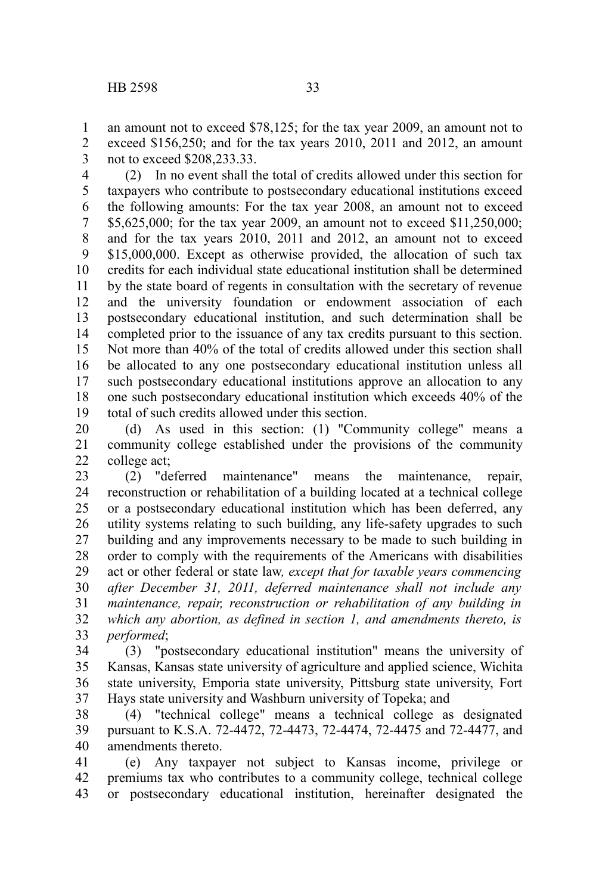an amount not to exceed $78,125; for the tax year 2009, an amount not to exceed $156,250; and for the tax years 2010, 2011 and 2012, an amount not to exceed $208,233.33.

(2) In no event shall the total of credits allowed under this section for taxpayers who contribute to postsecondary educational institutions exceed the following amounts: For the tax year 2008, an amount not to exceed $5,625,000; for the tax year 2009, an amount not to exceed $11,250,000; and for the tax years 2010, 2011 and 2012, an amount not to exceed $15,000,000. Except as otherwise provided, the allocation of such tax credits for each individual state educational institution shall be determined by the state board of regents in consultation with the secretary of revenue and the university foundation or endowment association of each postsecondary educational institution, and such determination shall be completed prior to the issuance of any tax credits pursuant to this section. Not more than 40% of the total of credits allowed under this section shall be allocated to any one postsecondary educational institution unless all such postsecondary educational institutions approve an allocation to any one such postsecondary educational institution which exceeds 40% of the total of such credits allowed under this section.

(d) As used in this section: (1) "Community college" means a community college established under the provisions of the community college act;

(2) "deferred maintenance" means the maintenance, repair, reconstruction or rehabilitation of a building located at a technical college or a postsecondary educational institution which has been deferred, any utility systems relating to such building, any life-safety upgrades to such building and any improvements necessary to be made to such building in order to comply with the requirements of the Americans with disabilities act or other federal or state law*, except that for taxable years commencing after December 31, 2011, deferred maintenance shall not include any maintenance, repair, reconstruction or rehabilitation of any building in which any abortion, as defined in section 1, and amendments thereto, is performed*;

(3) "postsecondary educational institution" means the university of Kansas, Kansas state university of agriculture and applied science, Wichita state university, Emporia state university, Pittsburg state university, Fort Hays state university and Washburn university of Topeka; and

(4) "technical college" means a technical college as designated pursuant to K.S.A. 72-4472, 72-4473, 72-4474, 72-4475 and 72-4477, and amendments thereto.

(e) Any taxpayer not subject to Kansas income, privilege or premiums tax who contributes to a community college, technical college or postsecondary educational institution, hereinafter designated the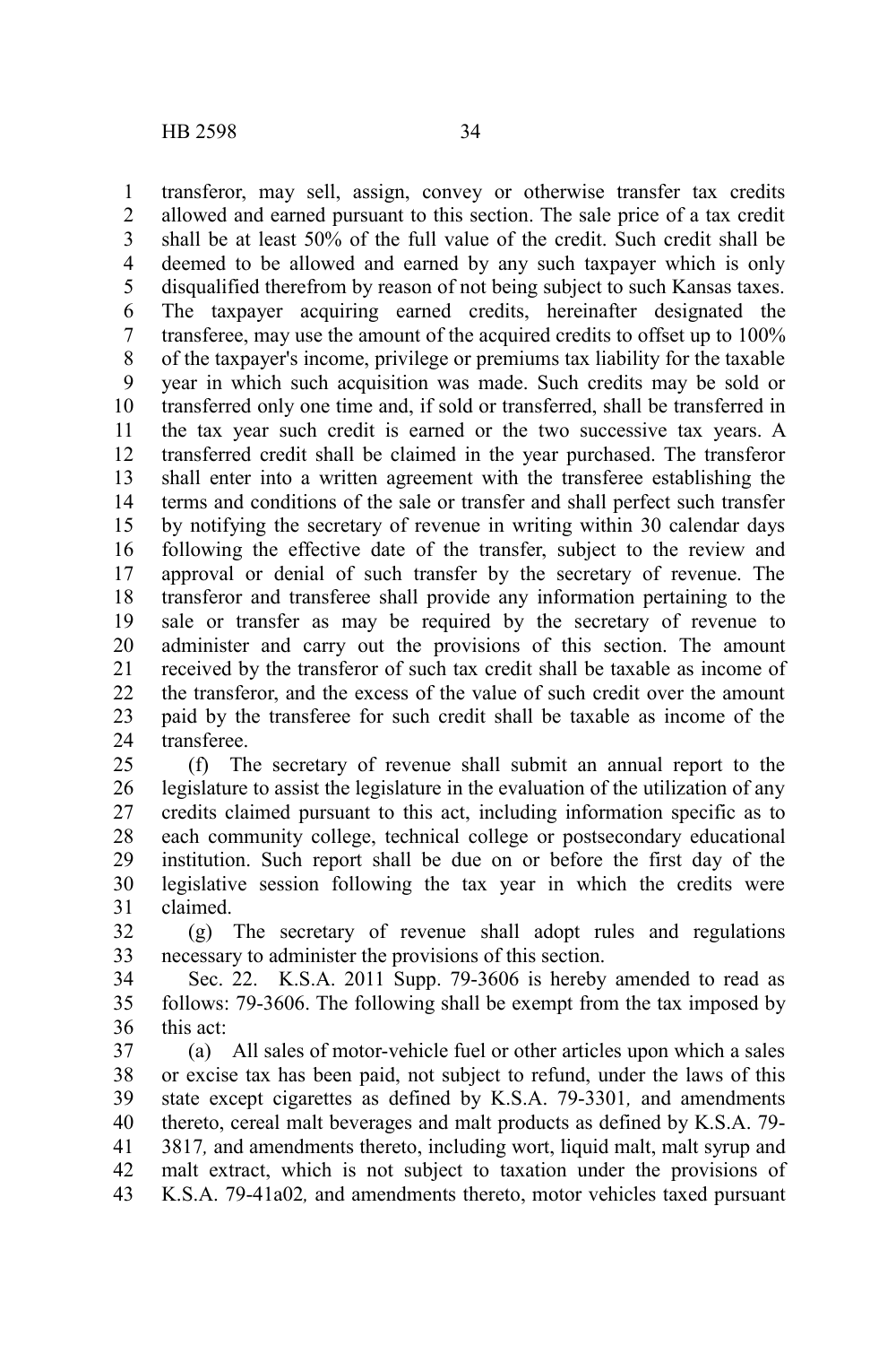transferor, may sell, assign, convey or otherwise transfer tax credits allowed and earned pursuant to this section. The sale price of a tax credit shall be at least 50% of the full value of the credit. Such credit shall be deemed to be allowed and earned by any such taxpayer which is only disqualified therefrom by reason of not being subject to such Kansas taxes. The taxpayer acquiring earned credits, hereinafter designated the transferee, may use the amount of the acquired credits to offset up to 100% of the taxpayer's income, privilege or premiums tax liability for the taxable year in which such acquisition was made. Such credits may be sold or transferred only one time and, if sold or transferred, shall be transferred in the tax year such credit is earned or the two successive tax years. A transferred credit shall be claimed in the year purchased. The transferor shall enter into a written agreement with the transferee establishing the terms and conditions of the sale or transfer and shall perfect such transfer by notifying the secretary of revenue in writing within 30 calendar days following the effective date of the transfer, subject to the review and approval or denial of such transfer by the secretary of revenue. The transferor and transferee shall provide any information pertaining to the sale or transfer as may be required by the secretary of revenue to administer and carry out the provisions of this section. The amount received by the transferor of such tax credit shall be taxable as income of the transferor, and the excess of the value of such credit over the amount paid by the transferee for such credit shall be taxable as income of the transferee.

(f) The secretary of revenue shall submit an annual report to the legislature to assist the legislature in the evaluation of the utilization of any credits claimed pursuant to this act, including information specific as to each community college, technical college or postsecondary educational institution. Such report shall be due on or before the first day of the legislative session following the tax year in which the credits were claimed.

(g) The secretary of revenue shall adopt rules and regulations necessary to administer the provisions of this section.

Sec. 22. K.S.A. 2011 Supp. 79-3606 is hereby amended to read as follows: 79-3606. The following shall be exempt from the tax imposed by this act:

(a) All sales of motor-vehicle fuel or other articles upon which a sales or excise tax has been paid, not subject to refund, under the laws of this state except cigarettes as defined by K.S.A. 79-3301*,* and amendments thereto, cereal malt beverages and malt products as defined by K.S.A. 79-3817*,* and amendments thereto, including wort, liquid malt, malt syrup and malt extract, which is not subject to taxation under the provisions of K.S.A. 79-41a02*,* and amendments thereto, motor vehicles taxed pursuant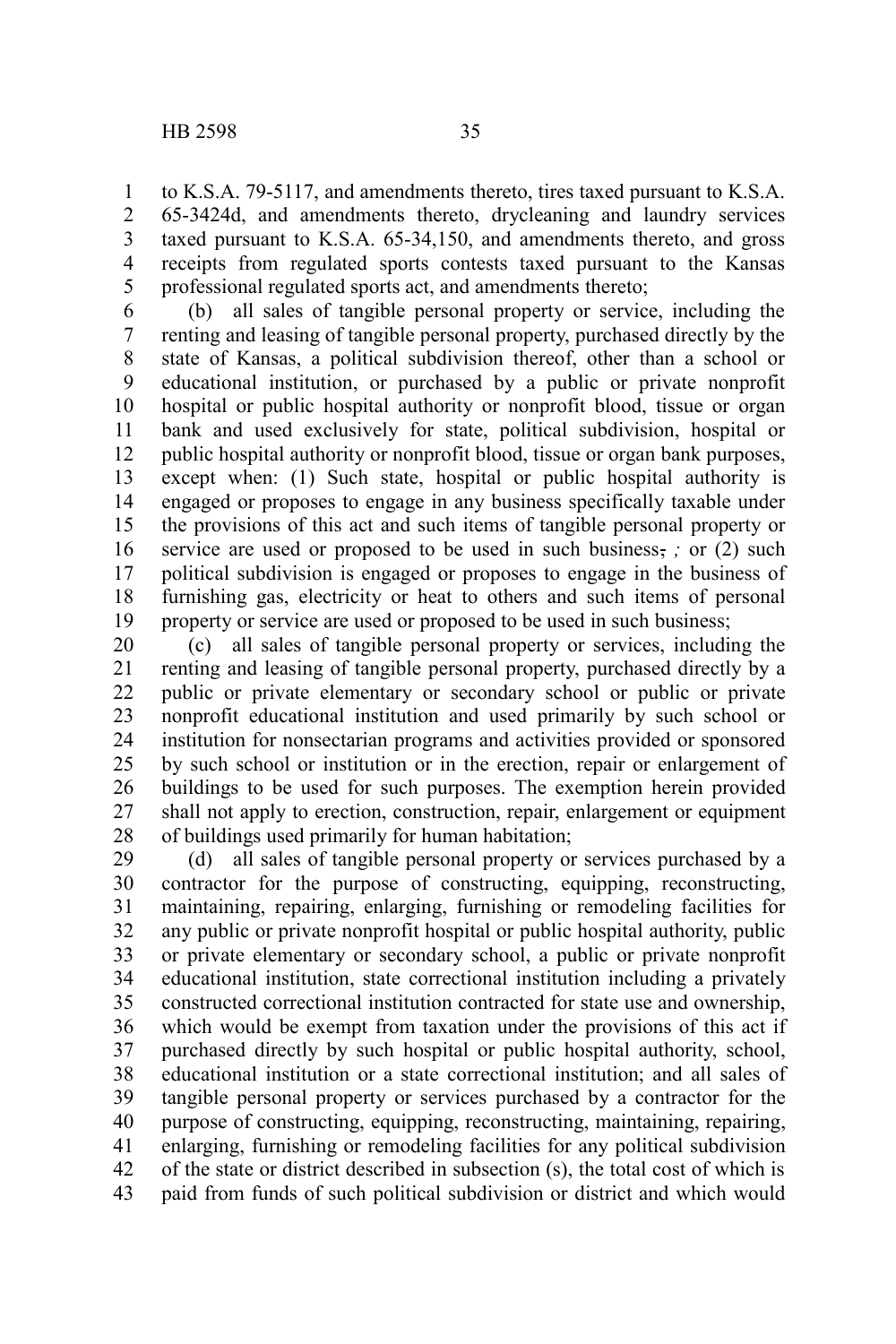to K.S.A. 79-5117, and amendments thereto, tires taxed pursuant to K.S.A. 65-3424d, and amendments thereto, drycleaning and laundry services taxed pursuant to K.S.A. 65-34,150, and amendments thereto, and gross receipts from regulated sports contests taxed pursuant to the Kansas professional regulated sports act, and amendments thereto;

(b) all sales of tangible personal property or service, including the renting and leasing of tangible personal property, purchased directly by the state of Kansas, a political subdivision thereof, other than a school or educational institution, or purchased by a public or private nonprofit hospital or public hospital authority or nonprofit blood, tissue or organ bank and used exclusively for state, political subdivision, hospital or public hospital authority or nonprofit blood, tissue or organ bank purposes, except when: (1) Such state, hospital or public hospital authority is engaged or proposes to engage in any business specifically taxable under the provisions of this act and such items of tangible personal property or service are used or proposed to be used in such business, *;* or (2) such political subdivision is engaged or proposes to engage in the business of furnishing gas, electricity or heat to others and such items of personal property or service are used or proposed to be used in such business;

(c) all sales of tangible personal property or services, including the renting and leasing of tangible personal property, purchased directly by a public or private elementary or secondary school or public or private nonprofit educational institution and used primarily by such school or institution for nonsectarian programs and activities provided or sponsored by such school or institution or in the erection, repair or enlargement of buildings to be used for such purposes. The exemption herein provided shall not apply to erection, construction, repair, enlargement or equipment of buildings used primarily for human habitation;

(d) all sales of tangible personal property or services purchased by a contractor for the purpose of constructing, equipping, reconstructing, maintaining, repairing, enlarging, furnishing or remodeling facilities for any public or private nonprofit hospital or public hospital authority, public or private elementary or secondary school, a public or private nonprofit educational institution, state correctional institution including a privately constructed correctional institution contracted for state use and ownership, which would be exempt from taxation under the provisions of this act if purchased directly by such hospital or public hospital authority, school, educational institution or a state correctional institution; and all sales of tangible personal property or services purchased by a contractor for the purpose of constructing, equipping, reconstructing, maintaining, repairing, enlarging, furnishing or remodeling facilities for any political subdivision of the state or district described in subsection (s), the total cost of which is paid from funds of such political subdivision or district and which would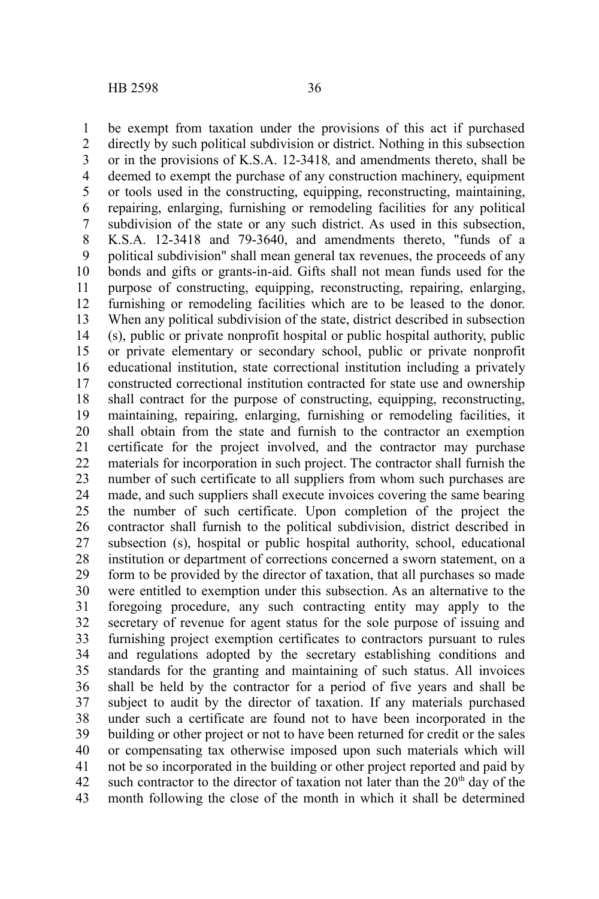be exempt from taxation under the provisions of this act if purchased directly by such political subdivision or district. Nothing in this subsection or in the provisions of K.S.A. 12-3418*,* and amendments thereto, shall be deemed to exempt the purchase of any construction machinery, equipment or tools used in the constructing, equipping, reconstructing, maintaining, repairing, enlarging, furnishing or remodeling facilities for any political subdivision of the state or any such district. As used in this subsection, K.S.A. 12-3418 and 79-3640, and amendments thereto, "funds of a political subdivision" shall mean general tax revenues, the proceeds of any bonds and gifts or grants-in-aid. Gifts shall not mean funds used for the purpose of constructing, equipping, reconstructing, repairing, enlarging, furnishing or remodeling facilities which are to be leased to the donor. When any political subdivision of the state, district described in subsection (s), public or private nonprofit hospital or public hospital authority, public or private elementary or secondary school, public or private nonprofit educational institution, state correctional institution including a privately constructed correctional institution contracted for state use and ownership shall contract for the purpose of constructing, equipping, reconstructing, maintaining, repairing, enlarging, furnishing or remodeling facilities, it shall obtain from the state and furnish to the contractor an exemption certificate for the project involved, and the contractor may purchase materials for incorporation in such project. The contractor shall furnish the number of such certificate to all suppliers from whom such purchases are made, and such suppliers shall execute invoices covering the same bearing the number of such certificate. Upon completion of the project the contractor shall furnish to the political subdivision, district described in subsection (s), hospital or public hospital authority, school, educational institution or department of corrections concerned a sworn statement, on a form to be provided by the director of taxation, that all purchases so made were entitled to exemption under this subsection. As an alternative to the foregoing procedure, any such contracting entity may apply to the secretary of revenue for agent status for the sole purpose of issuing and furnishing project exemption certificates to contractors pursuant to rules and regulations adopted by the secretary establishing conditions and standards for the granting and maintaining of such status. All invoices shall be held by the contractor for a period of five years and shall be subject to audit by the director of taxation. If any materials purchased under such a certificate are found not to have been incorporated in the building or other project or not to have been returned for credit or the sales or compensating tax otherwise imposed upon such materials which will not be so incorporated in the building or other project reported and paid by such contractor to the director of taxation not later than the 20th day of the month following the close of the month in which it shall be determined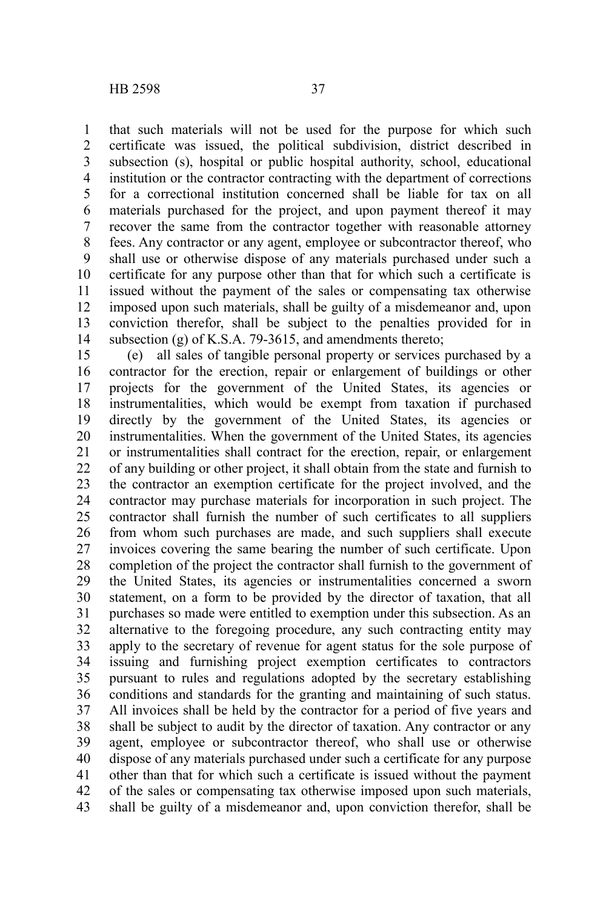that such materials will not be used for the purpose for which such certificate was issued, the political subdivision, district described in subsection (s), hospital or public hospital authority, school, educational institution or the contractor contracting with the department of corrections for a correctional institution concerned shall be liable for tax on all materials purchased for the project, and upon payment thereof it may recover the same from the contractor together with reasonable attorney fees. Any contractor or any agent, employee or subcontractor thereof, who shall use or otherwise dispose of any materials purchased under such a certificate for any purpose other than that for which such a certificate is issued without the payment of the sales or compensating tax otherwise imposed upon such materials, shall be guilty of a misdemeanor and, upon conviction therefor, shall be subject to the penalties provided for in subsection (g) of K.S.A. 79-3615, and amendments thereto;

(e) all sales of tangible personal property or services purchased by a contractor for the erection, repair or enlargement of buildings or other projects for the government of the United States, its agencies or instrumentalities, which would be exempt from taxation if purchased directly by the government of the United States, its agencies or instrumentalities. When the government of the United States, its agencies or instrumentalities shall contract for the erection, repair, or enlargement of any building or other project, it shall obtain from the state and furnish to the contractor an exemption certificate for the project involved, and the contractor may purchase materials for incorporation in such project. The contractor shall furnish the number of such certificates to all suppliers from whom such purchases are made, and such suppliers shall execute invoices covering the same bearing the number of such certificate. Upon completion of the project the contractor shall furnish to the government of the United States, its agencies or instrumentalities concerned a sworn statement, on a form to be provided by the director of taxation, that all purchases so made were entitled to exemption under this subsection. As an alternative to the foregoing procedure, any such contracting entity may apply to the secretary of revenue for agent status for the sole purpose of issuing and furnishing project exemption certificates to contractors pursuant to rules and regulations adopted by the secretary establishing conditions and standards for the granting and maintaining of such status. All invoices shall be held by the contractor for a period of five years and shall be subject to audit by the director of taxation. Any contractor or any agent, employee or subcontractor thereof, who shall use or otherwise dispose of any materials purchased under such a certificate for any purpose other than that for which such a certificate is issued without the payment of the sales or compensating tax otherwise imposed upon such materials, shall be guilty of a misdemeanor and, upon conviction therefor, shall be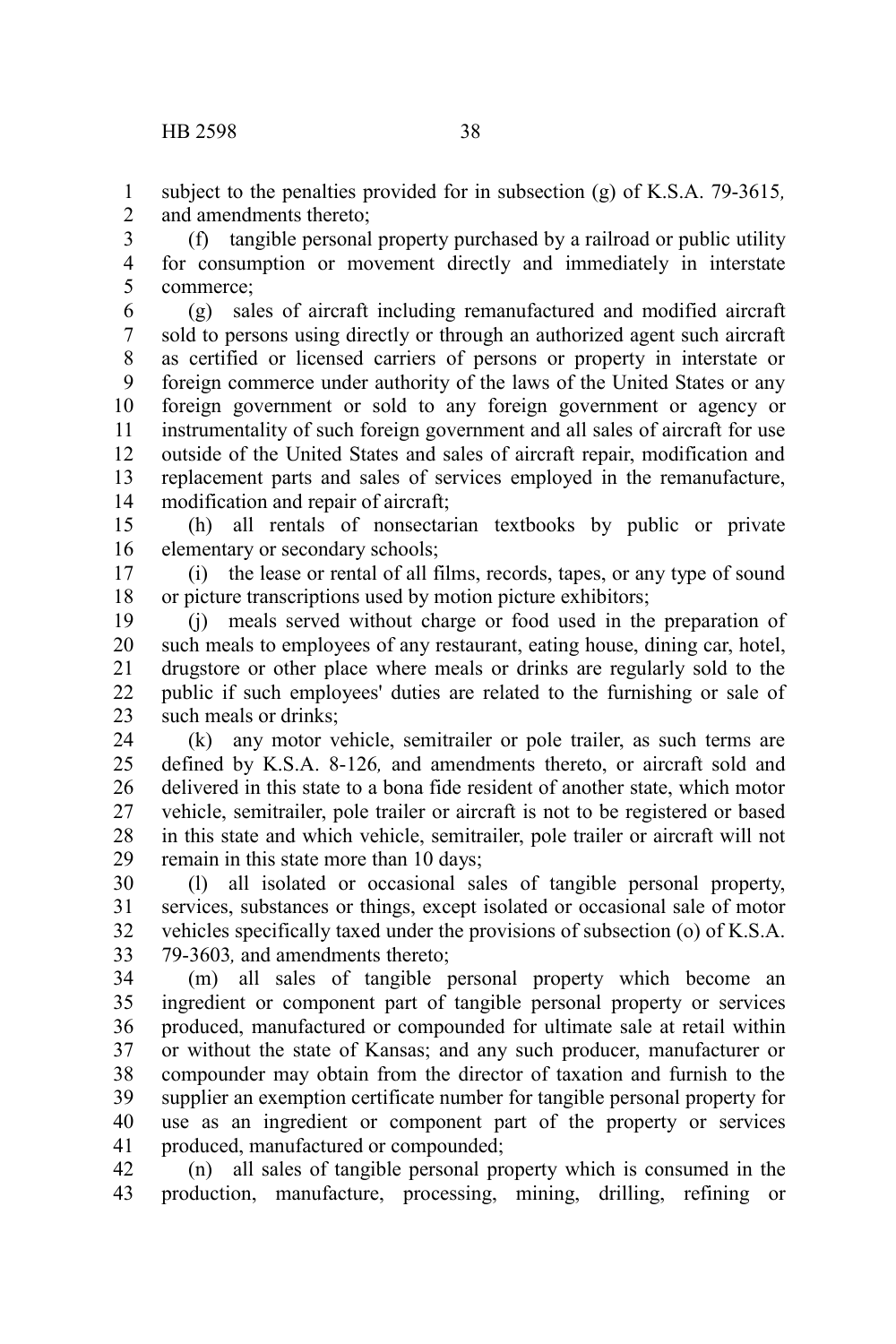subject to the penalties provided for in subsection (g) of K.S.A. 79-3615, and amendments thereto;

(f) tangible personal property purchased by a railroad or public utility for consumption or movement directly and immediately in interstate commerce;

(g) sales of aircraft including remanufactured and modified aircraft sold to persons using directly or through an authorized agent such aircraft as certified or licensed carriers of persons or property in interstate or foreign commerce under authority of the laws of the United States or any foreign government or sold to any foreign government or agency or instrumentality of such foreign government and all sales of aircraft for use outside of the United States and sales of aircraft repair, modification and replacement parts and sales of services employed in the remanufacture, modification and repair of aircraft;

(h) all rentals of nonsectarian textbooks by public or private elementary or secondary schools;

(i) the lease or rental of all films, records, tapes, or any type of sound or picture transcriptions used by motion picture exhibitors;

(j) meals served without charge or food used in the preparation of such meals to employees of any restaurant, eating house, dining car, hotel, drugstore or other place where meals or drinks are regularly sold to the public if such employees' duties are related to the furnishing or sale of such meals or drinks;

(k) any motor vehicle, semitrailer or pole trailer, as such terms are defined by K.S.A. 8-126, and amendments thereto, or aircraft sold and delivered in this state to a bona fide resident of another state, which motor vehicle, semitrailer, pole trailer or aircraft is not to be registered or based in this state and which vehicle, semitrailer, pole trailer or aircraft will not remain in this state more than 10 days;

(l) all isolated or occasional sales of tangible personal property, services, substances or things, except isolated or occasional sale of motor vehicles specifically taxed under the provisions of subsection (o) of K.S.A. 79-3603, and amendments thereto;

(m) all sales of tangible personal property which become an ingredient or component part of tangible personal property or services produced, manufactured or compounded for ultimate sale at retail within or without the state of Kansas; and any such producer, manufacturer or compounder may obtain from the director of taxation and furnish to the supplier an exemption certificate number for tangible personal property for use as an ingredient or component part of the property or services produced, manufactured or compounded;

(n) all sales of tangible personal property which is consumed in the production, manufacture, processing, mining, drilling, refining or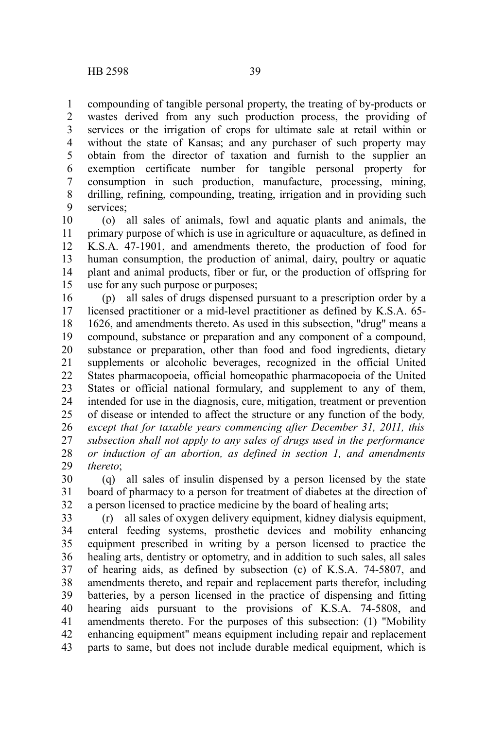compounding of tangible personal property, the treating of by-products or wastes derived from any such production process, the providing of services or the irrigation of crops for ultimate sale at retail within or without the state of Kansas; and any purchaser of such property may obtain from the director of taxation and furnish to the supplier an exemption certificate number for tangible personal property for consumption in such production, manufacture, processing, mining, drilling, refining, compounding, treating, irrigation and in providing such services;

(o) all sales of animals, fowl and aquatic plants and animals, the primary purpose of which is use in agriculture or aquaculture, as defined in K.S.A. 47-1901, and amendments thereto, the production of food for human consumption, the production of animal, dairy, poultry or aquatic plant and animal products, fiber or fur, or the production of offspring for use for any such purpose or purposes;

(p) all sales of drugs dispensed pursuant to a prescription order by a licensed practitioner or a mid-level practitioner as defined by K.S.A. 65-1626, and amendments thereto. As used in this subsection, "drug" means a compound, substance or preparation and any component of a compound, substance or preparation, other than food and food ingredients, dietary supplements or alcoholic beverages, recognized in the official United States pharmacopoeia, official homeopathic pharmacopoeia of the United States or official national formulary, and supplement to any of them, intended for use in the diagnosis, cure, mitigation, treatment or prevention of disease or intended to affect the structure or any function of the body*, except that for taxable years commencing after December 31, 2011, this subsection shall not apply to any sales of drugs used in the performance or induction of an abortion, as defined in section 1, and amendments thereto*;

(q) all sales of insulin dispensed by a person licensed by the state board of pharmacy to a person for treatment of diabetes at the direction of a person licensed to practice medicine by the board of healing arts;

(r) all sales of oxygen delivery equipment, kidney dialysis equipment, enteral feeding systems, prosthetic devices and mobility enhancing equipment prescribed in writing by a person licensed to practice the healing arts, dentistry or optometry, and in addition to such sales, all sales of hearing aids, as defined by subsection (c) of K.S.A. 74-5807, and amendments thereto, and repair and replacement parts therefor, including batteries, by a person licensed in the practice of dispensing and fitting hearing aids pursuant to the provisions of K.S.A. 74-5808, and amendments thereto. For the purposes of this subsection: (1) "Mobility enhancing equipment" means equipment including repair and replacement parts to same, but does not include durable medical equipment, which is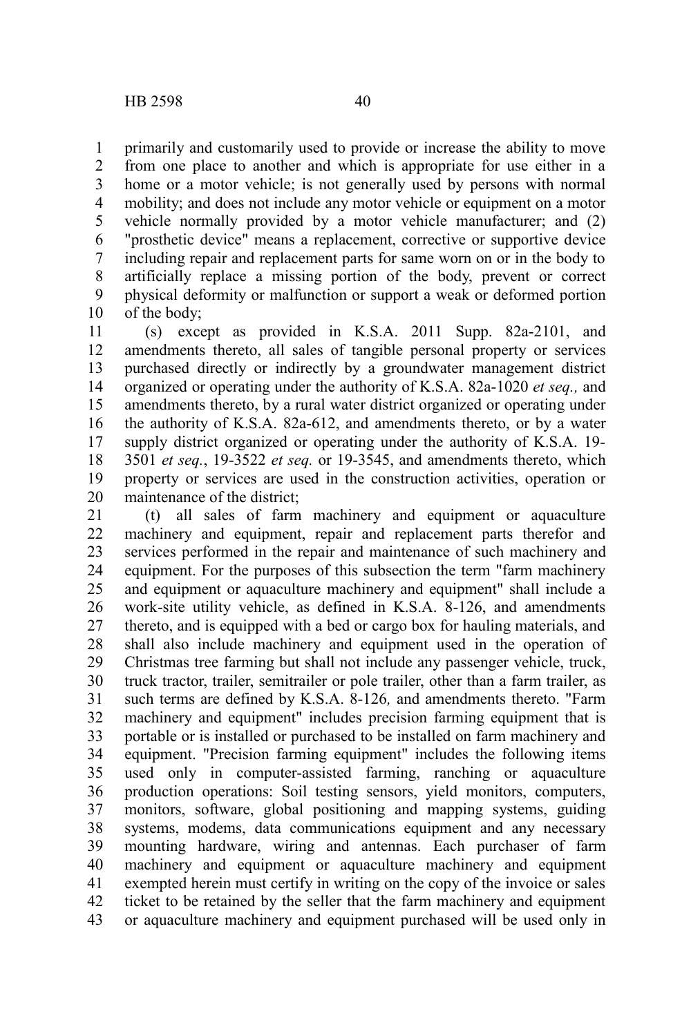primarily and customarily used to provide or increase the ability to move from one place to another and which is appropriate for use either in a home or a motor vehicle; is not generally used by persons with normal mobility; and does not include any motor vehicle or equipment on a motor vehicle normally provided by a motor vehicle manufacturer; and (2) "prosthetic device" means a replacement, corrective or supportive device including repair and replacement parts for same worn on or in the body to artificially replace a missing portion of the body, prevent or correct physical deformity or malfunction or support a weak or deformed portion of the body;

(s) except as provided in K.S.A. 2011 Supp. 82a-2101, and amendments thereto, all sales of tangible personal property or services purchased directly or indirectly by a groundwater management district organized or operating under the authority of K.S.A. 82a-1020 *et seq.,* and amendments thereto, by a rural water district organized or operating under the authority of K.S.A. 82a-612, and amendments thereto, or by a water supply district organized or operating under the authority of K.S.A. 19-3501 *et seq.*, 19-3522 *et seq.* or 19-3545, and amendments thereto, which property or services are used in the construction activities, operation or maintenance of the district;

(t) all sales of farm machinery and equipment or aquaculture machinery and equipment, repair and replacement parts therefor and services performed in the repair and maintenance of such machinery and equipment. For the purposes of this subsection the term "farm machinery and equipment or aquaculture machinery and equipment" shall include a work-site utility vehicle, as defined in K.S.A. 8-126, and amendments thereto, and is equipped with a bed or cargo box for hauling materials, and shall also include machinery and equipment used in the operation of Christmas tree farming but shall not include any passenger vehicle, truck, truck tractor, trailer, semitrailer or pole trailer, other than a farm trailer, as such terms are defined by K.S.A. 8-126*,* and amendments thereto. "Farm machinery and equipment" includes precision farming equipment that is portable or is installed or purchased to be installed on farm machinery and equipment. "Precision farming equipment" includes the following items used only in computer-assisted farming, ranching or aquaculture production operations: Soil testing sensors, yield monitors, computers, monitors, software, global positioning and mapping systems, guiding systems, modems, data communications equipment and any necessary mounting hardware, wiring and antennas. Each purchaser of farm machinery and equipment or aquaculture machinery and equipment exempted herein must certify in writing on the copy of the invoice or sales ticket to be retained by the seller that the farm machinery and equipment or aquaculture machinery and equipment purchased will be used only in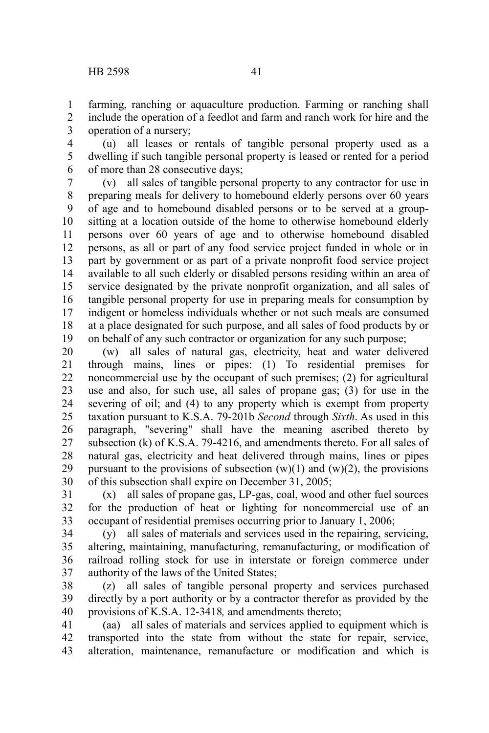farming, ranching or aquaculture production. Farming or ranching shall include the operation of a feedlot and farm and ranch work for hire and the operation of a nursery;

(u) all leases or rentals of tangible personal property used as a dwelling if such tangible personal property is leased or rented for a period of more than 28 consecutive days;

(v) all sales of tangible personal property to any contractor for use in preparing meals for delivery to homebound elderly persons over 60 years of age and to homebound disabled persons or to be served at a group-sitting at a location outside of the home to otherwise homebound elderly persons over 60 years of age and to otherwise homebound disabled persons, as all or part of any food service project funded in whole or in part by government or as part of a private nonprofit food service project available to all such elderly or disabled persons residing within an area of service designated by the private nonprofit organization, and all sales of tangible personal property for use in preparing meals for consumption by indigent or homeless individuals whether or not such meals are consumed at a place designated for such purpose, and all sales of food products by or on behalf of any such contractor or organization for any such purpose;

(w) all sales of natural gas, electricity, heat and water delivered through mains, lines or pipes: (1) To residential premises for noncommercial use by the occupant of such premises; (2) for agricultural use and also, for such use, all sales of propane gas; (3) for use in the severing of oil; and (4) to any property which is exempt from property taxation pursuant to K.S.A. 79-201b *Second* through *Sixth*. As used in this paragraph, "severing" shall have the meaning ascribed thereto by subsection (k) of K.S.A. 79-4216, and amendments thereto. For all sales of natural gas, electricity and heat delivered through mains, lines or pipes pursuant to the provisions of subsection (w)(1) and (w)(2), the provisions of this subsection shall expire on December 31, 2005;

(x) all sales of propane gas, LP-gas, coal, wood and other fuel sources for the production of heat or lighting for noncommercial use of an occupant of residential premises occurring prior to January 1, 2006;

(y) all sales of materials and services used in the repairing, servicing, altering, maintaining, manufacturing, remanufacturing, or modification of railroad rolling stock for use in interstate or foreign commerce under authority of the laws of the United States;

(z) all sales of tangible personal property and services purchased directly by a port authority or by a contractor therefor as provided by the provisions of K.S.A. 12-3418*,* and amendments thereto;

(aa) all sales of materials and services applied to equipment which is transported into the state from without the state for repair, service, alteration, maintenance, remanufacture or modification and which is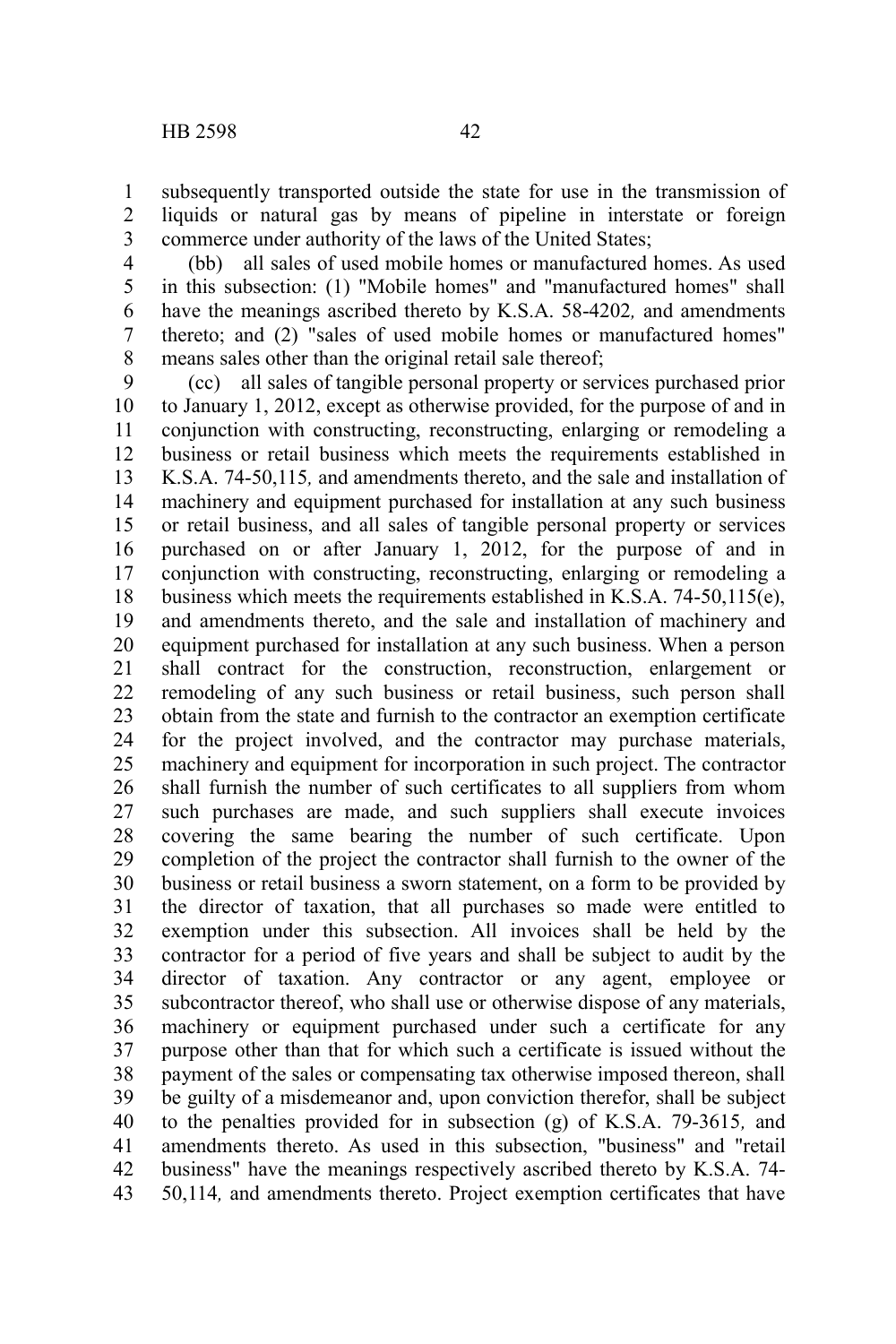subsequently transported outside the state for use in the transmission of liquids or natural gas by means of pipeline in interstate or foreign commerce under authority of the laws of the United States;

(bb) all sales of used mobile homes or manufactured homes. As used in this subsection: (1) "Mobile homes" and "manufactured homes" shall have the meanings ascribed thereto by K.S.A. 58-4202*,* and amendments thereto; and (2) "sales of used mobile homes or manufactured homes" means sales other than the original retail sale thereof;

(cc) all sales of tangible personal property or services purchased prior to January 1, 2012, except as otherwise provided, for the purpose of and in conjunction with constructing, reconstructing, enlarging or remodeling a business or retail business which meets the requirements established in K.S.A. 74-50,115*,* and amendments thereto, and the sale and installation of machinery and equipment purchased for installation at any such business or retail business, and all sales of tangible personal property or services purchased on or after January 1, 2012, for the purpose of and in conjunction with constructing, reconstructing, enlarging or remodeling a business which meets the requirements established in K.S.A. 74-50,115(e), and amendments thereto, and the sale and installation of machinery and equipment purchased for installation at any such business. When a person shall contract for the construction, reconstruction, enlargement or remodeling of any such business or retail business, such person shall obtain from the state and furnish to the contractor an exemption certificate for the project involved, and the contractor may purchase materials, machinery and equipment for incorporation in such project. The contractor shall furnish the number of such certificates to all suppliers from whom such purchases are made, and such suppliers shall execute invoices covering the same bearing the number of such certificate. Upon completion of the project the contractor shall furnish to the owner of the business or retail business a sworn statement, on a form to be provided by the director of taxation, that all purchases so made were entitled to exemption under this subsection. All invoices shall be held by the contractor for a period of five years and shall be subject to audit by the director of taxation. Any contractor or any agent, employee or subcontractor thereof, who shall use or otherwise dispose of any materials, machinery or equipment purchased under such a certificate for any purpose other than that for which such a certificate is issued without the payment of the sales or compensating tax otherwise imposed thereon, shall be guilty of a misdemeanor and, upon conviction therefor, shall be subject to the penalties provided for in subsection (g) of K.S.A. 79-3615*,* and amendments thereto. As used in this subsection, "business" and "retail business" have the meanings respectively ascribed thereto by K.S.A. 74-50,114*,* and amendments thereto. Project exemption certificates that have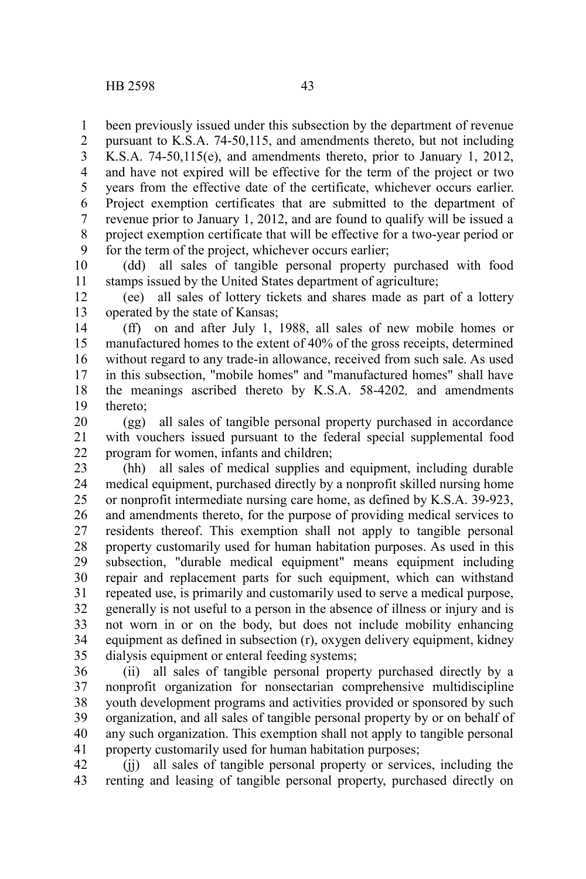been previously issued under this subsection by the department of revenue pursuant to K.S.A. 74-50,115, and amendments thereto, but not including K.S.A. 74-50,115(e), and amendments thereto, prior to January 1, 2012, and have not expired will be effective for the term of the project or two years from the effective date of the certificate, whichever occurs earlier. Project exemption certificates that are submitted to the department of revenue prior to January 1, 2012, and are found to qualify will be issued a project exemption certificate that will be effective for a two-year period or for the term of the project, whichever occurs earlier;

(dd) all sales of tangible personal property purchased with food stamps issued by the United States department of agriculture;

(ee) all sales of lottery tickets and shares made as part of a lottery operated by the state of Kansas;

(ff) on and after July 1, 1988, all sales of new mobile homes or manufactured homes to the extent of 40% of the gross receipts, determined without regard to any trade-in allowance, received from such sale. As used in this subsection, "mobile homes" and "manufactured homes" shall have the meanings ascribed thereto by K.S.A. 58-4202*,* and amendments thereto;

(gg) all sales of tangible personal property purchased in accordance with vouchers issued pursuant to the federal special supplemental food program for women, infants and children;

(hh) all sales of medical supplies and equipment, including durable medical equipment, purchased directly by a nonprofit skilled nursing home or nonprofit intermediate nursing care home, as defined by K.S.A. 39-923, and amendments thereto, for the purpose of providing medical services to residents thereof. This exemption shall not apply to tangible personal property customarily used for human habitation purposes. As used in this subsection, "durable medical equipment" means equipment including repair and replacement parts for such equipment, which can withstand repeated use, is primarily and customarily used to serve a medical purpose, generally is not useful to a person in the absence of illness or injury and is not worn in or on the body, but does not include mobility enhancing equipment as defined in subsection (r), oxygen delivery equipment, kidney dialysis equipment or enteral feeding systems;

(ii) all sales of tangible personal property purchased directly by a nonprofit organization for nonsectarian comprehensive multidiscipline youth development programs and activities provided or sponsored by such organization, and all sales of tangible personal property by or on behalf of any such organization. This exemption shall not apply to tangible personal property customarily used for human habitation purposes;

(jj) all sales of tangible personal property or services, including the renting and leasing of tangible personal property, purchased directly on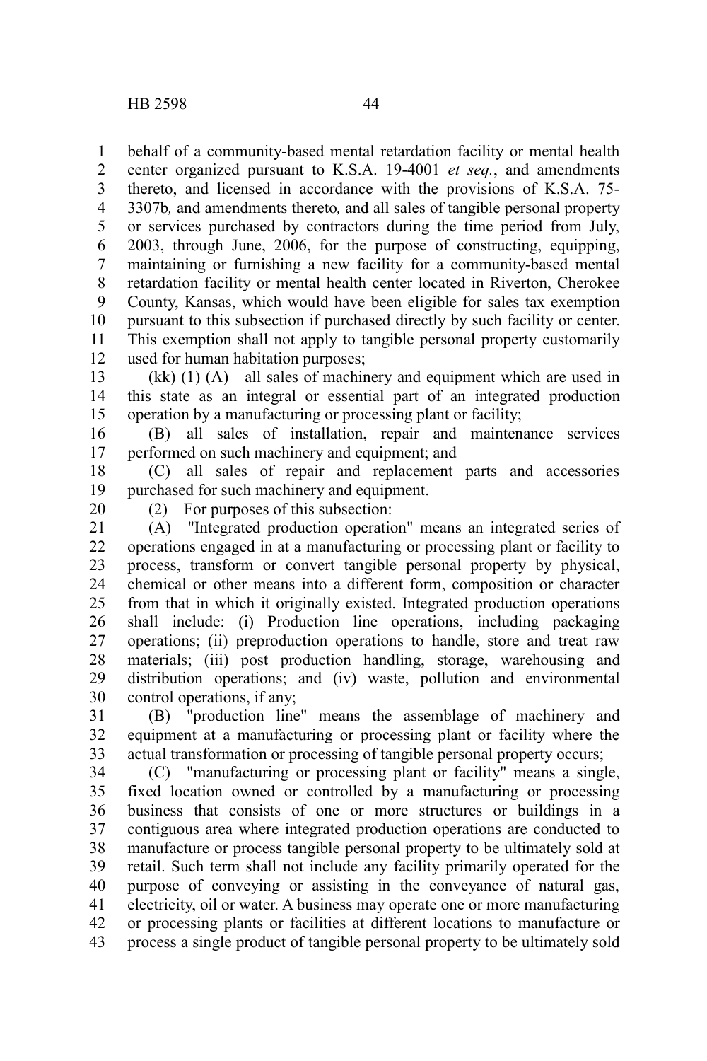behalf of a community-based mental retardation facility or mental health center organized pursuant to K.S.A. 19-4001 *et seq.*, and amendments thereto, and licensed in accordance with the provisions of K.S.A. 75-3307b*,* and amendments thereto*,* and all sales of tangible personal property or services purchased by contractors during the time period from July, 2003, through June, 2006, for the purpose of constructing, equipping, maintaining or furnishing a new facility for a community-based mental retardation facility or mental health center located in Riverton, Cherokee County, Kansas, which would have been eligible for sales tax exemption pursuant to this subsection if purchased directly by such facility or center. This exemption shall not apply to tangible personal property customarily used for human habitation purposes;

(kk) (1) (A) all sales of machinery and equipment which are used in this state as an integral or essential part of an integrated production operation by a manufacturing or processing plant or facility;

(B) all sales of installation, repair and maintenance services performed on such machinery and equipment; and

(C) all sales of repair and replacement parts and accessories purchased for such machinery and equipment.

(2) For purposes of this subsection:

(A) "Integrated production operation" means an integrated series of operations engaged in at a manufacturing or processing plant or facility to process, transform or convert tangible personal property by physical, chemical or other means into a different form, composition or character from that in which it originally existed. Integrated production operations shall include: (i) Production line operations, including packaging operations; (ii) preproduction operations to handle, store and treat raw materials; (iii) post production handling, storage, warehousing and distribution operations; and (iv) waste, pollution and environmental control operations, if any;

(B) "production line" means the assemblage of machinery and equipment at a manufacturing or processing plant or facility where the actual transformation or processing of tangible personal property occurs;

(C) "manufacturing or processing plant or facility" means a single, fixed location owned or controlled by a manufacturing or processing business that consists of one or more structures or buildings in a contiguous area where integrated production operations are conducted to manufacture or process tangible personal property to be ultimately sold at retail. Such term shall not include any facility primarily operated for the purpose of conveying or assisting in the conveyance of natural gas, electricity, oil or water. A business may operate one or more manufacturing or processing plants or facilities at different locations to manufacture or process a single product of tangible personal property to be ultimately sold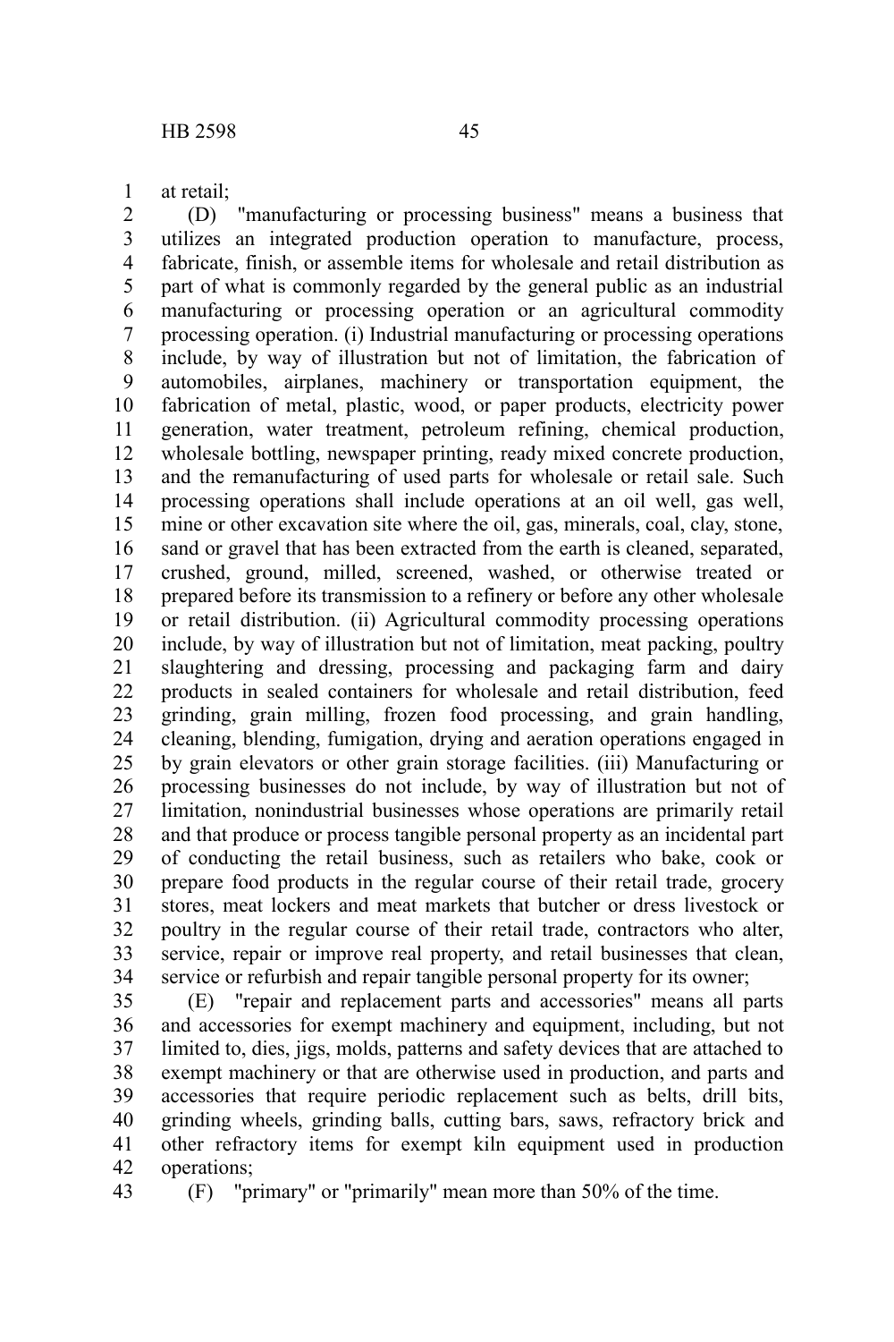at retail;

(D) "manufacturing or processing business" means a business that utilizes an integrated production operation to manufacture, process, fabricate, finish, or assemble items for wholesale and retail distribution as part of what is commonly regarded by the general public as an industrial manufacturing or processing operation or an agricultural commodity processing operation. (i) Industrial manufacturing or processing operations include, by way of illustration but not of limitation, the fabrication of automobiles, airplanes, machinery or transportation equipment, the fabrication of metal, plastic, wood, or paper products, electricity power generation, water treatment, petroleum refining, chemical production, wholesale bottling, newspaper printing, ready mixed concrete production, and the remanufacturing of used parts for wholesale or retail sale. Such processing operations shall include operations at an oil well, gas well, mine or other excavation site where the oil, gas, minerals, coal, clay, stone, sand or gravel that has been extracted from the earth is cleaned, separated, crushed, ground, milled, screened, washed, or otherwise treated or prepared before its transmission to a refinery or before any other wholesale or retail distribution. (ii) Agricultural commodity processing operations include, by way of illustration but not of limitation, meat packing, poultry slaughtering and dressing, processing and packaging farm and dairy products in sealed containers for wholesale and retail distribution, feed grinding, grain milling, frozen food processing, and grain handling, cleaning, blending, fumigation, drying and aeration operations engaged in by grain elevators or other grain storage facilities. (iii) Manufacturing or processing businesses do not include, by way of illustration but not of limitation, nonindustrial businesses whose operations are primarily retail and that produce or process tangible personal property as an incidental part of conducting the retail business, such as retailers who bake, cook or prepare food products in the regular course of their retail trade, grocery stores, meat lockers and meat markets that butcher or dress livestock or poultry in the regular course of their retail trade, contractors who alter, service, repair or improve real property, and retail businesses that clean, service or refurbish and repair tangible personal property for its owner;

(E) "repair and replacement parts and accessories" means all parts and accessories for exempt machinery and equipment, including, but not limited to, dies, jigs, molds, patterns and safety devices that are attached to exempt machinery or that are otherwise used in production, and parts and accessories that require periodic replacement such as belts, drill bits, grinding wheels, grinding balls, cutting bars, saws, refractory brick and other refractory items for exempt kiln equipment used in production operations;

(F) "primary" or "primarily" mean more than 50% of the time.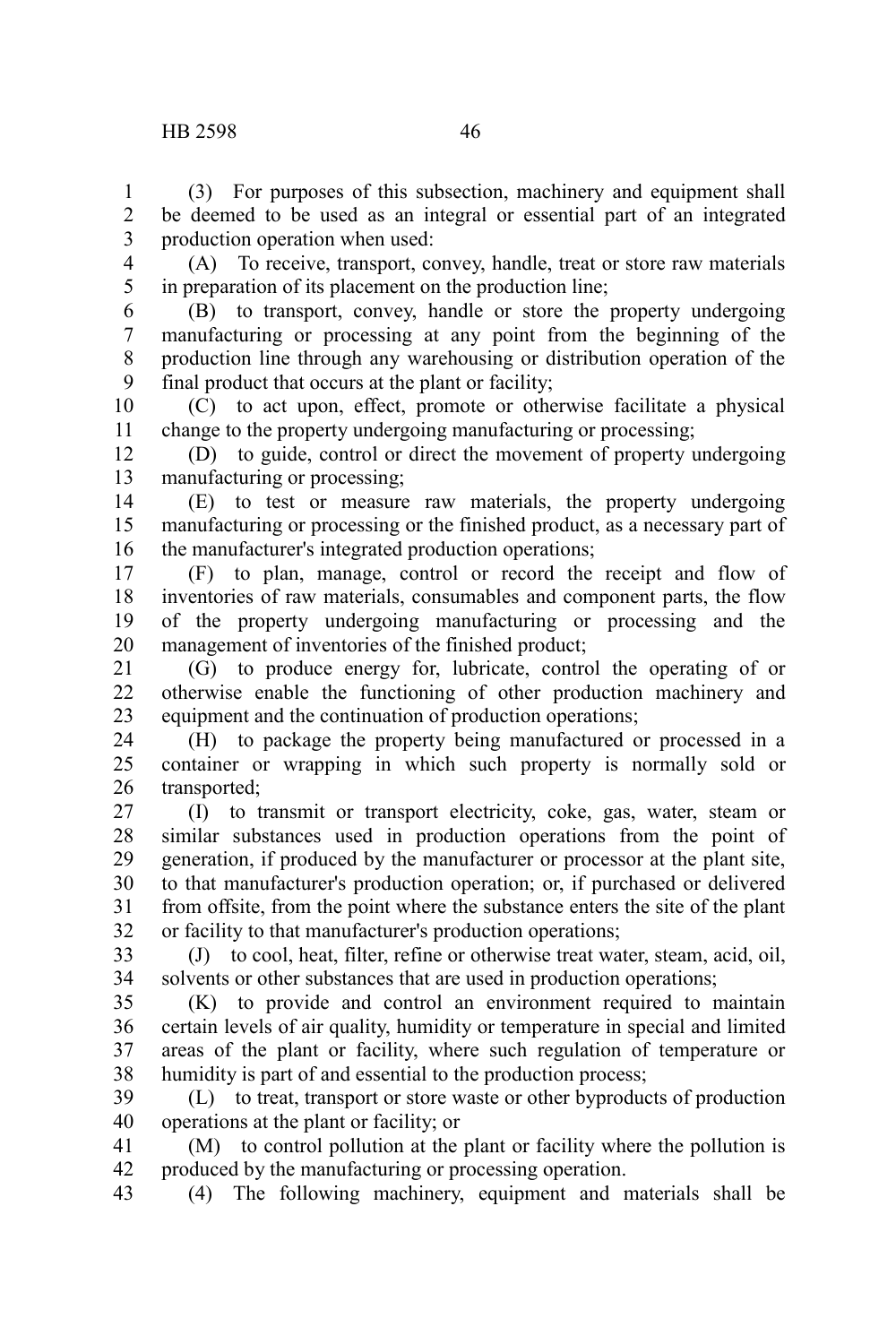(3) For purposes of this subsection, machinery and equipment shall be deemed to be used as an integral or essential part of an integrated production operation when used:

(A) To receive, transport, convey, handle, treat or store raw materials in preparation of its placement on the production line;

(B) to transport, convey, handle or store the property undergoing manufacturing or processing at any point from the beginning of the production line through any warehousing or distribution operation of the final product that occurs at the plant or facility;

(C) to act upon, effect, promote or otherwise facilitate a physical change to the property undergoing manufacturing or processing;

(D) to guide, control or direct the movement of property undergoing manufacturing or processing;

(E) to test or measure raw materials, the property undergoing manufacturing or processing or the finished product, as a necessary part of the manufacturer's integrated production operations;

(F) to plan, manage, control or record the receipt and flow of inventories of raw materials, consumables and component parts, the flow of the property undergoing manufacturing or processing and the management of inventories of the finished product;

(G) to produce energy for, lubricate, control the operating of or otherwise enable the functioning of other production machinery and equipment and the continuation of production operations;

(H) to package the property being manufactured or processed in a container or wrapping in which such property is normally sold or transported;

(I) to transmit or transport electricity, coke, gas, water, steam or similar substances used in production operations from the point of generation, if produced by the manufacturer or processor at the plant site, to that manufacturer's production operation; or, if purchased or delivered from offsite, from the point where the substance enters the site of the plant or facility to that manufacturer's production operations;

(J) to cool, heat, filter, refine or otherwise treat water, steam, acid, oil, solvents or other substances that are used in production operations;

(K) to provide and control an environment required to maintain certain levels of air quality, humidity or temperature in special and limited areas of the plant or facility, where such regulation of temperature or humidity is part of and essential to the production process;

(L) to treat, transport or store waste or other byproducts of production operations at the plant or facility; or

(M) to control pollution at the plant or facility where the pollution is produced by the manufacturing or processing operation.

(4) The following machinery, equipment and materials shall be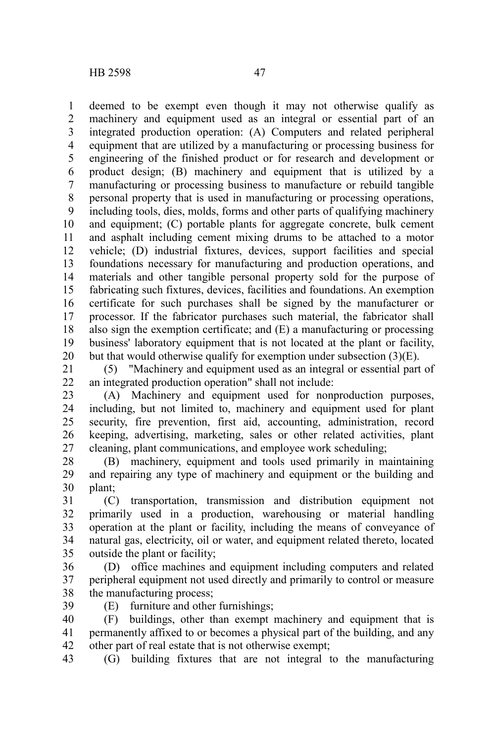deemed to be exempt even though it may not otherwise qualify as machinery and equipment used as an integral or essential part of an integrated production operation: (A) Computers and related peripheral equipment that are utilized by a manufacturing or processing business for engineering of the finished product or for research and development or product design; (B) machinery and equipment that is utilized by a manufacturing or processing business to manufacture or rebuild tangible personal property that is used in manufacturing or processing operations, including tools, dies, molds, forms and other parts of qualifying machinery and equipment; (C) portable plants for aggregate concrete, bulk cement and asphalt including cement mixing drums to be attached to a motor vehicle; (D) industrial fixtures, devices, support facilities and special foundations necessary for manufacturing and production operations, and materials and other tangible personal property sold for the purpose of fabricating such fixtures, devices, facilities and foundations. An exemption certificate for such purchases shall be signed by the manufacturer or processor. If the fabricator purchases such material, the fabricator shall also sign the exemption certificate; and (E) a manufacturing or processing business' laboratory equipment that is not located at the plant or facility, but that would otherwise qualify for exemption under subsection (3)(E).

(5) "Machinery and equipment used as an integral or essential part of an integrated production operation" shall not include:

(A) Machinery and equipment used for nonproduction purposes, including, but not limited to, machinery and equipment used for plant security, fire prevention, first aid, accounting, administration, record keeping, advertising, marketing, sales or other related activities, plant cleaning, plant communications, and employee work scheduling;

(B) machinery, equipment and tools used primarily in maintaining and repairing any type of machinery and equipment or the building and plant;

(C) transportation, transmission and distribution equipment not primarily used in a production, warehousing or material handling operation at the plant or facility, including the means of conveyance of natural gas, electricity, oil or water, and equipment related thereto, located outside the plant or facility;

(D) office machines and equipment including computers and related peripheral equipment not used directly and primarily to control or measure the manufacturing process;

(E) furniture and other furnishings;

(F) buildings, other than exempt machinery and equipment that is permanently affixed to or becomes a physical part of the building, and any other part of real estate that is not otherwise exempt;

(G) building fixtures that are not integral to the manufacturing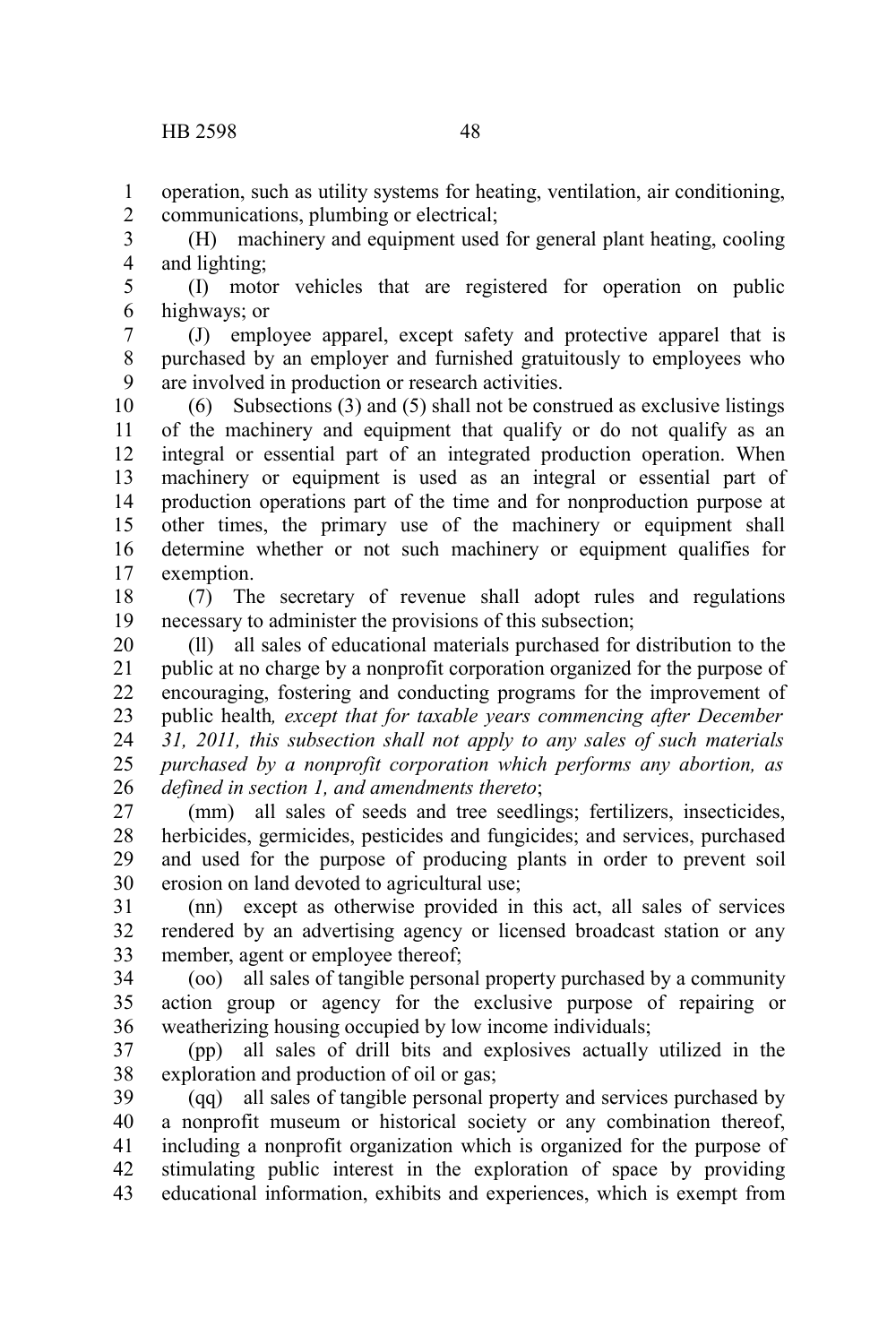operation, such as utility systems for heating, ventilation, air conditioning, communications, plumbing or electrical;

(H) machinery and equipment used for general plant heating, cooling and lighting;

(I) motor vehicles that are registered for operation on public highways; or

(J) employee apparel, except safety and protective apparel that is purchased by an employer and furnished gratuitously to employees who are involved in production or research activities.

(6) Subsections (3) and (5) shall not be construed as exclusive listings of the machinery and equipment that qualify or do not qualify as an integral or essential part of an integrated production operation. When machinery or equipment is used as an integral or essential part of production operations part of the time and for nonproduction purpose at other times, the primary use of the machinery or equipment shall determine whether or not such machinery or equipment qualifies for exemption.

(7) The secretary of revenue shall adopt rules and regulations necessary to administer the provisions of this subsection;

(ll) all sales of educational materials purchased for distribution to the public at no charge by a nonprofit corporation organized for the purpose of encouraging, fostering and conducting programs for the improvement of public health*, except that for taxable years commencing after December 31, 2011, this subsection shall not apply to any sales of such materials purchased by a nonprofit corporation which performs any abortion, as defined in section 1, and amendments thereto*;

(mm) all sales of seeds and tree seedlings; fertilizers, insecticides, herbicides, germicides, pesticides and fungicides; and services, purchased and used for the purpose of producing plants in order to prevent soil erosion on land devoted to agricultural use;

(nn) except as otherwise provided in this act, all sales of services rendered by an advertising agency or licensed broadcast station or any member, agent or employee thereof;

(oo) all sales of tangible personal property purchased by a community action group or agency for the exclusive purpose of repairing or weatherizing housing occupied by low income individuals;

(pp) all sales of drill bits and explosives actually utilized in the exploration and production of oil or gas;

(qq) all sales of tangible personal property and services purchased by a nonprofit museum or historical society or any combination thereof, including a nonprofit organization which is organized for the purpose of stimulating public interest in the exploration of space by providing educational information, exhibits and experiences, which is exempt from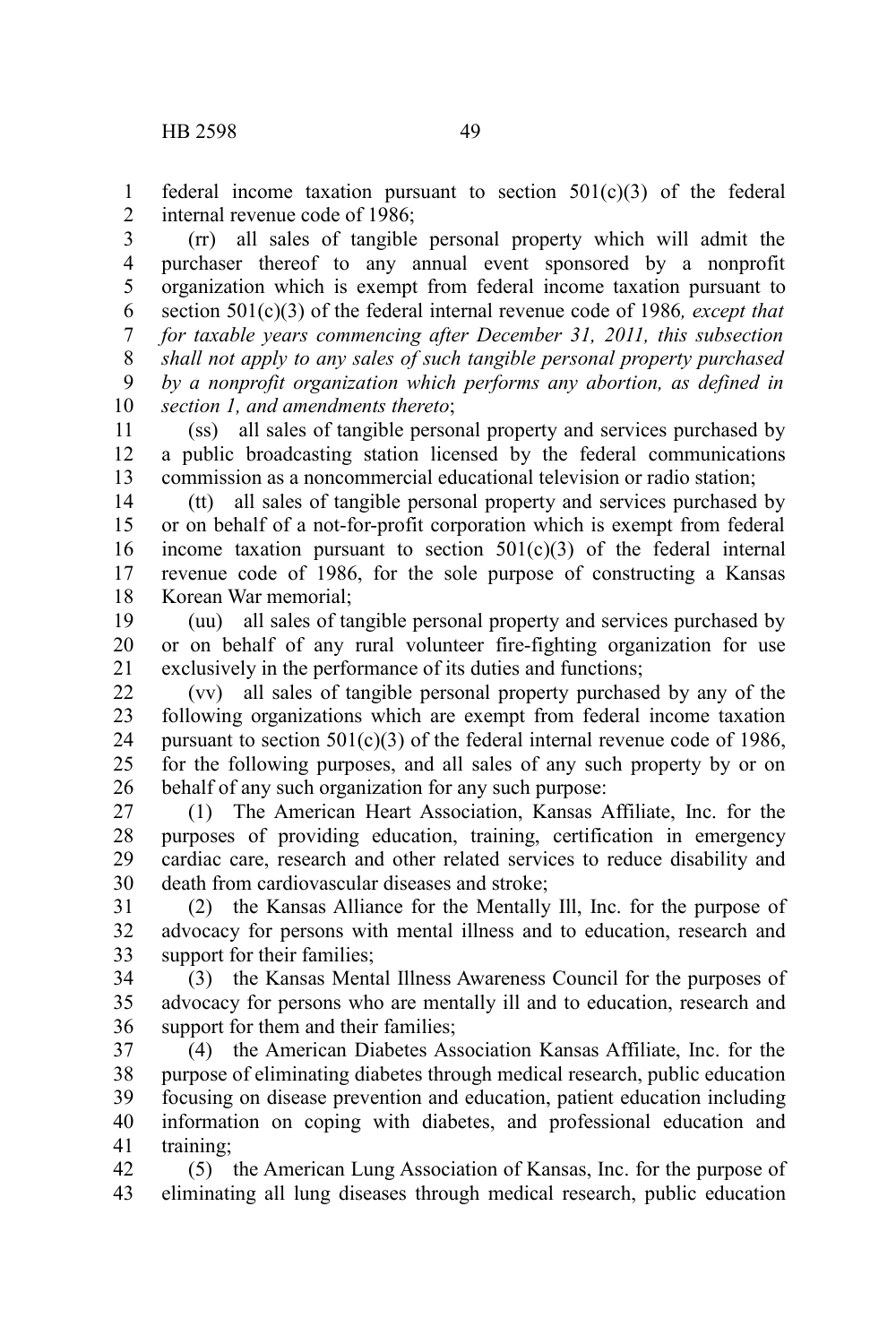federal income taxation pursuant to section 501(c)(3) of the federal internal revenue code of 1986;

(rr) all sales of tangible personal property which will admit the purchaser thereof to any annual event sponsored by a nonprofit organization which is exempt from federal income taxation pursuant to section 501(c)(3) of the federal internal revenue code of 1986*, except that for taxable years commencing after December 31, 2011, this subsection shall not apply to any sales of such tangible personal property purchased by a nonprofit organization which performs any abortion, as defined in section 1, and amendments thereto*;

(ss) all sales of tangible personal property and services purchased by a public broadcasting station licensed by the federal communications commission as a noncommercial educational television or radio station;

(tt) all sales of tangible personal property and services purchased by or on behalf of a not-for-profit corporation which is exempt from federal income taxation pursuant to section 501(c)(3) of the federal internal revenue code of 1986, for the sole purpose of constructing a Kansas Korean War memorial;

(uu) all sales of tangible personal property and services purchased by or on behalf of any rural volunteer fire-fighting organization for use exclusively in the performance of its duties and functions;

(vv) all sales of tangible personal property purchased by any of the following organizations which are exempt from federal income taxation pursuant to section 501(c)(3) of the federal internal revenue code of 1986, for the following purposes, and all sales of any such property by or on behalf of any such organization for any such purpose:

(1) The American Heart Association, Kansas Affiliate, Inc. for the purposes of providing education, training, certification in emergency cardiac care, research and other related services to reduce disability and death from cardiovascular diseases and stroke;

(2) the Kansas Alliance for the Mentally Ill, Inc. for the purpose of advocacy for persons with mental illness and to education, research and support for their families;

(3) the Kansas Mental Illness Awareness Council for the purposes of advocacy for persons who are mentally ill and to education, research and support for them and their families;

(4) the American Diabetes Association Kansas Affiliate, Inc. for the purpose of eliminating diabetes through medical research, public education focusing on disease prevention and education, patient education including information on coping with diabetes, and professional education and training;

(5) the American Lung Association of Kansas, Inc. for the purpose of eliminating all lung diseases through medical research, public education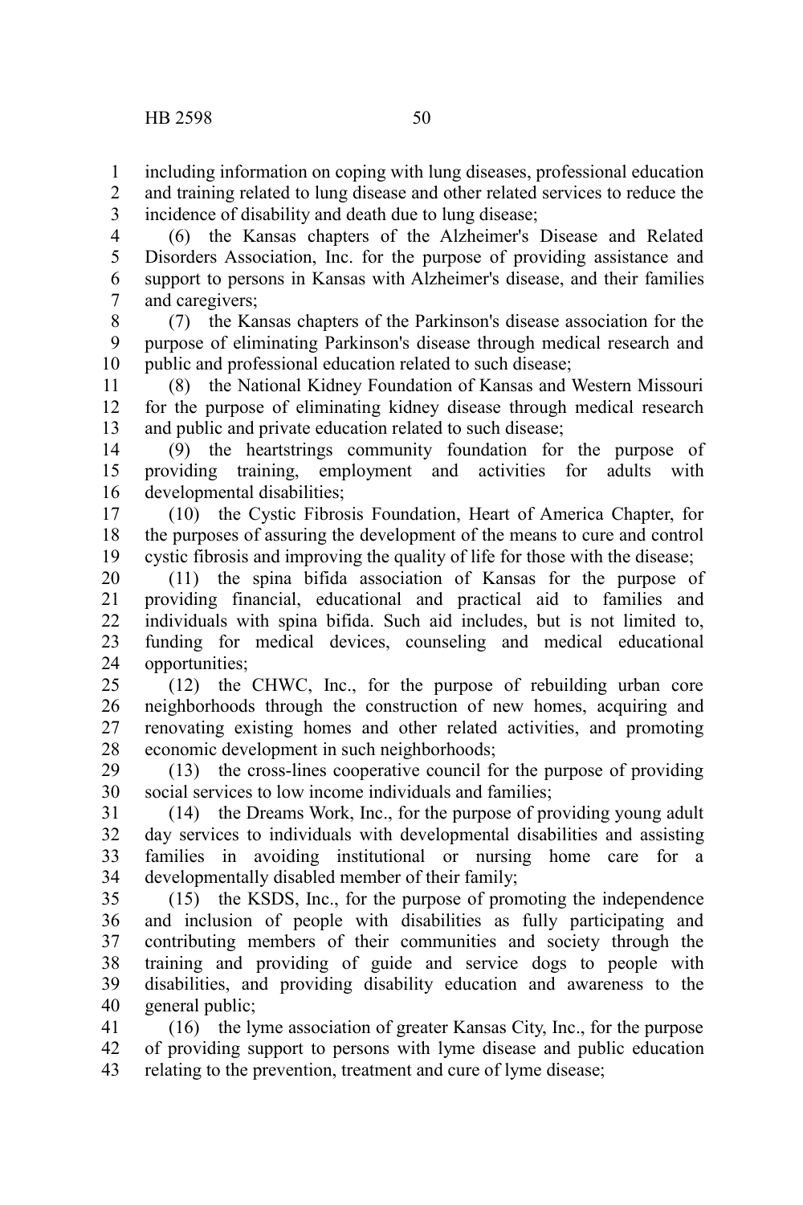including information on coping with lung diseases, professional education and training related to lung disease and other related services to reduce the incidence of disability and death due to lung disease;

(6) the Kansas chapters of the Alzheimer's Disease and Related Disorders Association, Inc. for the purpose of providing assistance and support to persons in Kansas with Alzheimer's disease, and their families and caregivers;

(7) the Kansas chapters of the Parkinson's disease association for the purpose of eliminating Parkinson's disease through medical research and public and professional education related to such disease;

(8) the National Kidney Foundation of Kansas and Western Missouri for the purpose of eliminating kidney disease through medical research and public and private education related to such disease;

(9) the heartstrings community foundation for the purpose of providing training, employment and activities for adults with developmental disabilities;

(10) the Cystic Fibrosis Foundation, Heart of America Chapter, for the purposes of assuring the development of the means to cure and control cystic fibrosis and improving the quality of life for those with the disease;

(11) the spina bifida association of Kansas for the purpose of providing financial, educational and practical aid to families and individuals with spina bifida. Such aid includes, but is not limited to, funding for medical devices, counseling and medical educational opportunities;

(12) the CHWC, Inc., for the purpose of rebuilding urban core neighborhoods through the construction of new homes, acquiring and renovating existing homes and other related activities, and promoting economic development in such neighborhoods;

(13) the cross-lines cooperative council for the purpose of providing social services to low income individuals and families;

(14) the Dreams Work, Inc., for the purpose of providing young adult day services to individuals with developmental disabilities and assisting families in avoiding institutional or nursing home care for a developmentally disabled member of their family;

(15) the KSDS, Inc., for the purpose of promoting the independence and inclusion of people with disabilities as fully participating and contributing members of their communities and society through the training and providing of guide and service dogs to people with disabilities, and providing disability education and awareness to the general public;

(16) the lyme association of greater Kansas City, Inc., for the purpose of providing support to persons with lyme disease and public education relating to the prevention, treatment and cure of lyme disease;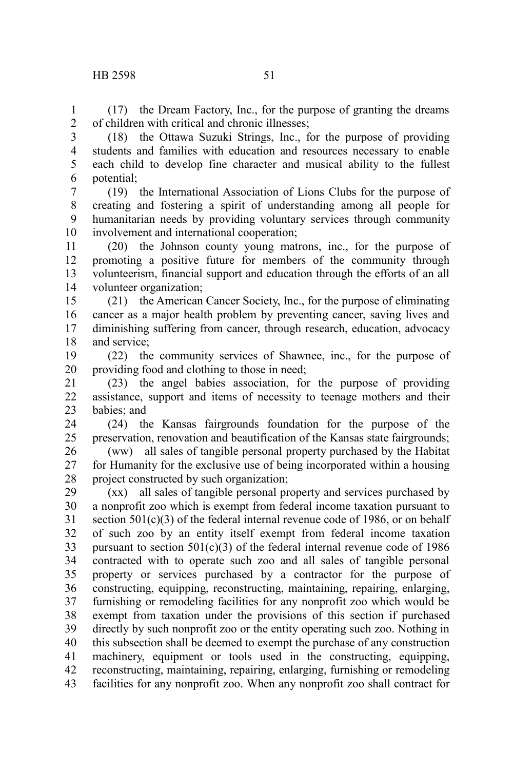(17) the Dream Factory, Inc., for the purpose of granting the dreams of children with critical and chronic illnesses;

(18) the Ottawa Suzuki Strings, Inc., for the purpose of providing students and families with education and resources necessary to enable each child to develop fine character and musical ability to the fullest potential;

(19) the International Association of Lions Clubs for the purpose of creating and fostering a spirit of understanding among all people for humanitarian needs by providing voluntary services through community involvement and international cooperation;

(20) the Johnson county young matrons, inc., for the purpose of promoting a positive future for members of the community through volunteerism, financial support and education through the efforts of an all volunteer organization;

(21) the American Cancer Society, Inc., for the purpose of eliminating cancer as a major health problem by preventing cancer, saving lives and diminishing suffering from cancer, through research, education, advocacy and service;

(22) the community services of Shawnee, inc., for the purpose of providing food and clothing to those in need;

(23) the angel babies association, for the purpose of providing assistance, support and items of necessity to teenage mothers and their babies; and

(24) the Kansas fairgrounds foundation for the purpose of the preservation, renovation and beautification of the Kansas state fairgrounds;

(ww) all sales of tangible personal property purchased by the Habitat for Humanity for the exclusive use of being incorporated within a housing project constructed by such organization;

(xx) all sales of tangible personal property and services purchased by a nonprofit zoo which is exempt from federal income taxation pursuant to section 501(c)(3) of the federal internal revenue code of 1986, or on behalf of such zoo by an entity itself exempt from federal income taxation pursuant to section 501(c)(3) of the federal internal revenue code of 1986 contracted with to operate such zoo and all sales of tangible personal property or services purchased by a contractor for the purpose of constructing, equipping, reconstructing, maintaining, repairing, enlarging, furnishing or remodeling facilities for any nonprofit zoo which would be exempt from taxation under the provisions of this section if purchased directly by such nonprofit zoo or the entity operating such zoo. Nothing in this subsection shall be deemed to exempt the purchase of any construction machinery, equipment or tools used in the constructing, equipping, reconstructing, maintaining, repairing, enlarging, furnishing or remodeling facilities for any nonprofit zoo. When any nonprofit zoo shall contract for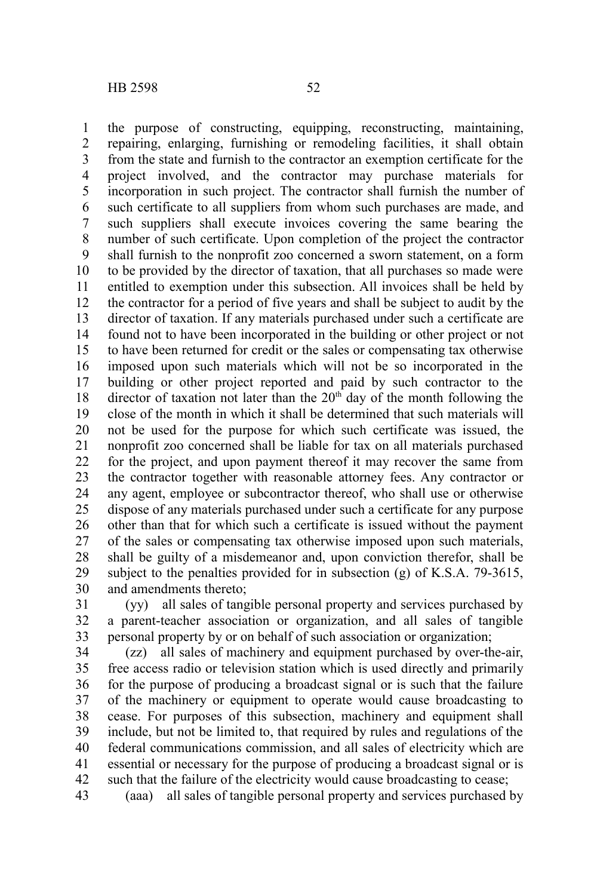the purpose of constructing, equipping, reconstructing, maintaining, repairing, enlarging, furnishing or remodeling facilities, it shall obtain from the state and furnish to the contractor an exemption certificate for the project involved, and the contractor may purchase materials for incorporation in such project. The contractor shall furnish the number of such certificate to all suppliers from whom such purchases are made, and such suppliers shall execute invoices covering the same bearing the number of such certificate. Upon completion of the project the contractor shall furnish to the nonprofit zoo concerned a sworn statement, on a form to be provided by the director of taxation, that all purchases so made were entitled to exemption under this subsection. All invoices shall be held by the contractor for a period of five years and shall be subject to audit by the director of taxation. If any materials purchased under such a certificate are found not to have been incorporated in the building or other project or not to have been returned for credit or the sales or compensating tax otherwise imposed upon such materials which will not be so incorporated in the building or other project reported and paid by such contractor to the director of taxation not later than the 20th day of the month following the close of the month in which it shall be determined that such materials will not be used for the purpose for which such certificate was issued, the nonprofit zoo concerned shall be liable for tax on all materials purchased for the project, and upon payment thereof it may recover the same from the contractor together with reasonable attorney fees. Any contractor or any agent, employee or subcontractor thereof, who shall use or otherwise dispose of any materials purchased under such a certificate for any purpose other than that for which such a certificate is issued without the payment of the sales or compensating tax otherwise imposed upon such materials, shall be guilty of a misdemeanor and, upon conviction therefor, shall be subject to the penalties provided for in subsection (g) of K.S.A. 79-3615, and amendments thereto;

(yy) all sales of tangible personal property and services purchased by a parent-teacher association or organization, and all sales of tangible personal property by or on behalf of such association or organization;

(zz) all sales of machinery and equipment purchased by over-the-air, free access radio or television station which is used directly and primarily for the purpose of producing a broadcast signal or is such that the failure of the machinery or equipment to operate would cause broadcasting to cease. For purposes of this subsection, machinery and equipment shall include, but not be limited to, that required by rules and regulations of the federal communications commission, and all sales of electricity which are essential or necessary for the purpose of producing a broadcast signal or is such that the failure of the electricity would cause broadcasting to cease;

(aaa) all sales of tangible personal property and services purchased by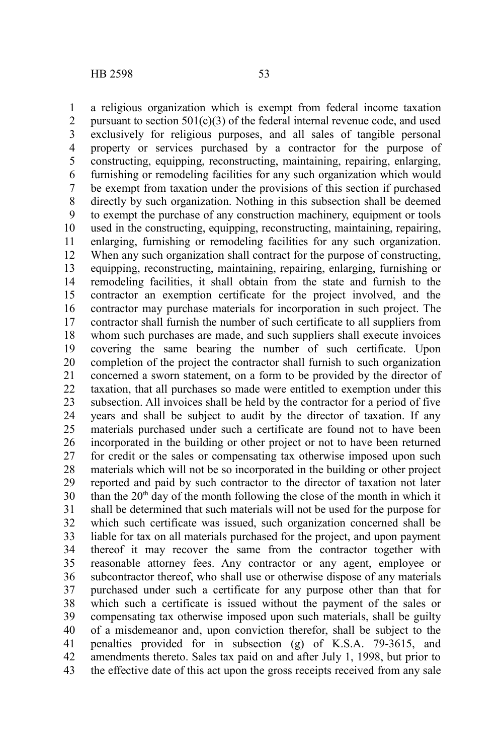a religious organization which is exempt from federal income taxation pursuant to section 501(c)(3) of the federal internal revenue code, and used exclusively for religious purposes, and all sales of tangible personal property or services purchased by a contractor for the purpose of constructing, equipping, reconstructing, maintaining, repairing, enlarging, furnishing or remodeling facilities for any such organization which would be exempt from taxation under the provisions of this section if purchased directly by such organization. Nothing in this subsection shall be deemed to exempt the purchase of any construction machinery, equipment or tools used in the constructing, equipping, reconstructing, maintaining, repairing, enlarging, furnishing or remodeling facilities for any such organization. When any such organization shall contract for the purpose of constructing, equipping, reconstructing, maintaining, repairing, enlarging, furnishing or remodeling facilities, it shall obtain from the state and furnish to the contractor an exemption certificate for the project involved, and the contractor may purchase materials for incorporation in such project. The contractor shall furnish the number of such certificate to all suppliers from whom such purchases are made, and such suppliers shall execute invoices covering the same bearing the number of such certificate. Upon completion of the project the contractor shall furnish to such organization concerned a sworn statement, on a form to be provided by the director of taxation, that all purchases so made were entitled to exemption under this subsection. All invoices shall be held by the contractor for a period of five years and shall be subject to audit by the director of taxation. If any materials purchased under such a certificate are found not to have been incorporated in the building or other project or not to have been returned for credit or the sales or compensating tax otherwise imposed upon such materials which will not be so incorporated in the building or other project reported and paid by such contractor to the director of taxation not later than the 20th day of the month following the close of the month in which it shall be determined that such materials will not be used for the purpose for which such certificate was issued, such organization concerned shall be liable for tax on all materials purchased for the project, and upon payment thereof it may recover the same from the contractor together with reasonable attorney fees. Any contractor or any agent, employee or subcontractor thereof, who shall use or otherwise dispose of any materials purchased under such a certificate for any purpose other than that for which such a certificate is issued without the payment of the sales or compensating tax otherwise imposed upon such materials, shall be guilty of a misdemeanor and, upon conviction therefor, shall be subject to the penalties provided for in subsection (g) of K.S.A. 79-3615, and amendments thereto. Sales tax paid on and after July 1, 1998, but prior to the effective date of this act upon the gross receipts received from any sale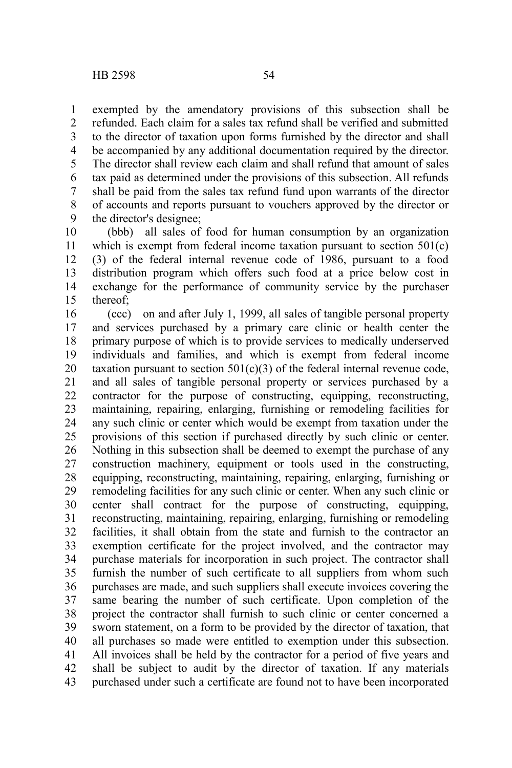exempted by the amendatory provisions of this subsection shall be refunded. Each claim for a sales tax refund shall be verified and submitted to the director of taxation upon forms furnished by the director and shall be accompanied by any additional documentation required by the director. The director shall review each claim and shall refund that amount of sales tax paid as determined under the provisions of this subsection. All refunds shall be paid from the sales tax refund fund upon warrants of the director of accounts and reports pursuant to vouchers approved by the director or the director's designee;

(bbb) all sales of food for human consumption by an organization which is exempt from federal income taxation pursuant to section 501(c)(3) of the federal internal revenue code of 1986, pursuant to a food distribution program which offers such food at a price below cost in exchange for the performance of community service by the purchaser thereof;

(ccc) on and after July 1, 1999, all sales of tangible personal property and services purchased by a primary care clinic or health center the primary purpose of which is to provide services to medically underserved individuals and families, and which is exempt from federal income taxation pursuant to section 501(c)(3) of the federal internal revenue code, and all sales of tangible personal property or services purchased by a contractor for the purpose of constructing, equipping, reconstructing, maintaining, repairing, enlarging, furnishing or remodeling facilities for any such clinic or center which would be exempt from taxation under the provisions of this section if purchased directly by such clinic or center. Nothing in this subsection shall be deemed to exempt the purchase of any construction machinery, equipment or tools used in the constructing, equipping, reconstructing, maintaining, repairing, enlarging, furnishing or remodeling facilities for any such clinic or center. When any such clinic or center shall contract for the purpose of constructing, equipping, reconstructing, maintaining, repairing, enlarging, furnishing or remodeling facilities, it shall obtain from the state and furnish to the contractor an exemption certificate for the project involved, and the contractor may purchase materials for incorporation in such project. The contractor shall furnish the number of such certificate to all suppliers from whom such purchases are made, and such suppliers shall execute invoices covering the same bearing the number of such certificate. Upon completion of the project the contractor shall furnish to such clinic or center concerned a sworn statement, on a form to be provided by the director of taxation, that all purchases so made were entitled to exemption under this subsection. All invoices shall be held by the contractor for a period of five years and shall be subject to audit by the director of taxation. If any materials purchased under such a certificate are found not to have been incorporated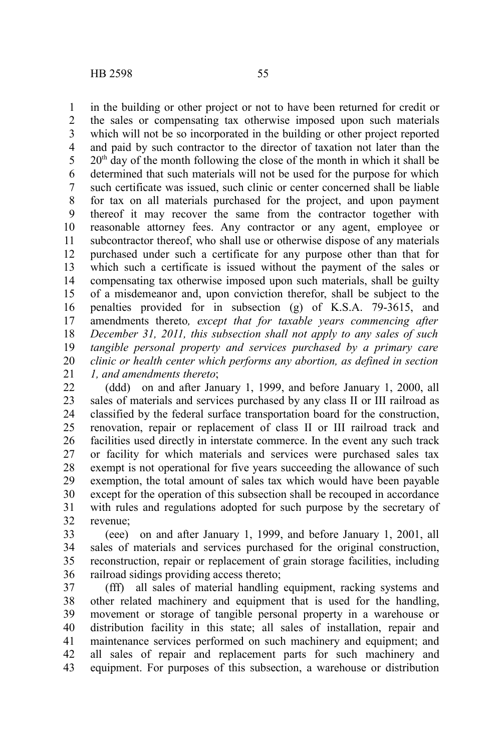in the building or other project or not to have been returned for credit or the sales or compensating tax otherwise imposed upon such materials which will not be so incorporated in the building or other project reported and paid by such contractor to the director of taxation not later than the 20th day of the month following the close of the month in which it shall be determined that such materials will not be used for the purpose for which such certificate was issued, such clinic or center concerned shall be liable for tax on all materials purchased for the project, and upon payment thereof it may recover the same from the contractor together with reasonable attorney fees. Any contractor or any agent, employee or subcontractor thereof, who shall use or otherwise dispose of any materials purchased under such a certificate for any purpose other than that for which such a certificate is issued without the payment of the sales or compensating tax otherwise imposed upon such materials, shall be guilty of a misdemeanor and, upon conviction therefor, shall be subject to the penalties provided for in subsection (g) of K.S.A. 79-3615, and amendments thereto*, except that for taxable years commencing after December 31, 2011, this subsection shall not apply to any sales of such tangible personal property and services purchased by a primary care clinic or health center which performs any abortion, as defined in section 1, and amendments thereto*;

(ddd) on and after January 1, 1999, and before January 1, 2000, all sales of materials and services purchased by any class II or III railroad as classified by the federal surface transportation board for the construction, renovation, repair or replacement of class II or III railroad track and facilities used directly in interstate commerce. In the event any such track or facility for which materials and services were purchased sales tax exempt is not operational for five years succeeding the allowance of such exemption, the total amount of sales tax which would have been payable except for the operation of this subsection shall be recouped in accordance with rules and regulations adopted for such purpose by the secretary of revenue;

(eee) on and after January 1, 1999, and before January 1, 2001, all sales of materials and services purchased for the original construction, reconstruction, repair or replacement of grain storage facilities, including railroad sidings providing access thereto;

(fff) all sales of material handling equipment, racking systems and other related machinery and equipment that is used for the handling, movement or storage of tangible personal property in a warehouse or distribution facility in this state; all sales of installation, repair and maintenance services performed on such machinery and equipment; and all sales of repair and replacement parts for such machinery and equipment. For purposes of this subsection, a warehouse or distribution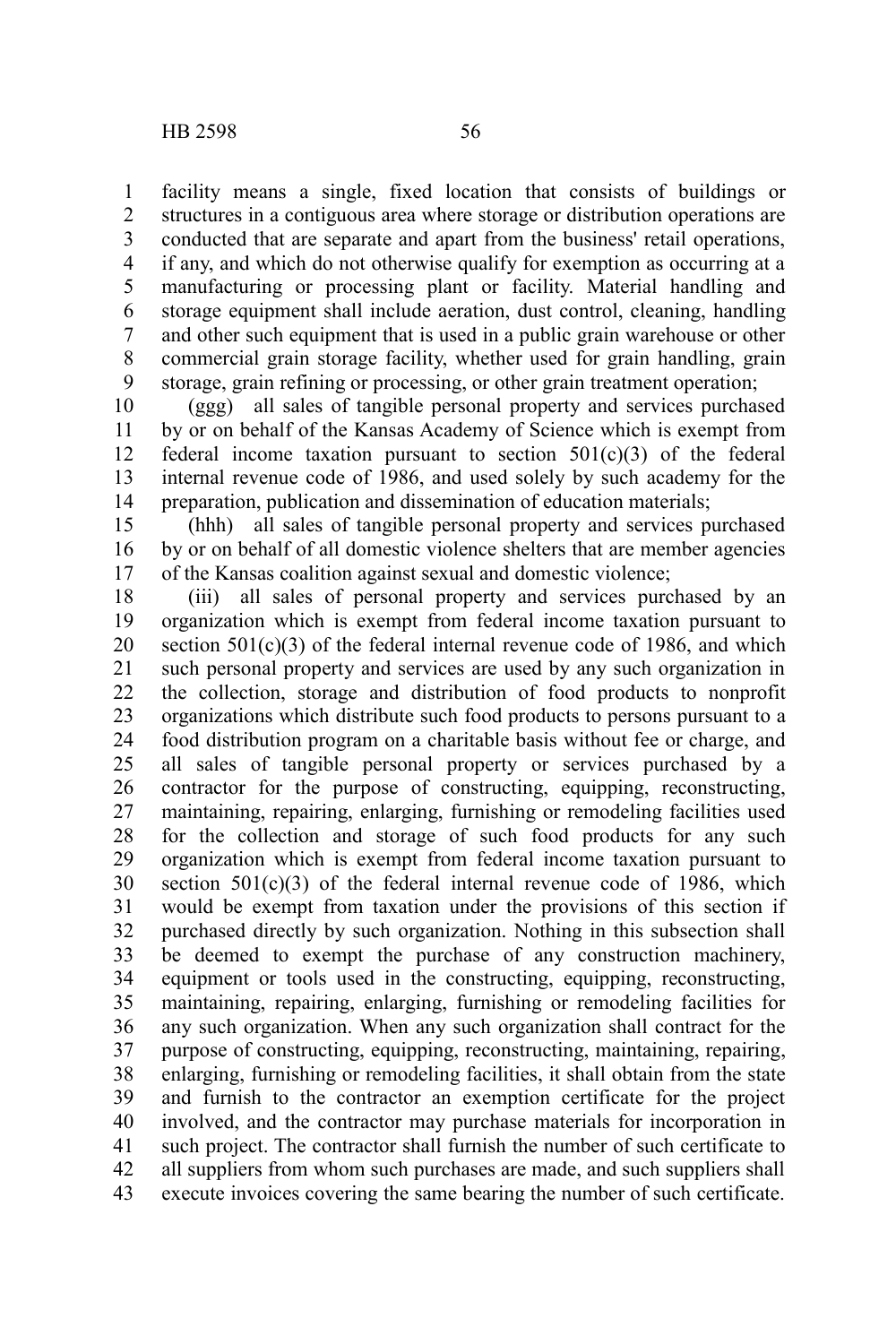facility means a single, fixed location that consists of buildings or structures in a contiguous area where storage or distribution operations are conducted that are separate and apart from the business' retail operations, if any, and which do not otherwise qualify for exemption as occurring at a manufacturing or processing plant or facility. Material handling and storage equipment shall include aeration, dust control, cleaning, handling and other such equipment that is used in a public grain warehouse or other commercial grain storage facility, whether used for grain handling, grain storage, grain refining or processing, or other grain treatment operation;

(ggg) all sales of tangible personal property and services purchased by or on behalf of the Kansas Academy of Science which is exempt from federal income taxation pursuant to section 501(c)(3) of the federal internal revenue code of 1986, and used solely by such academy for the preparation, publication and dissemination of education materials;

(hhh) all sales of tangible personal property and services purchased by or on behalf of all domestic violence shelters that are member agencies of the Kansas coalition against sexual and domestic violence;

(iii) all sales of personal property and services purchased by an organization which is exempt from federal income taxation pursuant to section 501(c)(3) of the federal internal revenue code of 1986, and which such personal property and services are used by any such organization in the collection, storage and distribution of food products to nonprofit organizations which distribute such food products to persons pursuant to a food distribution program on a charitable basis without fee or charge, and all sales of tangible personal property or services purchased by a contractor for the purpose of constructing, equipping, reconstructing, maintaining, repairing, enlarging, furnishing or remodeling facilities used for the collection and storage of such food products for any such organization which is exempt from federal income taxation pursuant to section 501(c)(3) of the federal internal revenue code of 1986, which would be exempt from taxation under the provisions of this section if purchased directly by such organization. Nothing in this subsection shall be deemed to exempt the purchase of any construction machinery, equipment or tools used in the constructing, equipping, reconstructing, maintaining, repairing, enlarging, furnishing or remodeling facilities for any such organization. When any such organization shall contract for the purpose of constructing, equipping, reconstructing, maintaining, repairing, enlarging, furnishing or remodeling facilities, it shall obtain from the state and furnish to the contractor an exemption certificate for the project involved, and the contractor may purchase materials for incorporation in such project. The contractor shall furnish the number of such certificate to all suppliers from whom such purchases are made, and such suppliers shall execute invoices covering the same bearing the number of such certificate.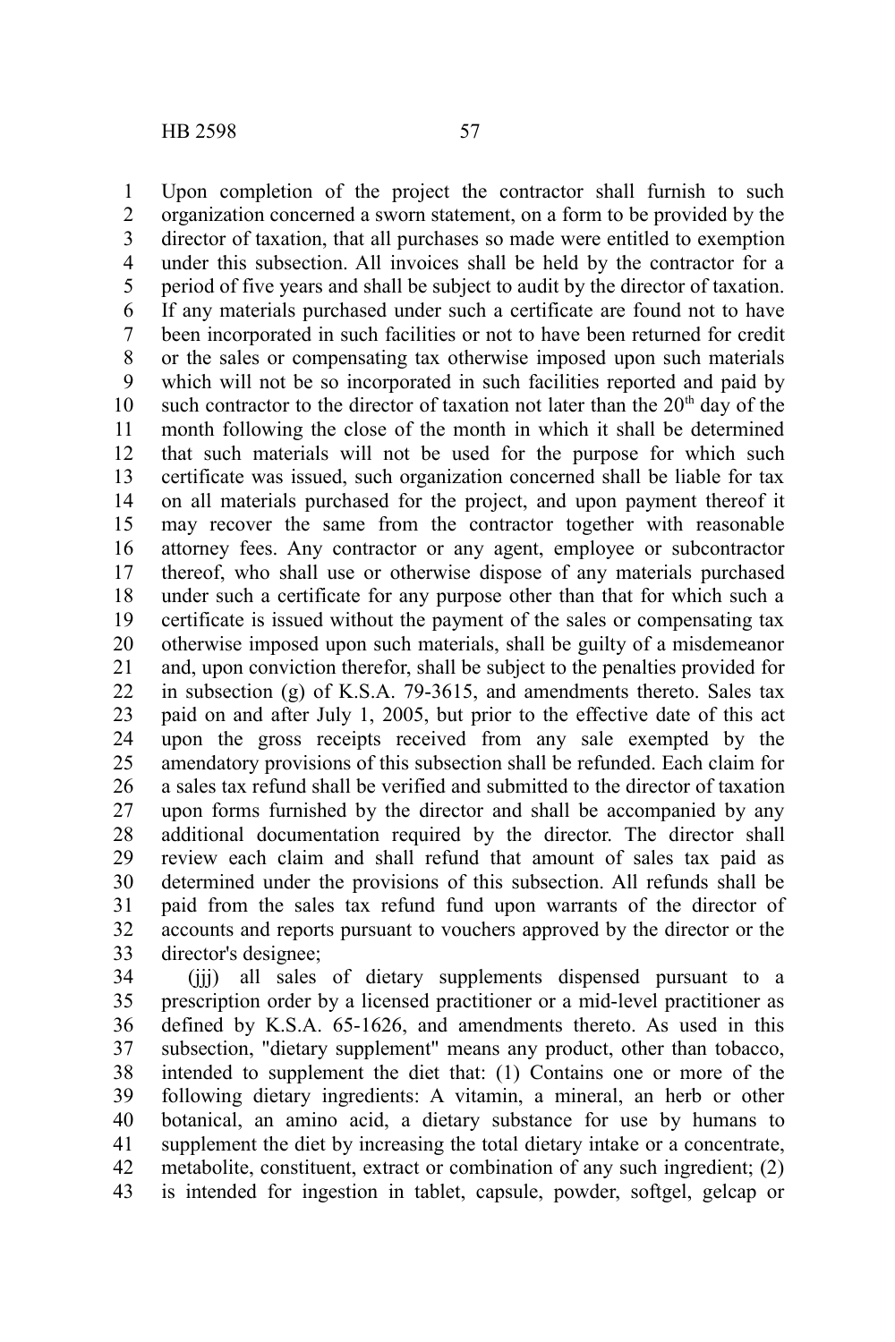Upon completion of the project the contractor shall furnish to such organization concerned a sworn statement, on a form to be provided by the director of taxation, that all purchases so made were entitled to exemption under this subsection. All invoices shall be held by the contractor for a period of five years and shall be subject to audit by the director of taxation. If any materials purchased under such a certificate are found not to have been incorporated in such facilities or not to have been returned for credit or the sales or compensating tax otherwise imposed upon such materials which will not be so incorporated in such facilities reported and paid by such contractor to the director of taxation not later than the 20th day of the month following the close of the month in which it shall be determined that such materials will not be used for the purpose for which such certificate was issued, such organization concerned shall be liable for tax on all materials purchased for the project, and upon payment thereof it may recover the same from the contractor together with reasonable attorney fees. Any contractor or any agent, employee or subcontractor thereof, who shall use or otherwise dispose of any materials purchased under such a certificate for any purpose other than that for which such a certificate is issued without the payment of the sales or compensating tax otherwise imposed upon such materials, shall be guilty of a misdemeanor and, upon conviction therefor, shall be subject to the penalties provided for in subsection (g) of K.S.A. 79-3615, and amendments thereto. Sales tax paid on and after July 1, 2005, but prior to the effective date of this act upon the gross receipts received from any sale exempted by the amendatory provisions of this subsection shall be refunded. Each claim for a sales tax refund shall be verified and submitted to the director of taxation upon forms furnished by the director and shall be accompanied by any additional documentation required by the director. The director shall review each claim and shall refund that amount of sales tax paid as determined under the provisions of this subsection. All refunds shall be paid from the sales tax refund fund upon warrants of the director of accounts and reports pursuant to vouchers approved by the director or the director's designee;

(jjj) all sales of dietary supplements dispensed pursuant to a prescription order by a licensed practitioner or a mid-level practitioner as defined by K.S.A. 65-1626, and amendments thereto. As used in this subsection, "dietary supplement" means any product, other than tobacco, intended to supplement the diet that: (1) Contains one or more of the following dietary ingredients: A vitamin, a mineral, an herb or other botanical, an amino acid, a dietary substance for use by humans to supplement the diet by increasing the total dietary intake or a concentrate, metabolite, constituent, extract or combination of any such ingredient; (2) is intended for ingestion in tablet, capsule, powder, softgel, gelcap or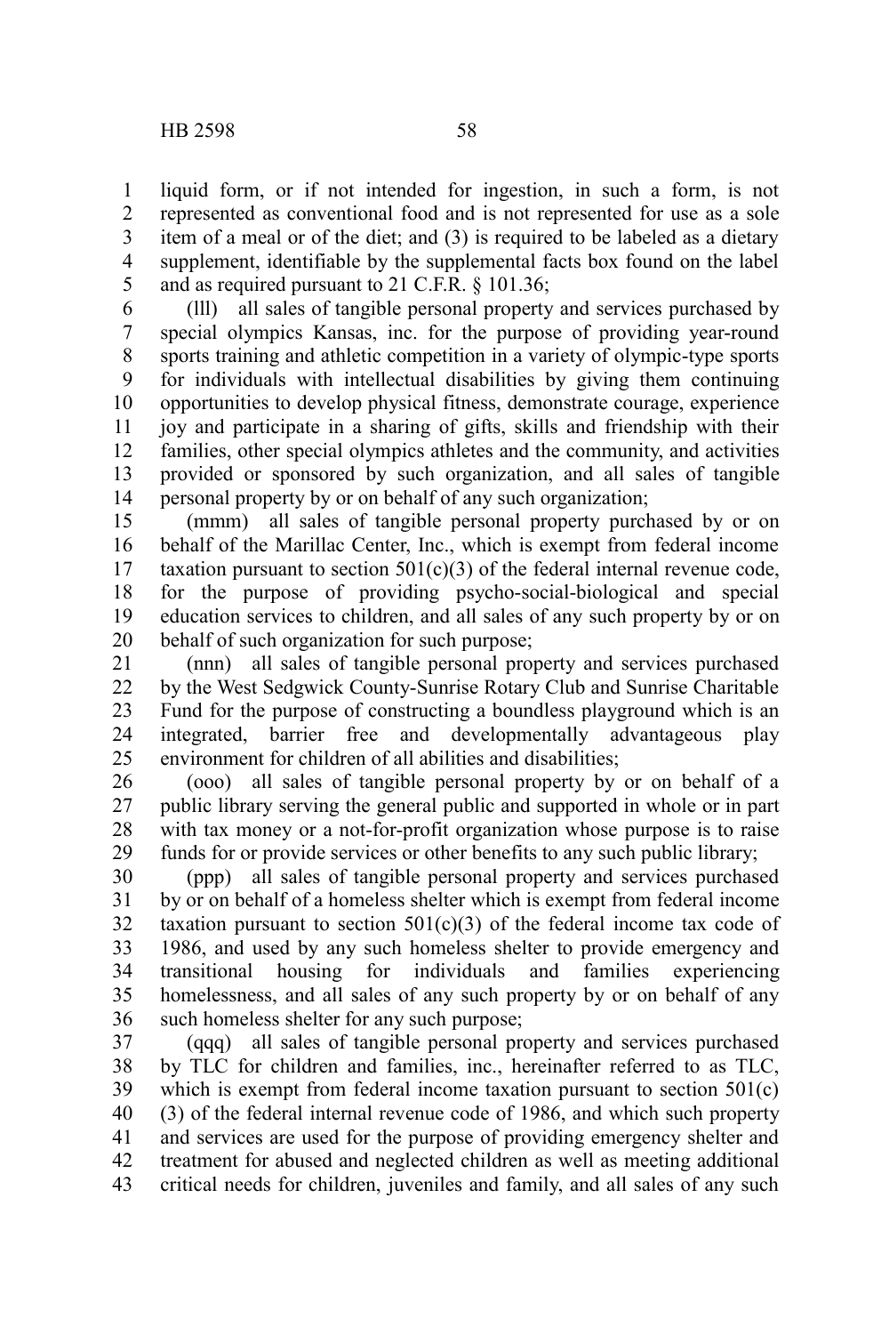liquid form, or if not intended for ingestion, in such a form, is not represented as conventional food and is not represented for use as a sole item of a meal or of the diet; and (3) is required to be labeled as a dietary supplement, identifiable by the supplemental facts box found on the label and as required pursuant to 21 C.F.R. § 101.36;

(lll) all sales of tangible personal property and services purchased by special olympics Kansas, inc. for the purpose of providing year-round sports training and athletic competition in a variety of olympic-type sports for individuals with intellectual disabilities by giving them continuing opportunities to develop physical fitness, demonstrate courage, experience joy and participate in a sharing of gifts, skills and friendship with their families, other special olympics athletes and the community, and activities provided or sponsored by such organization, and all sales of tangible personal property by or on behalf of any such organization;

(mmm) all sales of tangible personal property purchased by or on behalf of the Marillac Center, Inc., which is exempt from federal income taxation pursuant to section 501(c)(3) of the federal internal revenue code, for the purpose of providing psycho-social-biological and special education services to children, and all sales of any such property by or on behalf of such organization for such purpose;

(nnn) all sales of tangible personal property and services purchased by the West Sedgwick County-Sunrise Rotary Club and Sunrise Charitable Fund for the purpose of constructing a boundless playground which is an integrated, barrier free and developmentally advantageous play environment for children of all abilities and disabilities;

(ooo) all sales of tangible personal property by or on behalf of a public library serving the general public and supported in whole or in part with tax money or a not-for-profit organization whose purpose is to raise funds for or provide services or other benefits to any such public library;

(ppp) all sales of tangible personal property and services purchased by or on behalf of a homeless shelter which is exempt from federal income taxation pursuant to section 501(c)(3) of the federal income tax code of 1986, and used by any such homeless shelter to provide emergency and transitional housing for individuals and families experiencing homelessness, and all sales of any such property by or on behalf of any such homeless shelter for any such purpose;

(qqq) all sales of tangible personal property and services purchased by TLC for children and families, inc., hereinafter referred to as TLC, which is exempt from federal income taxation pursuant to section 501(c)(3) of the federal internal revenue code of 1986, and which such property and services are used for the purpose of providing emergency shelter and treatment for abused and neglected children as well as meeting additional critical needs for children, juveniles and family, and all sales of any such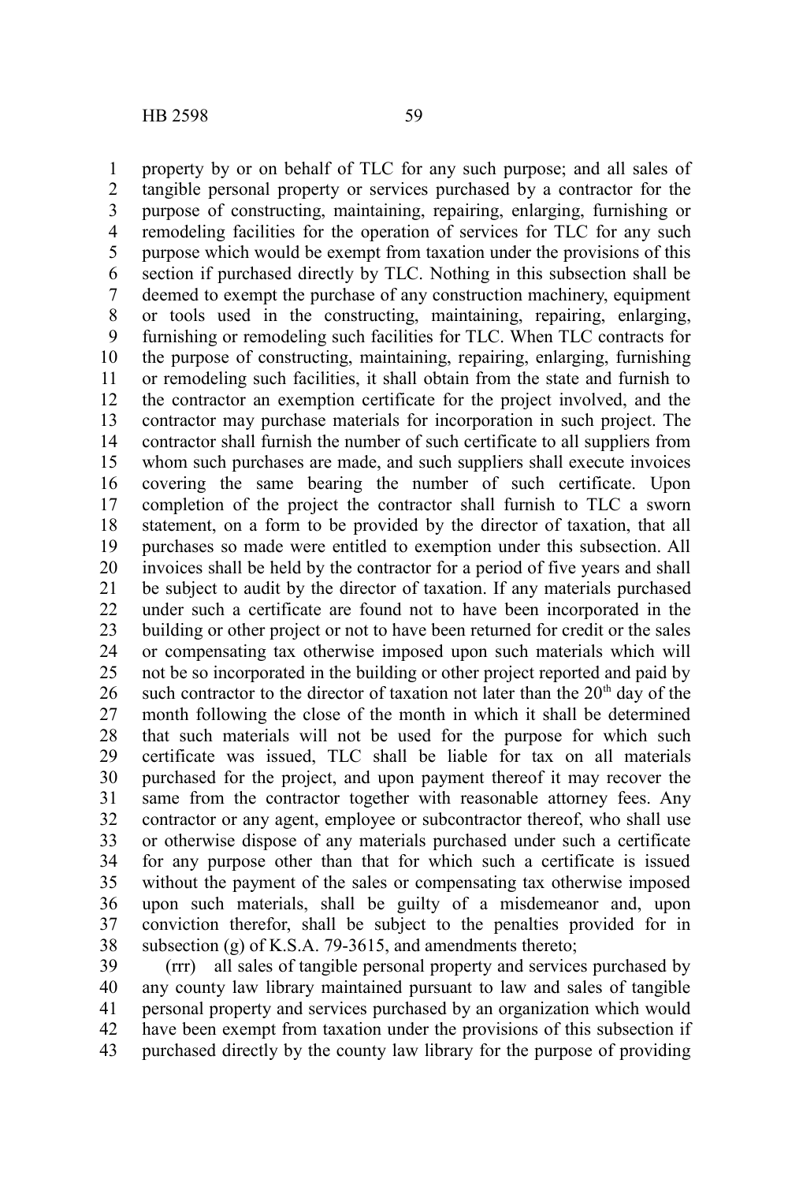property by or on behalf of TLC for any such purpose; and all sales of tangible personal property or services purchased by a contractor for the purpose of constructing, maintaining, repairing, enlarging, furnishing or remodeling facilities for the operation of services for TLC for any such purpose which would be exempt from taxation under the provisions of this section if purchased directly by TLC. Nothing in this subsection shall be deemed to exempt the purchase of any construction machinery, equipment or tools used in the constructing, maintaining, repairing, enlarging, furnishing or remodeling such facilities for TLC. When TLC contracts for the purpose of constructing, maintaining, repairing, enlarging, furnishing or remodeling such facilities, it shall obtain from the state and furnish to the contractor an exemption certificate for the project involved, and the contractor may purchase materials for incorporation in such project. The contractor shall furnish the number of such certificate to all suppliers from whom such purchases are made, and such suppliers shall execute invoices covering the same bearing the number of such certificate. Upon completion of the project the contractor shall furnish to TLC a sworn statement, on a form to be provided by the director of taxation, that all purchases so made were entitled to exemption under this subsection. All invoices shall be held by the contractor for a period of five years and shall be subject to audit by the director of taxation. If any materials purchased under such a certificate are found not to have been incorporated in the building or other project or not to have been returned for credit or the sales or compensating tax otherwise imposed upon such materials which will not be so incorporated in the building or other project reported and paid by such contractor to the director of taxation not later than the 20th day of the month following the close of the month in which it shall be determined that such materials will not be used for the purpose for which such certificate was issued, TLC shall be liable for tax on all materials purchased for the project, and upon payment thereof it may recover the same from the contractor together with reasonable attorney fees. Any contractor or any agent, employee or subcontractor thereof, who shall use or otherwise dispose of any materials purchased under such a certificate for any purpose other than that for which such a certificate is issued without the payment of the sales or compensating tax otherwise imposed upon such materials, shall be guilty of a misdemeanor and, upon conviction therefor, shall be subject to the penalties provided for in subsection (g) of K.S.A. 79-3615, and amendments thereto;

(rrr) all sales of tangible personal property and services purchased by any county law library maintained pursuant to law and sales of tangible personal property and services purchased by an organization which would have been exempt from taxation under the provisions of this subsection if purchased directly by the county law library for the purpose of providing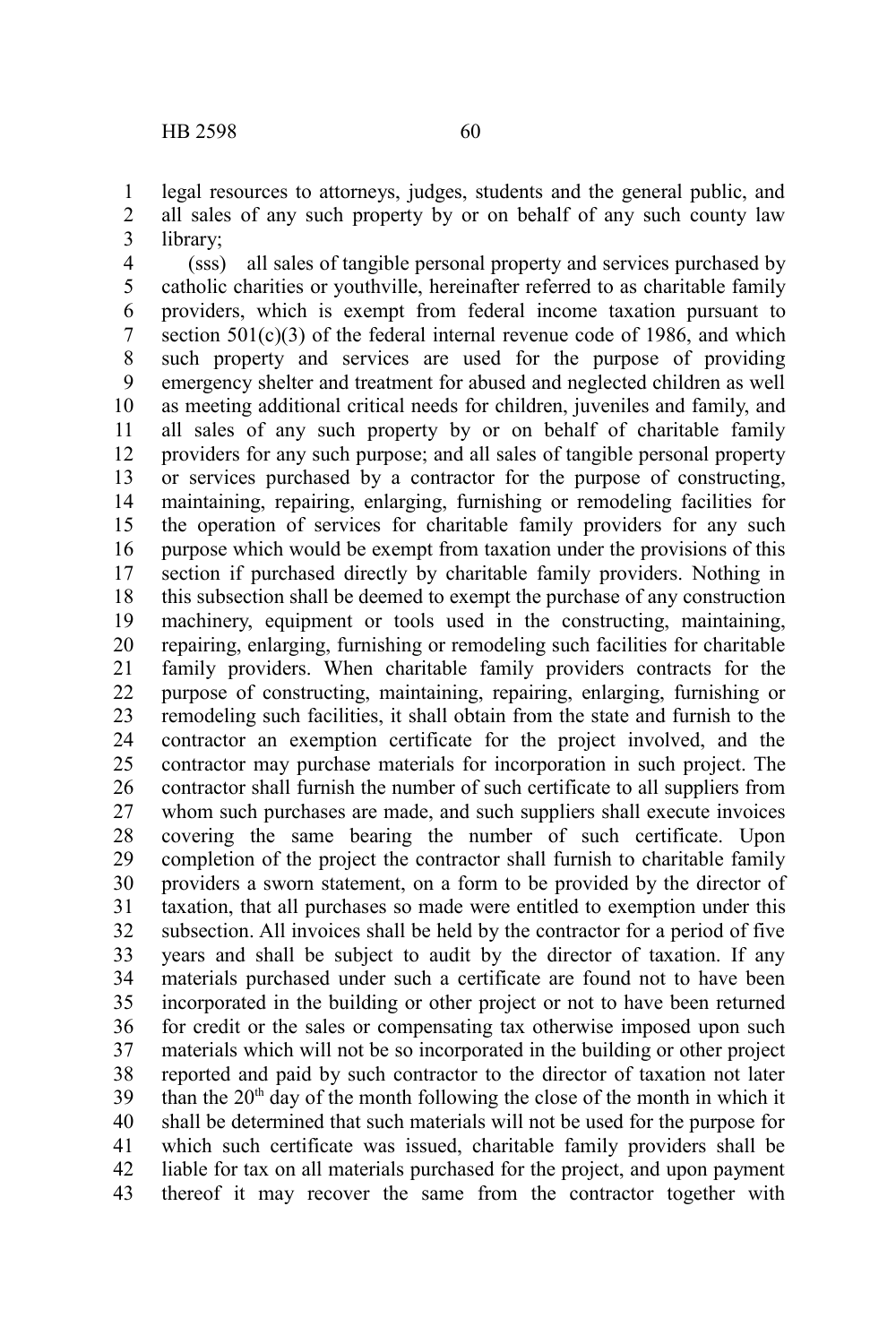legal resources to attorneys, judges, students and the general public, and all sales of any such property by or on behalf of any such county law library;

(sss) all sales of tangible personal property and services purchased by catholic charities or youthville, hereinafter referred to as charitable family providers, which is exempt from federal income taxation pursuant to section 501(c)(3) of the federal internal revenue code of 1986, and which such property and services are used for the purpose of providing emergency shelter and treatment for abused and neglected children as well as meeting additional critical needs for children, juveniles and family, and all sales of any such property by or on behalf of charitable family providers for any such purpose; and all sales of tangible personal property or services purchased by a contractor for the purpose of constructing, maintaining, repairing, enlarging, furnishing or remodeling facilities for the operation of services for charitable family providers for any such purpose which would be exempt from taxation under the provisions of this section if purchased directly by charitable family providers. Nothing in this subsection shall be deemed to exempt the purchase of any construction machinery, equipment or tools used in the constructing, maintaining, repairing, enlarging, furnishing or remodeling such facilities for charitable family providers. When charitable family providers contracts for the purpose of constructing, maintaining, repairing, enlarging, furnishing or remodeling such facilities, it shall obtain from the state and furnish to the contractor an exemption certificate for the project involved, and the contractor may purchase materials for incorporation in such project. The contractor shall furnish the number of such certificate to all suppliers from whom such purchases are made, and such suppliers shall execute invoices covering the same bearing the number of such certificate. Upon completion of the project the contractor shall furnish to charitable family providers a sworn statement, on a form to be provided by the director of taxation, that all purchases so made were entitled to exemption under this subsection. All invoices shall be held by the contractor for a period of five years and shall be subject to audit by the director of taxation. If any materials purchased under such a certificate are found not to have been incorporated in the building or other project or not to have been returned for credit or the sales or compensating tax otherwise imposed upon such materials which will not be so incorporated in the building or other project reported and paid by such contractor to the director of taxation not later than the 20th day of the month following the close of the month in which it shall be determined that such materials will not be used for the purpose for which such certificate was issued, charitable family providers shall be liable for tax on all materials purchased for the project, and upon payment thereof it may recover the same from the contractor together with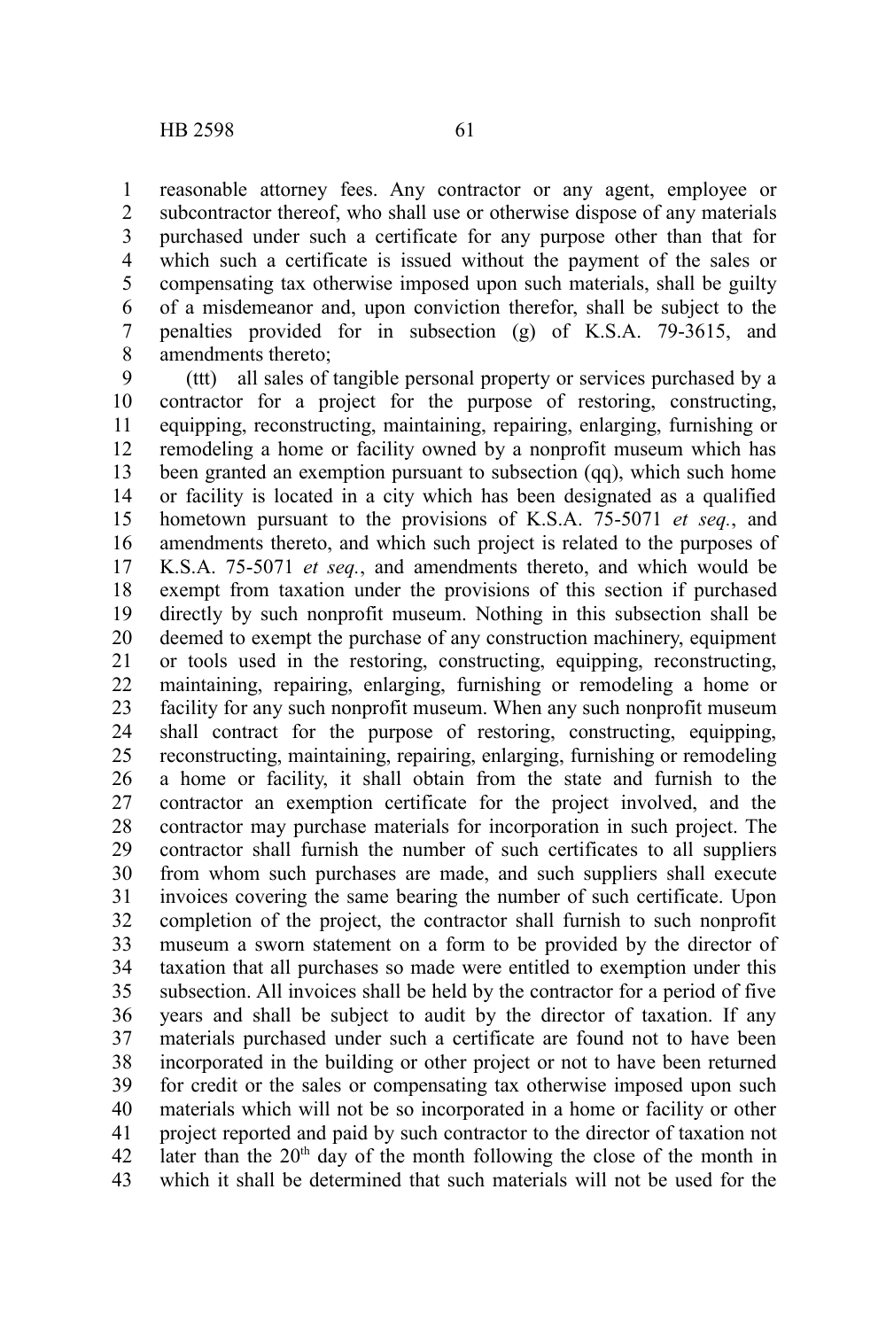reasonable attorney fees. Any contractor or any agent, employee or subcontractor thereof, who shall use or otherwise dispose of any materials purchased under such a certificate for any purpose other than that for which such a certificate is issued without the payment of the sales or compensating tax otherwise imposed upon such materials, shall be guilty of a misdemeanor and, upon conviction therefor, shall be subject to the penalties provided for in subsection (g) of K.S.A. 79-3615, and amendments thereto;

(ttt) all sales of tangible personal property or services purchased by a contractor for a project for the purpose of restoring, constructing, equipping, reconstructing, maintaining, repairing, enlarging, furnishing or remodeling a home or facility owned by a nonprofit museum which has been granted an exemption pursuant to subsection (qq), which such home or facility is located in a city which has been designated as a qualified hometown pursuant to the provisions of K.S.A. 75-5071 *et seq.*, and amendments thereto, and which such project is related to the purposes of K.S.A. 75-5071 *et seq.*, and amendments thereto, and which would be exempt from taxation under the provisions of this section if purchased directly by such nonprofit museum. Nothing in this subsection shall be deemed to exempt the purchase of any construction machinery, equipment or tools used in the restoring, constructing, equipping, reconstructing, maintaining, repairing, enlarging, furnishing or remodeling a home or facility for any such nonprofit museum. When any such nonprofit museum shall contract for the purpose of restoring, constructing, equipping, reconstructing, maintaining, repairing, enlarging, furnishing or remodeling a home or facility, it shall obtain from the state and furnish to the contractor an exemption certificate for the project involved, and the contractor may purchase materials for incorporation in such project. The contractor shall furnish the number of such certificates to all suppliers from whom such purchases are made, and such suppliers shall execute invoices covering the same bearing the number of such certificate. Upon completion of the project, the contractor shall furnish to such nonprofit museum a sworn statement on a form to be provided by the director of taxation that all purchases so made were entitled to exemption under this subsection. All invoices shall be held by the contractor for a period of five years and shall be subject to audit by the director of taxation. If any materials purchased under such a certificate are found not to have been incorporated in the building or other project or not to have been returned for credit or the sales or compensating tax otherwise imposed upon such materials which will not be so incorporated in a home or facility or other project reported and paid by such contractor to the director of taxation not later than the 20th day of the month following the close of the month in which it shall be determined that such materials will not be used for the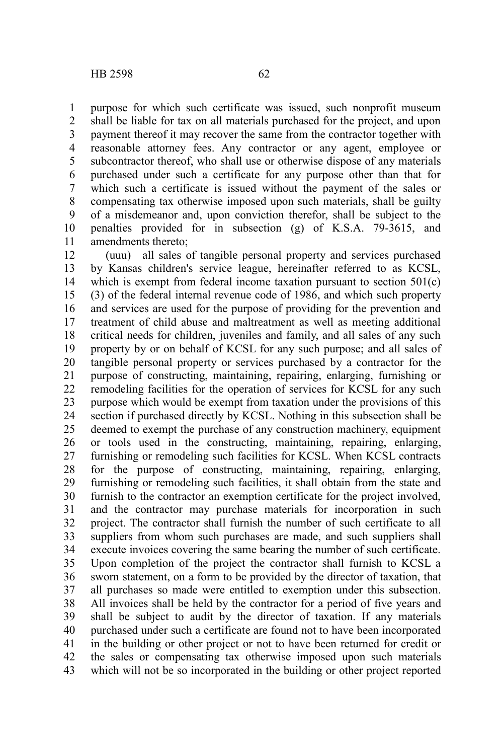purpose for which such certificate was issued, such nonprofit museum shall be liable for tax on all materials purchased for the project, and upon payment thereof it may recover the same from the contractor together with reasonable attorney fees. Any contractor or any agent, employee or subcontractor thereof, who shall use or otherwise dispose of any materials purchased under such a certificate for any purpose other than that for which such a certificate is issued without the payment of the sales or compensating tax otherwise imposed upon such materials, shall be guilty of a misdemeanor and, upon conviction therefor, shall be subject to the penalties provided for in subsection (g) of K.S.A. 79-3615, and amendments thereto;

(uuu) all sales of tangible personal property and services purchased by Kansas children's service league, hereinafter referred to as KCSL, which is exempt from federal income taxation pursuant to section 501(c)(3) of the federal internal revenue code of 1986, and which such property and services are used for the purpose of providing for the prevention and treatment of child abuse and maltreatment as well as meeting additional critical needs for children, juveniles and family, and all sales of any such property by or on behalf of KCSL for any such purpose; and all sales of tangible personal property or services purchased by a contractor for the purpose of constructing, maintaining, repairing, enlarging, furnishing or remodeling facilities for the operation of services for KCSL for any such purpose which would be exempt from taxation under the provisions of this section if purchased directly by KCSL. Nothing in this subsection shall be deemed to exempt the purchase of any construction machinery, equipment or tools used in the constructing, maintaining, repairing, enlarging, furnishing or remodeling such facilities for KCSL. When KCSL contracts for the purpose of constructing, maintaining, repairing, enlarging, furnishing or remodeling such facilities, it shall obtain from the state and furnish to the contractor an exemption certificate for the project involved, and the contractor may purchase materials for incorporation in such project. The contractor shall furnish the number of such certificate to all suppliers from whom such purchases are made, and such suppliers shall execute invoices covering the same bearing the number of such certificate. Upon completion of the project the contractor shall furnish to KCSL a sworn statement, on a form to be provided by the director of taxation, that all purchases so made were entitled to exemption under this subsection. All invoices shall be held by the contractor for a period of five years and shall be subject to audit by the director of taxation. If any materials purchased under such a certificate are found not to have been incorporated in the building or other project or not to have been returned for credit or the sales or compensating tax otherwise imposed upon such materials which will not be so incorporated in the building or other project reported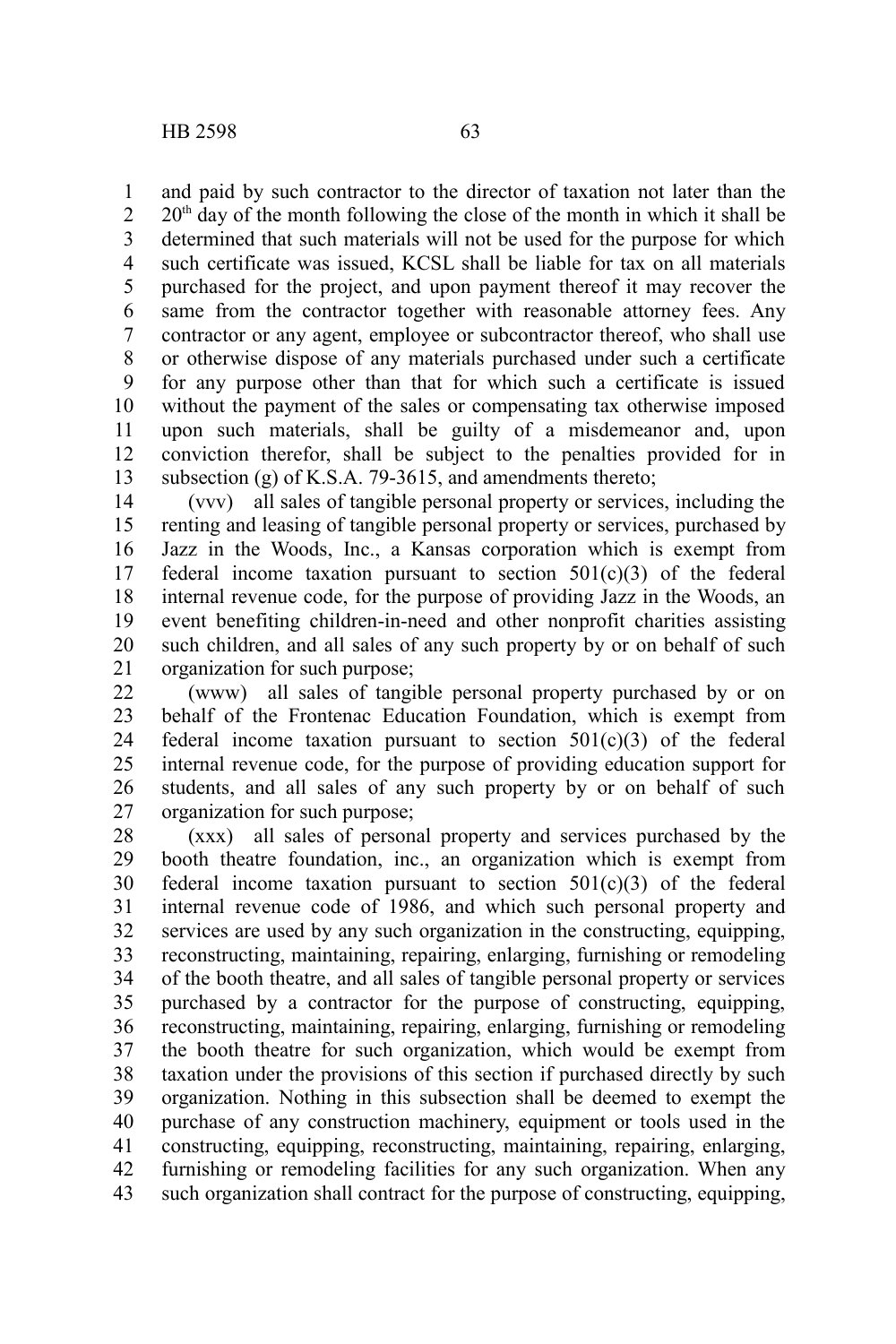and paid by such contractor to the director of taxation not later than the 20th day of the month following the close of the month in which it shall be determined that such materials will not be used for the purpose for which such certificate was issued, KCSL shall be liable for tax on all materials purchased for the project, and upon payment thereof it may recover the same from the contractor together with reasonable attorney fees. Any contractor or any agent, employee or subcontractor thereof, who shall use or otherwise dispose of any materials purchased under such a certificate for any purpose other than that for which such a certificate is issued without the payment of the sales or compensating tax otherwise imposed upon such materials, shall be guilty of a misdemeanor and, upon conviction therefor, shall be subject to the penalties provided for in subsection (g) of K.S.A. 79-3615, and amendments thereto;

(vvv) all sales of tangible personal property or services, including the renting and leasing of tangible personal property or services, purchased by Jazz in the Woods, Inc., a Kansas corporation which is exempt from federal income taxation pursuant to section 501(c)(3) of the federal internal revenue code, for the purpose of providing Jazz in the Woods, an event benefiting children-in-need and other nonprofit charities assisting such children, and all sales of any such property by or on behalf of such organization for such purpose;

(www) all sales of tangible personal property purchased by or on behalf of the Frontenac Education Foundation, which is exempt from federal income taxation pursuant to section 501(c)(3) of the federal internal revenue code, for the purpose of providing education support for students, and all sales of any such property by or on behalf of such organization for such purpose;

(xxx) all sales of personal property and services purchased by the booth theatre foundation, inc., an organization which is exempt from federal income taxation pursuant to section 501(c)(3) of the federal internal revenue code of 1986, and which such personal property and services are used by any such organization in the constructing, equipping, reconstructing, maintaining, repairing, enlarging, furnishing or remodeling of the booth theatre, and all sales of tangible personal property or services purchased by a contractor for the purpose of constructing, equipping, reconstructing, maintaining, repairing, enlarging, furnishing or remodeling the booth theatre for such organization, which would be exempt from taxation under the provisions of this section if purchased directly by such organization. Nothing in this subsection shall be deemed to exempt the purchase of any construction machinery, equipment or tools used in the constructing, equipping, reconstructing, maintaining, repairing, enlarging, furnishing or remodeling facilities for any such organization. When any such organization shall contract for the purpose of constructing, equipping,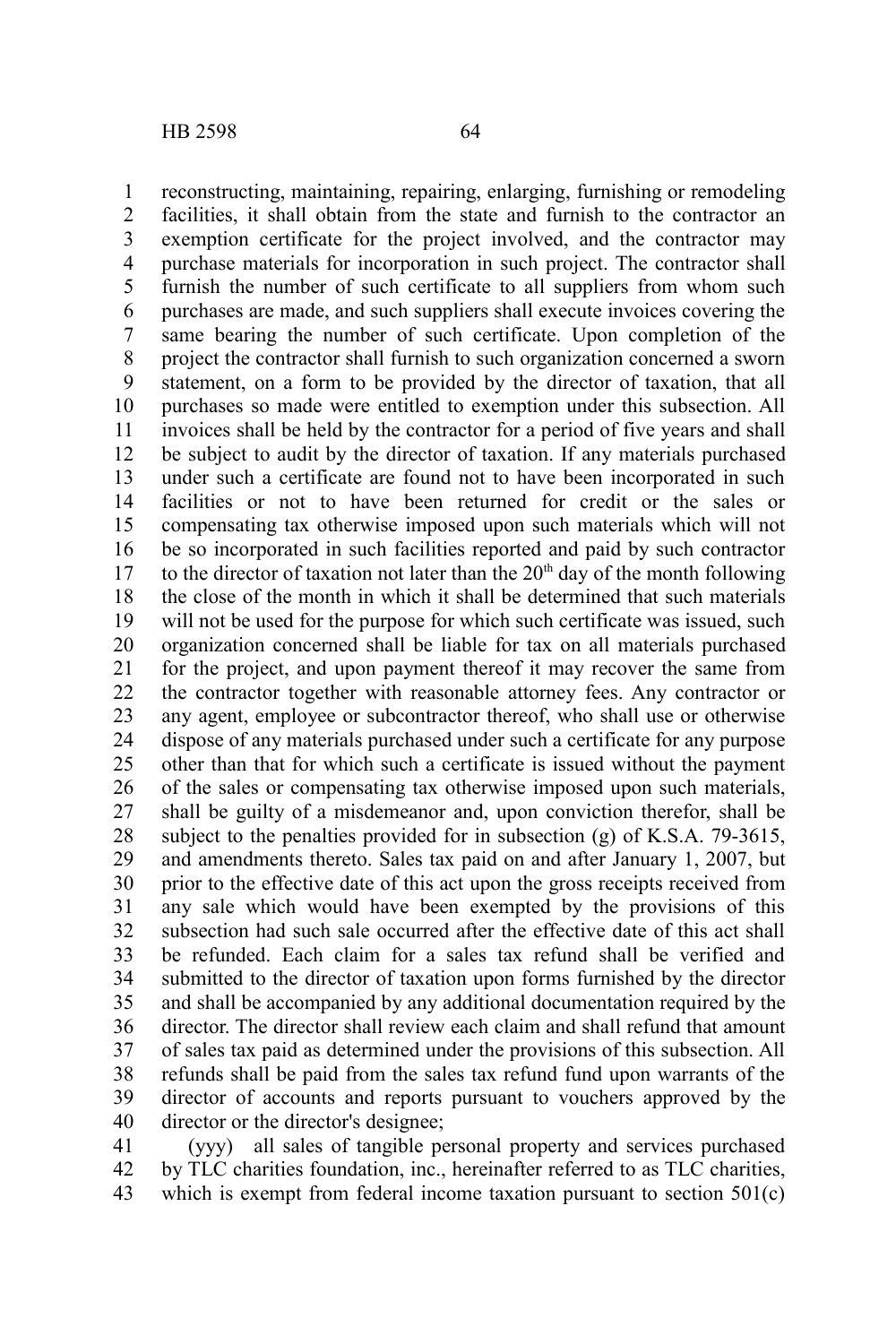reconstructing, maintaining, repairing, enlarging, furnishing or remodeling facilities, it shall obtain from the state and furnish to the contractor an exemption certificate for the project involved, and the contractor may purchase materials for incorporation in such project. The contractor shall furnish the number of such certificate to all suppliers from whom such purchases are made, and such suppliers shall execute invoices covering the same bearing the number of such certificate. Upon completion of the project the contractor shall furnish to such organization concerned a sworn statement, on a form to be provided by the director of taxation, that all purchases so made were entitled to exemption under this subsection. All invoices shall be held by the contractor for a period of five years and shall be subject to audit by the director of taxation. If any materials purchased under such a certificate are found not to have been incorporated in such facilities or not to have been returned for credit or the sales or compensating tax otherwise imposed upon such materials which will not be so incorporated in such facilities reported and paid by such contractor to the director of taxation not later than the 20th day of the month following the close of the month in which it shall be determined that such materials will not be used for the purpose for which such certificate was issued, such organization concerned shall be liable for tax on all materials purchased for the project, and upon payment thereof it may recover the same from the contractor together with reasonable attorney fees. Any contractor or any agent, employee or subcontractor thereof, who shall use or otherwise dispose of any materials purchased under such a certificate for any purpose other than that for which such a certificate is issued without the payment of the sales or compensating tax otherwise imposed upon such materials, shall be guilty of a misdemeanor and, upon conviction therefor, shall be subject to the penalties provided for in subsection (g) of K.S.A. 79-3615, and amendments thereto. Sales tax paid on and after January 1, 2007, but prior to the effective date of this act upon the gross receipts received from any sale which would have been exempted by the provisions of this subsection had such sale occurred after the effective date of this act shall be refunded. Each claim for a sales tax refund shall be verified and submitted to the director of taxation upon forms furnished by the director and shall be accompanied by any additional documentation required by the director. The director shall review each claim and shall refund that amount of sales tax paid as determined under the provisions of this subsection. All refunds shall be paid from the sales tax refund fund upon warrants of the director of accounts and reports pursuant to vouchers approved by the director or the director's designee;

(yyy) all sales of tangible personal property and services purchased by TLC charities foundation, inc., hereinafter referred to as TLC charities, which is exempt from federal income taxation pursuant to section 501(c)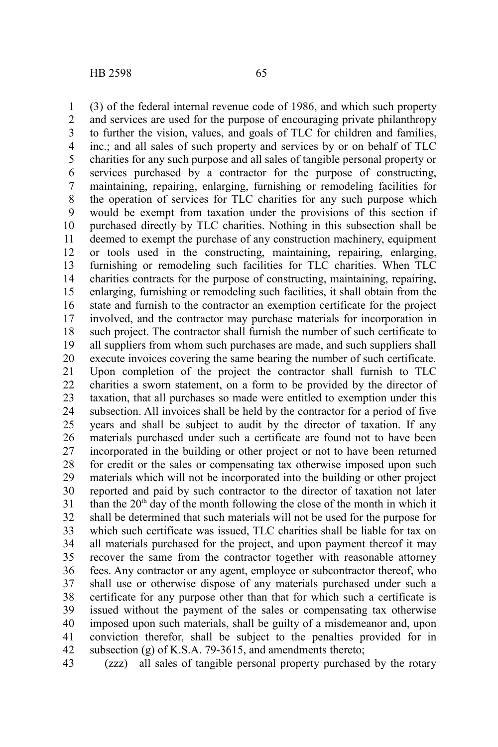(3) of the federal internal revenue code of 1986, and which such property and services are used for the purpose of encouraging private philanthropy to further the vision, values, and goals of TLC for children and families, inc.; and all sales of such property and services by or on behalf of TLC charities for any such purpose and all sales of tangible personal property or services purchased by a contractor for the purpose of constructing, maintaining, repairing, enlarging, furnishing or remodeling facilities for the operation of services for TLC charities for any such purpose which would be exempt from taxation under the provisions of this section if purchased directly by TLC charities. Nothing in this subsection shall be deemed to exempt the purchase of any construction machinery, equipment or tools used in the constructing, maintaining, repairing, enlarging, furnishing or remodeling such facilities for TLC charities. When TLC charities contracts for the purpose of constructing, maintaining, repairing, enlarging, furnishing or remodeling such facilities, it shall obtain from the state and furnish to the contractor an exemption certificate for the project involved, and the contractor may purchase materials for incorporation in such project. The contractor shall furnish the number of such certificate to all suppliers from whom such purchases are made, and such suppliers shall execute invoices covering the same bearing the number of such certificate. Upon completion of the project the contractor shall furnish to TLC charities a sworn statement, on a form to be provided by the director of taxation, that all purchases so made were entitled to exemption under this subsection. All invoices shall be held by the contractor for a period of five years and shall be subject to audit by the director of taxation. If any materials purchased under such a certificate are found not to have been incorporated in the building or other project or not to have been returned for credit or the sales or compensating tax otherwise imposed upon such materials which will not be incorporated into the building or other project reported and paid by such contractor to the director of taxation not later than the 20th day of the month following the close of the month in which it shall be determined that such materials will not be used for the purpose for which such certificate was issued, TLC charities shall be liable for tax on all materials purchased for the project, and upon payment thereof it may recover the same from the contractor together with reasonable attorney fees. Any contractor or any agent, employee or subcontractor thereof, who shall use or otherwise dispose of any materials purchased under such a certificate for any purpose other than that for which such a certificate is issued without the payment of the sales or compensating tax otherwise imposed upon such materials, shall be guilty of a misdemeanor and, upon conviction therefor, shall be subject to the penalties provided for in subsection (g) of K.S.A. 79-3615, and amendments thereto;

(zzz) all sales of tangible personal property purchased by the rotary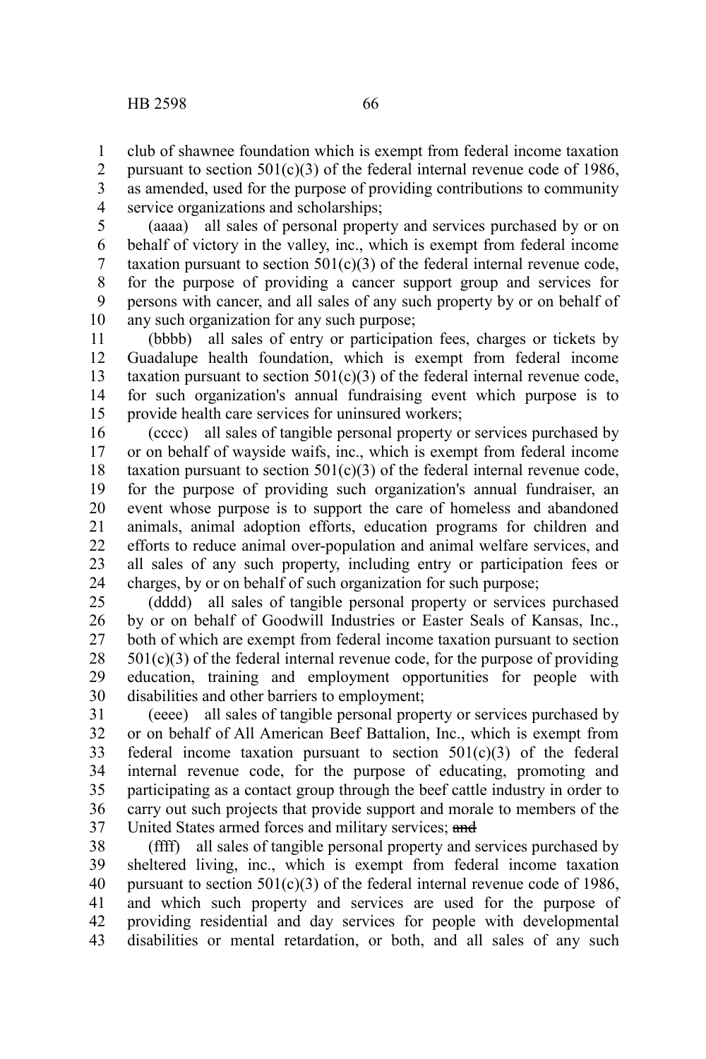club of shawnee foundation which is exempt from federal income taxation pursuant to section 501(c)(3) of the federal internal revenue code of 1986, as amended, used for the purpose of providing contributions to community service organizations and scholarships;

(aaaa) all sales of personal property and services purchased by or on behalf of victory in the valley, inc., which is exempt from federal income taxation pursuant to section 501(c)(3) of the federal internal revenue code, for the purpose of providing a cancer support group and services for persons with cancer, and all sales of any such property by or on behalf of any such organization for any such purpose;

(bbbb) all sales of entry or participation fees, charges or tickets by Guadalupe health foundation, which is exempt from federal income taxation pursuant to section 501(c)(3) of the federal internal revenue code, for such organization's annual fundraising event which purpose is to provide health care services for uninsured workers;

(cccc) all sales of tangible personal property or services purchased by or on behalf of wayside waifs, inc., which is exempt from federal income taxation pursuant to section 501(c)(3) of the federal internal revenue code, for the purpose of providing such organization's annual fundraiser, an event whose purpose is to support the care of homeless and abandoned animals, animal adoption efforts, education programs for children and efforts to reduce animal over-population and animal welfare services, and all sales of any such property, including entry or participation fees or charges, by or on behalf of such organization for such purpose;

(dddd) all sales of tangible personal property or services purchased by or on behalf of Goodwill Industries or Easter Seals of Kansas, Inc., both of which are exempt from federal income taxation pursuant to section 501(c)(3) of the federal internal revenue code, for the purpose of providing education, training and employment opportunities for people with disabilities and other barriers to employment;

(eeee) all sales of tangible personal property or services purchased by or on behalf of All American Beef Battalion, Inc., which is exempt from federal income taxation pursuant to section 501(c)(3) of the federal internal revenue code, for the purpose of educating, promoting and participating as a contact group through the beef cattle industry in order to carry out such projects that provide support and morale to members of the United States armed forces and military services; ~~and~~

(ffff) all sales of tangible personal property and services purchased by sheltered living, inc., which is exempt from federal income taxation pursuant to section 501(c)(3) of the federal internal revenue code of 1986, and which such property and services are used for the purpose of providing residential and day services for people with developmental disabilities or mental retardation, or both, and all sales of any such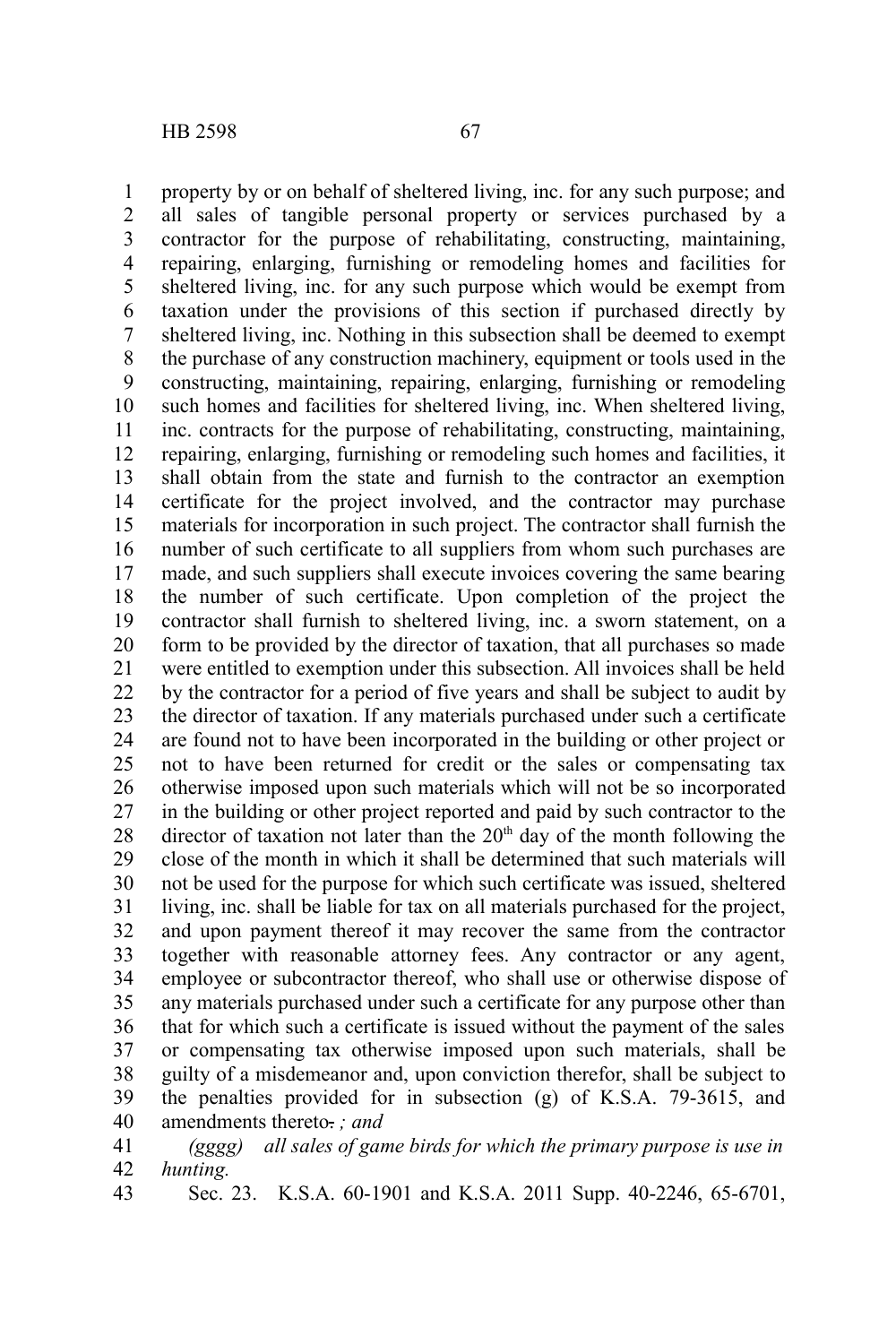property by or on behalf of sheltered living, inc. for any such purpose; and all sales of tangible personal property or services purchased by a contractor for the purpose of rehabilitating, constructing, maintaining, repairing, enlarging, furnishing or remodeling homes and facilities for sheltered living, inc. for any such purpose which would be exempt from taxation under the provisions of this section if purchased directly by sheltered living, inc. Nothing in this subsection shall be deemed to exempt the purchase of any construction machinery, equipment or tools used in the constructing, maintaining, repairing, enlarging, furnishing or remodeling such homes and facilities for sheltered living, inc. When sheltered living, inc. contracts for the purpose of rehabilitating, constructing, maintaining, repairing, enlarging, furnishing or remodeling such homes and facilities, it shall obtain from the state and furnish to the contractor an exemption certificate for the project involved, and the contractor may purchase materials for incorporation in such project. The contractor shall furnish the number of such certificate to all suppliers from whom such purchases are made, and such suppliers shall execute invoices covering the same bearing the number of such certificate. Upon completion of the project the contractor shall furnish to sheltered living, inc. a sworn statement, on a form to be provided by the director of taxation, that all purchases so made were entitled to exemption under this subsection. All invoices shall be held by the contractor for a period of five years and shall be subject to audit by the director of taxation. If any materials purchased under such a certificate are found not to have been incorporated in the building or other project or not to have been returned for credit or the sales or compensating tax otherwise imposed upon such materials which will not be so incorporated in the building or other project reported and paid by such contractor to the director of taxation not later than the 20th day of the month following the close of the month in which it shall be determined that such materials will not be used for the purpose for which such certificate was issued, sheltered living, inc. shall be liable for tax on all materials purchased for the project, and upon payment thereof it may recover the same from the contractor together with reasonable attorney fees. Any contractor or any agent, employee or subcontractor thereof, who shall use or otherwise dispose of any materials purchased under such a certificate for any purpose other than that for which such a certificate is issued without the payment of the sales or compensating tax otherwise imposed upon such materials, shall be guilty of a misdemeanor and, upon conviction therefor, shall be subject to the penalties provided for in subsection (g) of K.S.A. 79-3615, and amendments thereto~~.~~ *; and*

*(gggg) all sales of game birds for which the primary purpose is use in hunting.*

Sec. 23. K.S.A. 60-1901 and K.S.A. 2011 Supp. 40-2246, 65-6701,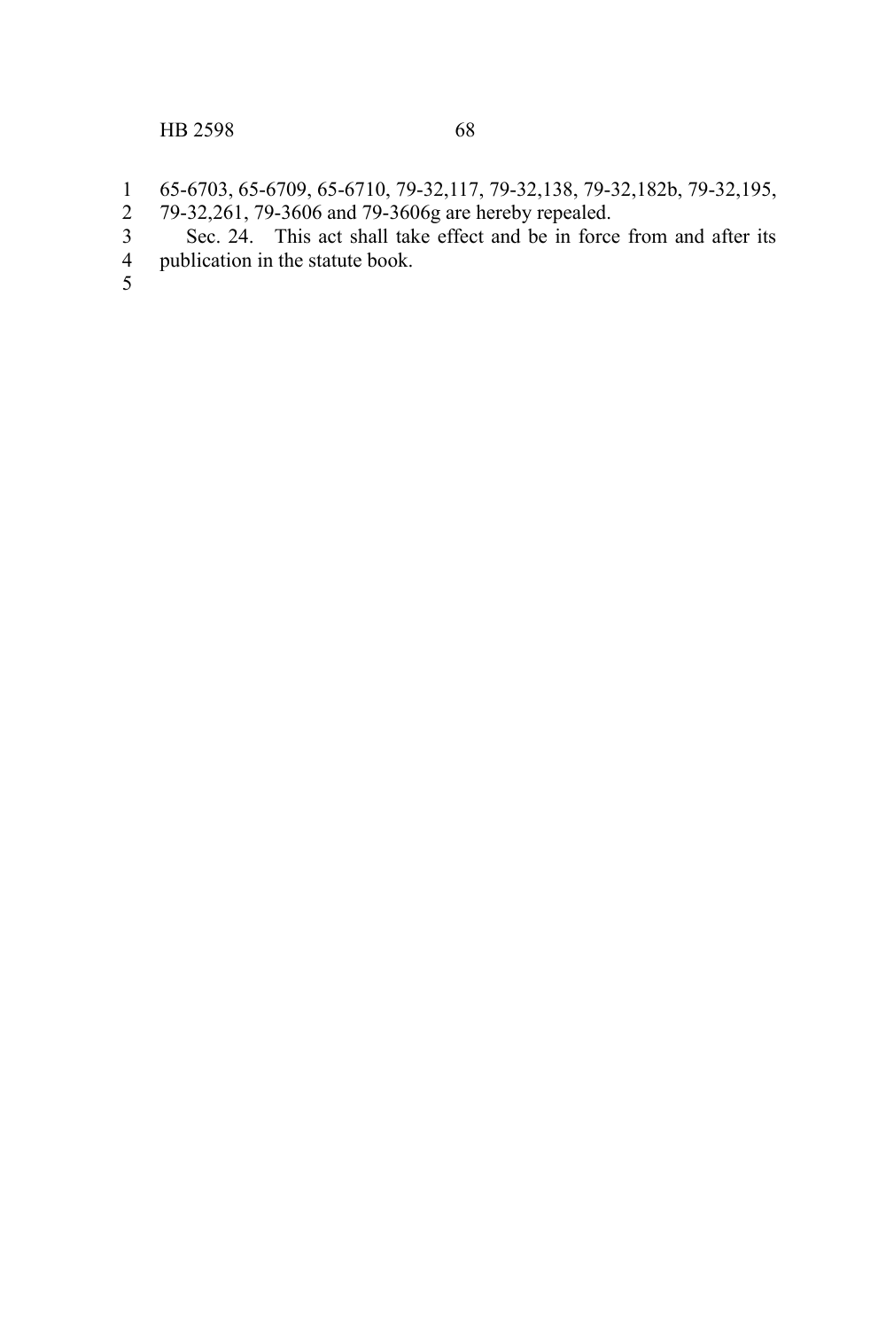65-6703, 65-6709, 65-6710, 79-32,117, 79-32,138, 79-32,182b, 79-32,195, 79-32,261, 79-3606 and 79-3606g are hereby repealed.

Sec. 24. This act shall take effect and be in force from and after its publication in the statute book.